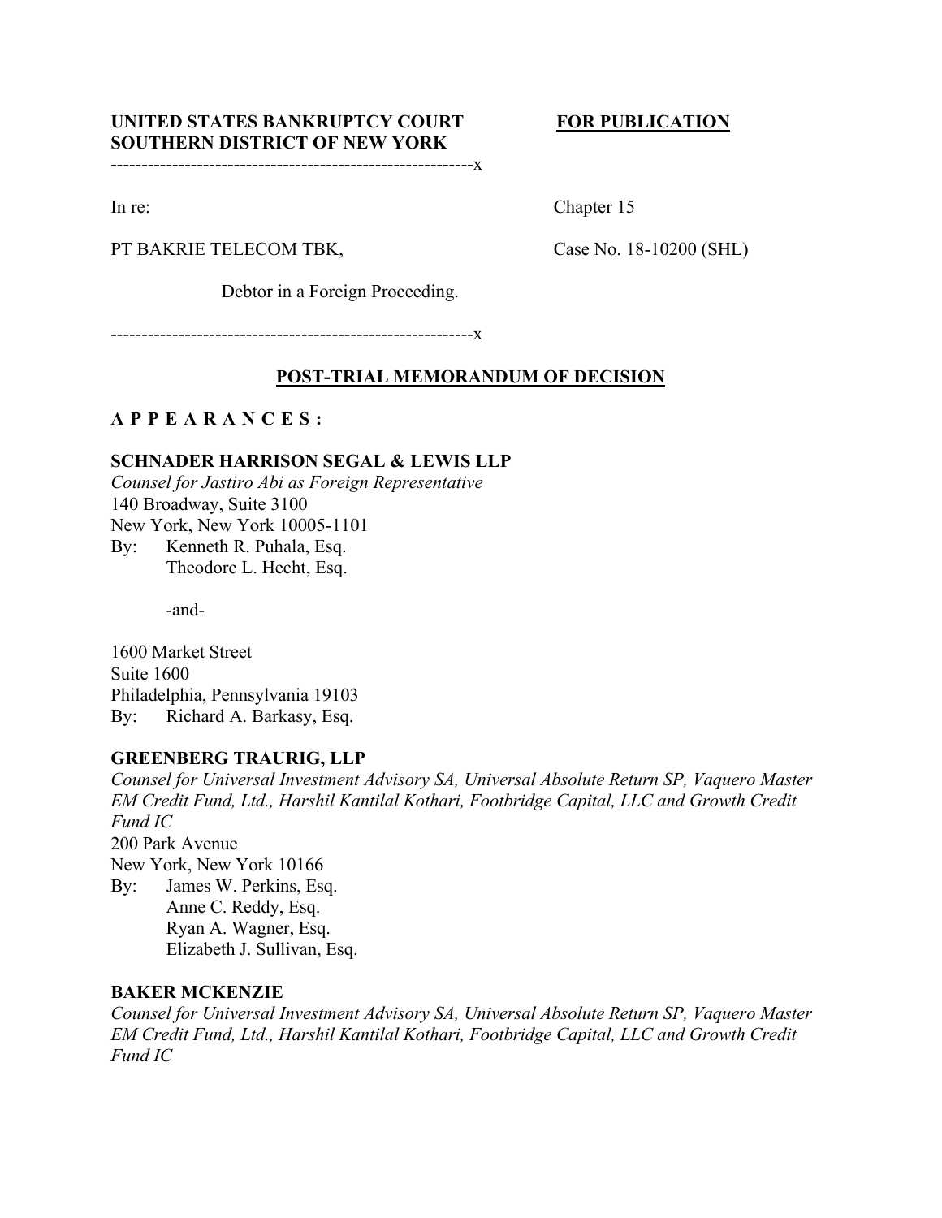**UNITED STATES BANKRUPTCY COURT**
**SOUTHERN DISTRICT OF NEW YORK**

**FOR PUBLICATION**

----------------------------------------------------------x

In re: Chapter 15

PT BAKRIE TELECOM TBK, Case No. 18-10200 (SHL)

Debtor in a Foreign Proceeding.

----------------------------------------------------------x

## POST-TRIAL MEMORANDUM OF DECISION

**A P P E A R A N C E S :**

**SCHNADER HARRISON SEGAL & LEWIS LLP**
*Counsel for Jastiro Abi as Foreign Representative*
140 Broadway, Suite 3100
New York, New York 10005-1101
By: Kenneth R. Puhala, Esq.
Theodore L. Hecht, Esq.

-and-

1600 Market Street
Suite 1600
Philadelphia, Pennsylvania 19103
By: Richard A. Barkasy, Esq.

**GREENBERG TRAURIG, LLP**
*Counsel for Universal Investment Advisory SA, Universal Absolute Return SP, Vaquero Master EM Credit Fund, Ltd., Harshil Kantilal Kothari, Footbridge Capital, LLC and Growth Credit Fund IC*
200 Park Avenue
New York, New York 10166
By: James W. Perkins, Esq.
Anne C. Reddy, Esq.
Ryan A. Wagner, Esq.
Elizabeth J. Sullivan, Esq.

**BAKER MCKENZIE**
*Counsel for Universal Investment Advisory SA, Universal Absolute Return SP, Vaquero Master EM Credit Fund, Ltd., Harshil Kantilal Kothari, Footbridge Capital, LLC and Growth Credit Fund IC*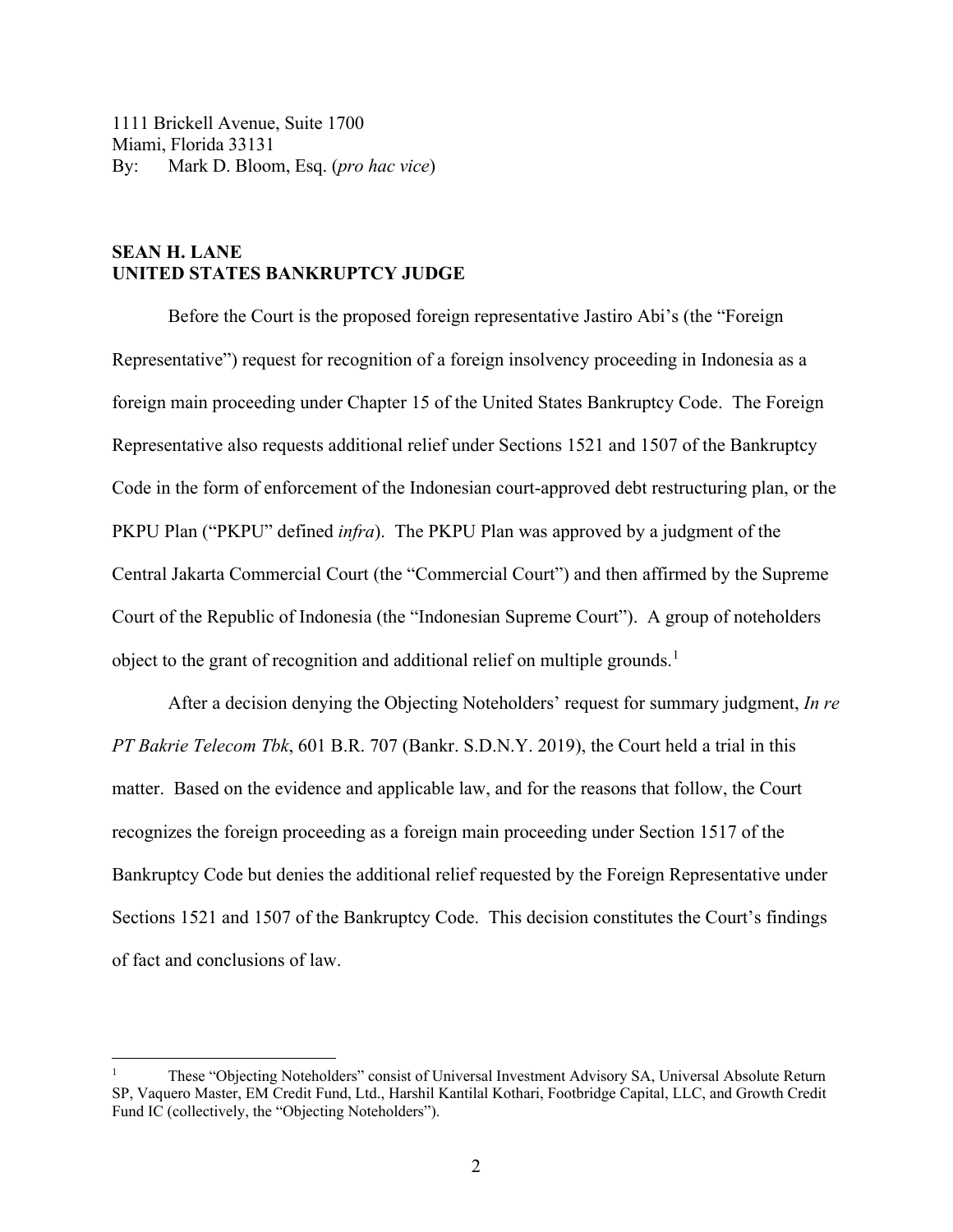1111 Brickell Avenue, Suite 1700
Miami, Florida 33131
By: Mark D. Bloom, Esq. (*pro hac vice*)

**SEAN H. LANE**
**UNITED STATES BANKRUPTCY JUDGE**

Before the Court is the proposed foreign representative Jastiro Abi's (the "Foreign Representative") request for recognition of a foreign insolvency proceeding in Indonesia as a foreign main proceeding under Chapter 15 of the United States Bankruptcy Code. The Foreign Representative also requests additional relief under Sections 1521 and 1507 of the Bankruptcy Code in the form of enforcement of the Indonesian court-approved debt restructuring plan, or the PKPU Plan ("PKPU" defined *infra*). The PKPU Plan was approved by a judgment of the Central Jakarta Commercial Court (the "Commercial Court") and then affirmed by the Supreme Court of the Republic of Indonesia (the "Indonesian Supreme Court"). A group of noteholders object to the grant of recognition and additional relief on multiple grounds.[1]

After a decision denying the Objecting Noteholders' request for summary judgment, *In re PT Bakrie Telecom Tbk*, 601 B.R. 707 (Bankr. S.D.N.Y. 2019), the Court held a trial in this matter. Based on the evidence and applicable law, and for the reasons that follow, the Court recognizes the foreign proceeding as a foreign main proceeding under Section 1517 of the Bankruptcy Code but denies the additional relief requested by the Foreign Representative under Sections 1521 and 1507 of the Bankruptcy Code. This decision constitutes the Court's findings of fact and conclusions of law.

---

[1] These "Objecting Noteholders" consist of Universal Investment Advisory SA, Universal Absolute Return SP, Vaquero Master, EM Credit Fund, Ltd., Harshil Kantilal Kothari, Footbridge Capital, LLC, and Growth Credit Fund IC (collectively, the "Objecting Noteholders").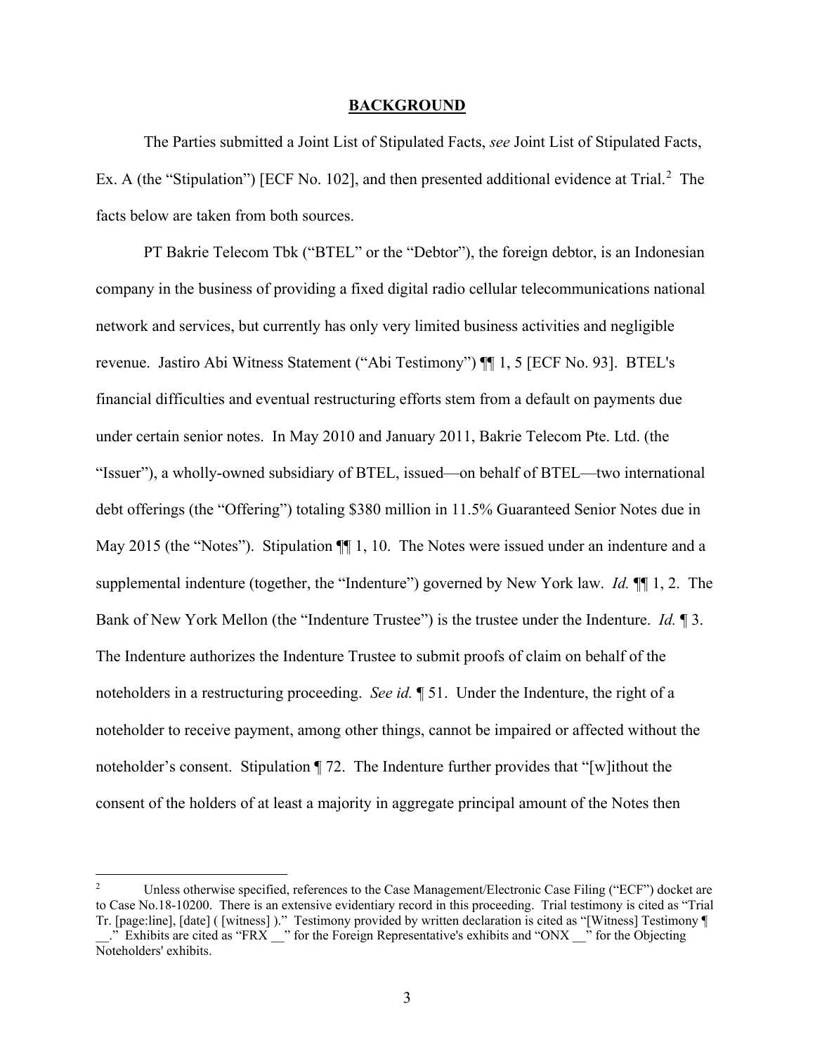## BACKGROUND

The Parties submitted a Joint List of Stipulated Facts, *see* Joint List of Stipulated Facts, Ex. A (the "Stipulation") [ECF No. 102], and then presented additional evidence at Trial.[2] The facts below are taken from both sources.

PT Bakrie Telecom Tbk ("BTEL" or the "Debtor"), the foreign debtor, is an Indonesian company in the business of providing a fixed digital radio cellular telecommunications national network and services, but currently has only very limited business activities and negligible revenue. Jastiro Abi Witness Statement ("Abi Testimony") ¶¶ 1, 5 [ECF No. 93]. BTEL's financial difficulties and eventual restructuring efforts stem from a default on payments due under certain senior notes. In May 2010 and January 2011, Bakrie Telecom Pte. Ltd. (the "Issuer"), a wholly-owned subsidiary of BTEL, issued—on behalf of BTEL—two international debt offerings (the "Offering") totaling $380 million in 11.5% Guaranteed Senior Notes due in May 2015 (the "Notes"). Stipulation ¶¶ 1, 10. The Notes were issued under an indenture and a supplemental indenture (together, the "Indenture") governed by New York law. *Id.* ¶¶ 1, 2. The Bank of New York Mellon (the "Indenture Trustee") is the trustee under the Indenture. *Id.* ¶ 3. The Indenture authorizes the Indenture Trustee to submit proofs of claim on behalf of the noteholders in a restructuring proceeding. *See id.* ¶ 51. Under the Indenture, the right of a noteholder to receive payment, among other things, cannot be impaired or affected without the noteholder's consent. Stipulation ¶ 72. The Indenture further provides that "[w]ithout the consent of the holders of at least a majority in aggregate principal amount of the Notes then

---

[2] Unless otherwise specified, references to the Case Management/Electronic Case Filing ("ECF") docket are to Case No.18-10200. There is an extensive evidentiary record in this proceeding. Trial testimony is cited as "Trial Tr. [page:line], [date] ( [witness] )." Testimony provided by written declaration is cited as "[Witness] Testimony ¶ __." Exhibits are cited as "FRX __" for the Foreign Representative's exhibits and "ONX __" for the Objecting Noteholders' exhibits.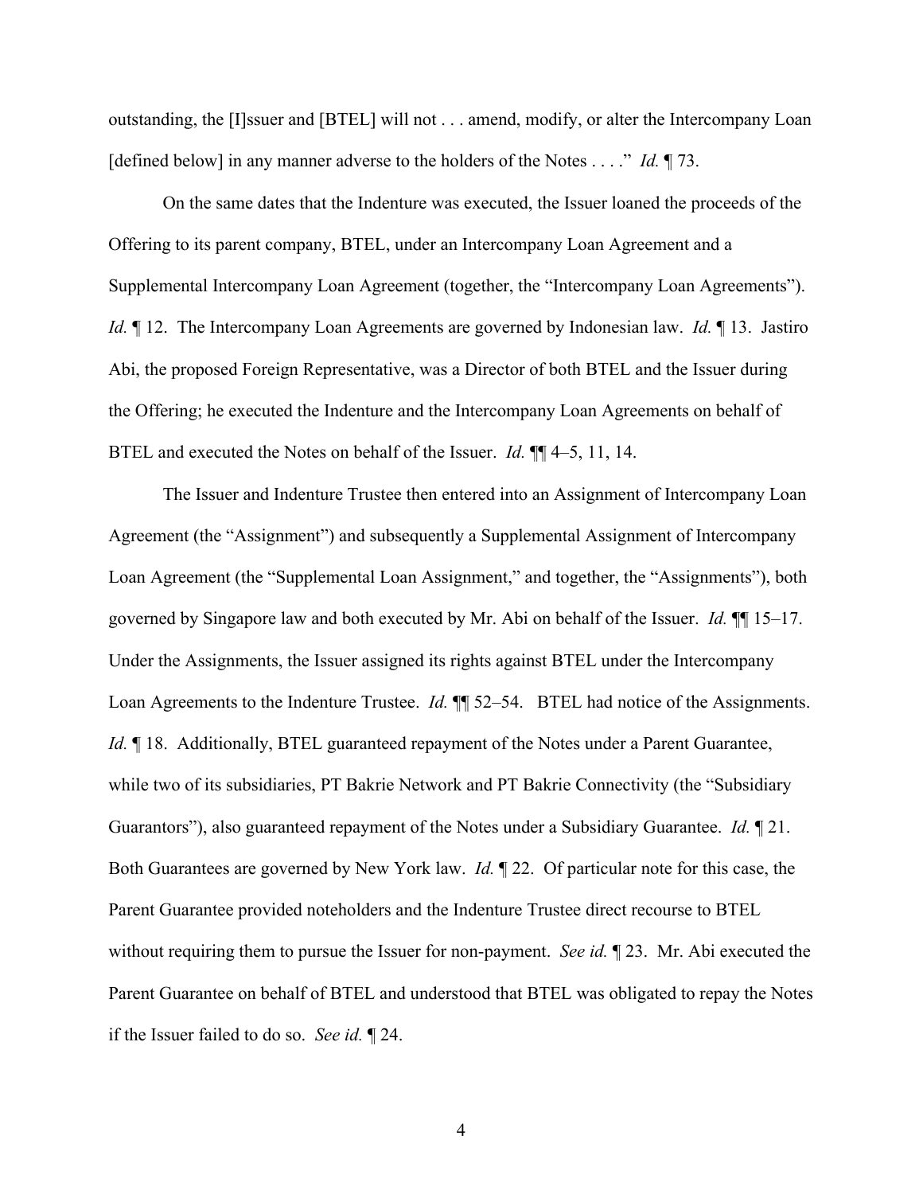outstanding, the [I]ssuer and [BTEL] will not . . . amend, modify, or alter the Intercompany Loan [defined below] in any manner adverse to the holders of the Notes . . . ." *Id.* ¶ 73.

On the same dates that the Indenture was executed, the Issuer loaned the proceeds of the Offering to its parent company, BTEL, under an Intercompany Loan Agreement and a Supplemental Intercompany Loan Agreement (together, the "Intercompany Loan Agreements"). *Id.* ¶ 12. The Intercompany Loan Agreements are governed by Indonesian law. *Id.* ¶ 13. Jastiro Abi, the proposed Foreign Representative, was a Director of both BTEL and the Issuer during the Offering; he executed the Indenture and the Intercompany Loan Agreements on behalf of BTEL and executed the Notes on behalf of the Issuer. *Id.* ¶¶ 4–5, 11, 14.

The Issuer and Indenture Trustee then entered into an Assignment of Intercompany Loan Agreement (the "Assignment") and subsequently a Supplemental Assignment of Intercompany Loan Agreement (the "Supplemental Loan Assignment," and together, the "Assignments"), both governed by Singapore law and both executed by Mr. Abi on behalf of the Issuer. *Id.* ¶¶ 15–17. Under the Assignments, the Issuer assigned its rights against BTEL under the Intercompany Loan Agreements to the Indenture Trustee. *Id.* ¶¶ 52–54. BTEL had notice of the Assignments. *Id.* ¶ 18. Additionally, BTEL guaranteed repayment of the Notes under a Parent Guarantee, while two of its subsidiaries, PT Bakrie Network and PT Bakrie Connectivity (the "Subsidiary Guarantors"), also guaranteed repayment of the Notes under a Subsidiary Guarantee. *Id.* ¶ 21. Both Guarantees are governed by New York law. *Id.* ¶ 22. Of particular note for this case, the Parent Guarantee provided noteholders and the Indenture Trustee direct recourse to BTEL without requiring them to pursue the Issuer for non-payment. *See id.* ¶ 23. Mr. Abi executed the Parent Guarantee on behalf of BTEL and understood that BTEL was obligated to repay the Notes if the Issuer failed to do so. *See id.* ¶ 24.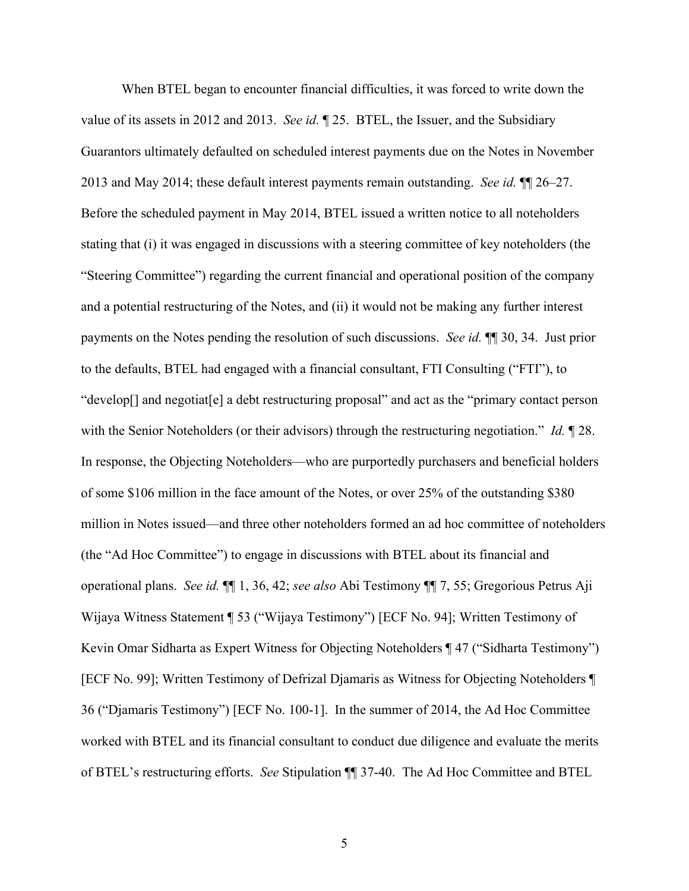When BTEL began to encounter financial difficulties, it was forced to write down the value of its assets in 2012 and 2013. *See id.* ¶ 25. BTEL, the Issuer, and the Subsidiary Guarantors ultimately defaulted on scheduled interest payments due on the Notes in November 2013 and May 2014; these default interest payments remain outstanding. *See id.* ¶¶ 26–27. Before the scheduled payment in May 2014, BTEL issued a written notice to all noteholders stating that (i) it was engaged in discussions with a steering committee of key noteholders (the "Steering Committee") regarding the current financial and operational position of the company and a potential restructuring of the Notes, and (ii) it would not be making any further interest payments on the Notes pending the resolution of such discussions. *See id.* ¶¶ 30, 34. Just prior to the defaults, BTEL had engaged with a financial consultant, FTI Consulting ("FTI"), to "develop[] and negotiat[e] a debt restructuring proposal" and act as the "primary contact person with the Senior Noteholders (or their advisors) through the restructuring negotiation." *Id.* ¶ 28. In response, the Objecting Noteholders—who are purportedly purchasers and beneficial holders of some $106 million in the face amount of the Notes, or over 25% of the outstanding $380 million in Notes issued—and three other noteholders formed an ad hoc committee of noteholders (the "Ad Hoc Committee") to engage in discussions with BTEL about its financial and operational plans. *See id.* ¶¶ 1, 36, 42; *see also* Abi Testimony ¶¶ 7, 55; Gregorious Petrus Aji Wijaya Witness Statement ¶ 53 ("Wijaya Testimony") [ECF No. 94]; Written Testimony of Kevin Omar Sidharta as Expert Witness for Objecting Noteholders ¶ 47 ("Sidharta Testimony") [ECF No. 99]; Written Testimony of Defrizal Djamaris as Witness for Objecting Noteholders ¶ 36 ("Djamaris Testimony") [ECF No. 100-1]. In the summer of 2014, the Ad Hoc Committee worked with BTEL and its financial consultant to conduct due diligence and evaluate the merits of BTEL's restructuring efforts. *See* Stipulation ¶¶ 37-40. The Ad Hoc Committee and BTEL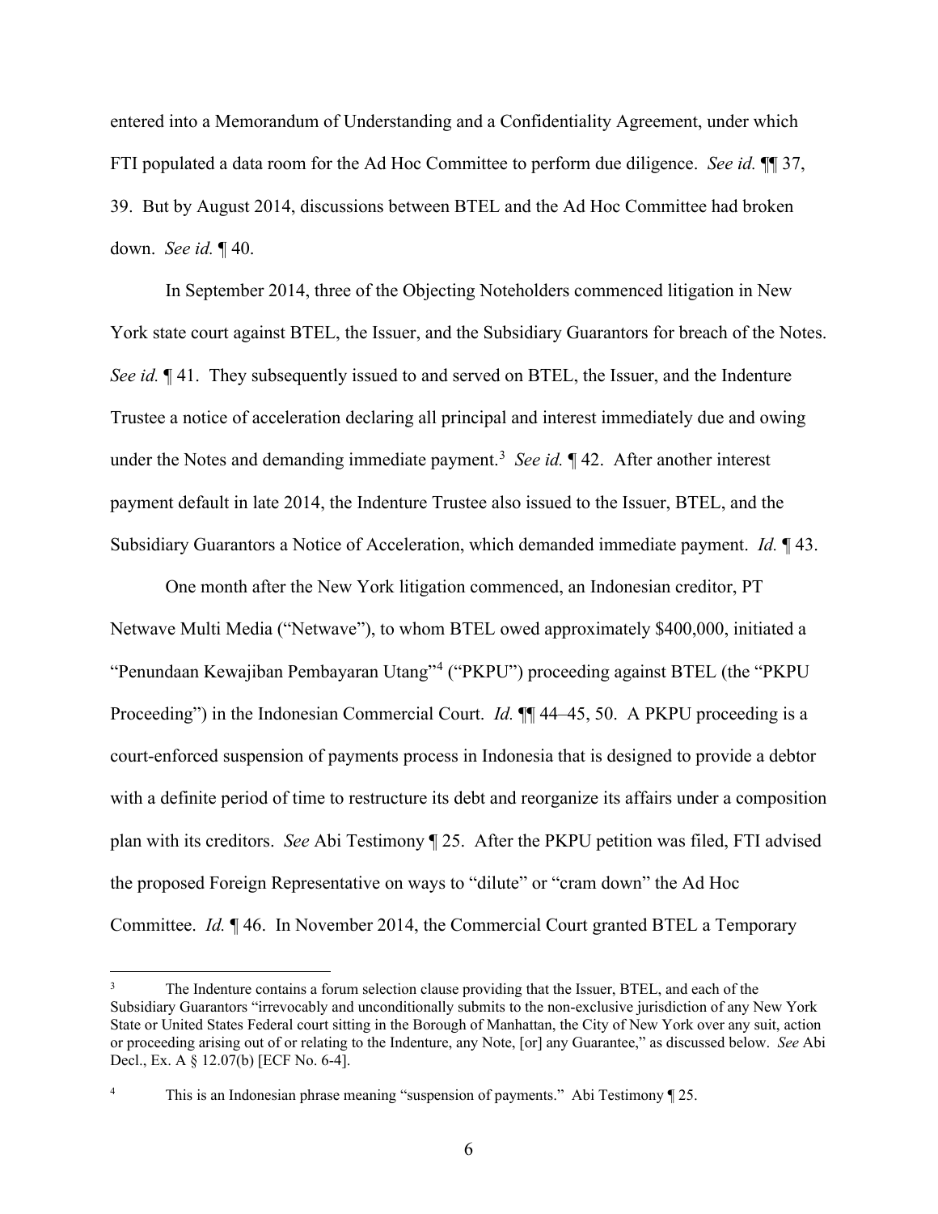entered into a Memorandum of Understanding and a Confidentiality Agreement, under which FTI populated a data room for the Ad Hoc Committee to perform due diligence. *See id.* ¶¶ 37, 39. But by August 2014, discussions between BTEL and the Ad Hoc Committee had broken down. *See id.* ¶ 40.

In September 2014, three of the Objecting Noteholders commenced litigation in New York state court against BTEL, the Issuer, and the Subsidiary Guarantors for breach of the Notes. *See id.* ¶ 41. They subsequently issued to and served on BTEL, the Issuer, and the Indenture Trustee a notice of acceleration declaring all principal and interest immediately due and owing under the Notes and demanding immediate payment.[3] *See id.* ¶ 42. After another interest payment default in late 2014, the Indenture Trustee also issued to the Issuer, BTEL, and the Subsidiary Guarantors a Notice of Acceleration, which demanded immediate payment. *Id.* ¶ 43.

One month after the New York litigation commenced, an Indonesian creditor, PT Netwave Multi Media ("Netwave"), to whom BTEL owed approximately $400,000, initiated a "Penundaan Kewajiban Pembayaran Utang"[4] ("PKPU") proceeding against BTEL (the "PKPU Proceeding") in the Indonesian Commercial Court. *Id.* ¶¶ 44–45, 50. A PKPU proceeding is a court-enforced suspension of payments process in Indonesia that is designed to provide a debtor with a definite period of time to restructure its debt and reorganize its affairs under a composition plan with its creditors. *See* Abi Testimony ¶ 25. After the PKPU petition was filed, FTI advised the proposed Foreign Representative on ways to "dilute" or "cram down" the Ad Hoc Committee. *Id.* ¶ 46. In November 2014, the Commercial Court granted BTEL a Temporary

---

[3] The Indenture contains a forum selection clause providing that the Issuer, BTEL, and each of the Subsidiary Guarantors "irrevocably and unconditionally submits to the non-exclusive jurisdiction of any New York State or United States Federal court sitting in the Borough of Manhattan, the City of New York over any suit, action or proceeding arising out of or relating to the Indenture, any Note, [or] any Guarantee," as discussed below. *See* Abi Decl., Ex. A § 12.07(b) [ECF No. 6-4].

[4] This is an Indonesian phrase meaning "suspension of payments." Abi Testimony ¶ 25.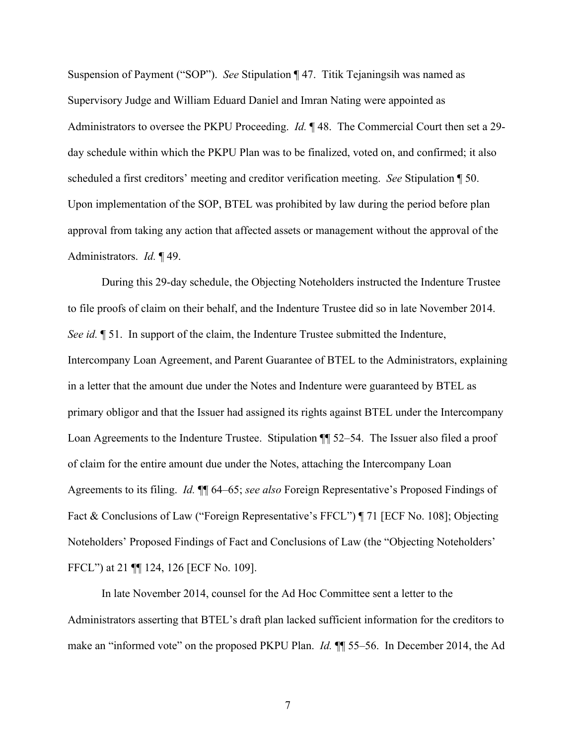Suspension of Payment ("SOP"). *See* Stipulation ¶ 47. Titik Tejaningsih was named as Supervisory Judge and William Eduard Daniel and Imran Nating were appointed as Administrators to oversee the PKPU Proceeding. *Id.* ¶ 48. The Commercial Court then set a 29-day schedule within which the PKPU Plan was to be finalized, voted on, and confirmed; it also scheduled a first creditors' meeting and creditor verification meeting. *See* Stipulation ¶ 50. Upon implementation of the SOP, BTEL was prohibited by law during the period before plan approval from taking any action that affected assets or management without the approval of the Administrators. *Id.* ¶ 49.

During this 29-day schedule, the Objecting Noteholders instructed the Indenture Trustee to file proofs of claim on their behalf, and the Indenture Trustee did so in late November 2014. *See id.* ¶ 51. In support of the claim, the Indenture Trustee submitted the Indenture, Intercompany Loan Agreement, and Parent Guarantee of BTEL to the Administrators, explaining in a letter that the amount due under the Notes and Indenture were guaranteed by BTEL as primary obligor and that the Issuer had assigned its rights against BTEL under the Intercompany Loan Agreements to the Indenture Trustee. Stipulation ¶¶ 52–54. The Issuer also filed a proof of claim for the entire amount due under the Notes, attaching the Intercompany Loan Agreements to its filing. *Id.* ¶¶ 64–65; *see also* Foreign Representative's Proposed Findings of Fact & Conclusions of Law ("Foreign Representative's FFCL") ¶ 71 [ECF No. 108]; Objecting Noteholders' Proposed Findings of Fact and Conclusions of Law (the "Objecting Noteholders' FFCL") at 21 ¶¶ 124, 126 [ECF No. 109].

In late November 2014, counsel for the Ad Hoc Committee sent a letter to the Administrators asserting that BTEL's draft plan lacked sufficient information for the creditors to make an "informed vote" on the proposed PKPU Plan. *Id.* ¶¶ 55–56. In December 2014, the Ad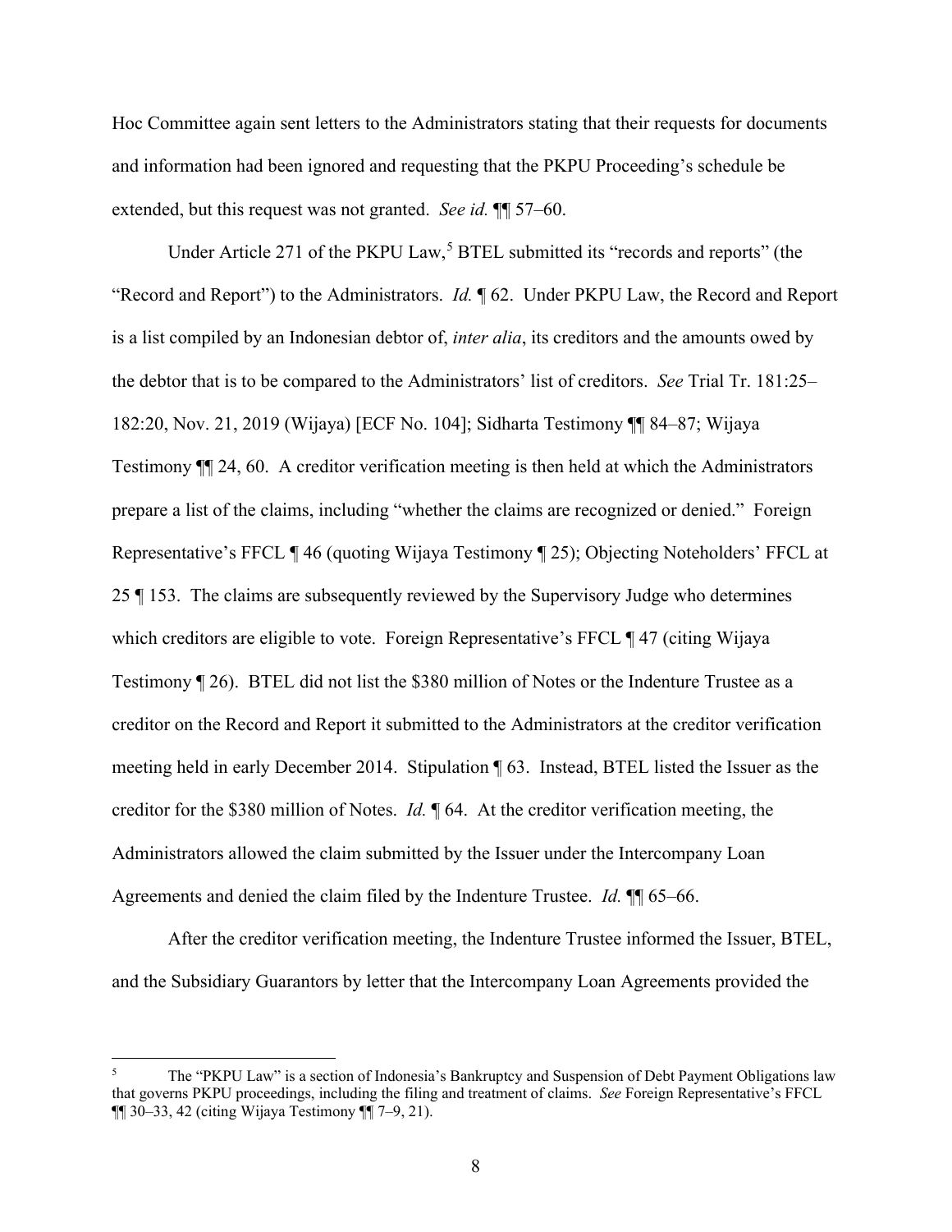Hoc Committee again sent letters to the Administrators stating that their requests for documents and information had been ignored and requesting that the PKPU Proceeding's schedule be extended, but this request was not granted. *See id.* ¶¶ 57–60.

Under Article 271 of the PKPU Law,[5] BTEL submitted its "records and reports" (the "Record and Report") to the Administrators. *Id.* ¶ 62. Under PKPU Law, the Record and Report is a list compiled by an Indonesian debtor of, *inter alia*, its creditors and the amounts owed by the debtor that is to be compared to the Administrators' list of creditors. *See* Trial Tr. 181:25–182:20, Nov. 21, 2019 (Wijaya) [ECF No. 104]; Sidharta Testimony ¶¶ 84–87; Wijaya Testimony ¶¶ 24, 60. A creditor verification meeting is then held at which the Administrators prepare a list of the claims, including "whether the claims are recognized or denied." Foreign Representative's FFCL ¶ 46 (quoting Wijaya Testimony ¶ 25); Objecting Noteholders' FFCL at 25 ¶ 153. The claims are subsequently reviewed by the Supervisory Judge who determines which creditors are eligible to vote. Foreign Representative's FFCL ¶ 47 (citing Wijaya Testimony ¶ 26). BTEL did not list the $380 million of Notes or the Indenture Trustee as a creditor on the Record and Report it submitted to the Administrators at the creditor verification meeting held in early December 2014. Stipulation ¶ 63. Instead, BTEL listed the Issuer as the creditor for the $380 million of Notes. *Id.* ¶ 64. At the creditor verification meeting, the Administrators allowed the claim submitted by the Issuer under the Intercompany Loan Agreements and denied the claim filed by the Indenture Trustee. *Id.* ¶¶ 65–66.

After the creditor verification meeting, the Indenture Trustee informed the Issuer, BTEL, and the Subsidiary Guarantors by letter that the Intercompany Loan Agreements provided the

[5] The "PKPU Law" is a section of Indonesia's Bankruptcy and Suspension of Debt Payment Obligations law that governs PKPU proceedings, including the filing and treatment of claims. *See* Foreign Representative's FFCL ¶¶ 30–33, 42 (citing Wijaya Testimony ¶¶ 7–9, 21).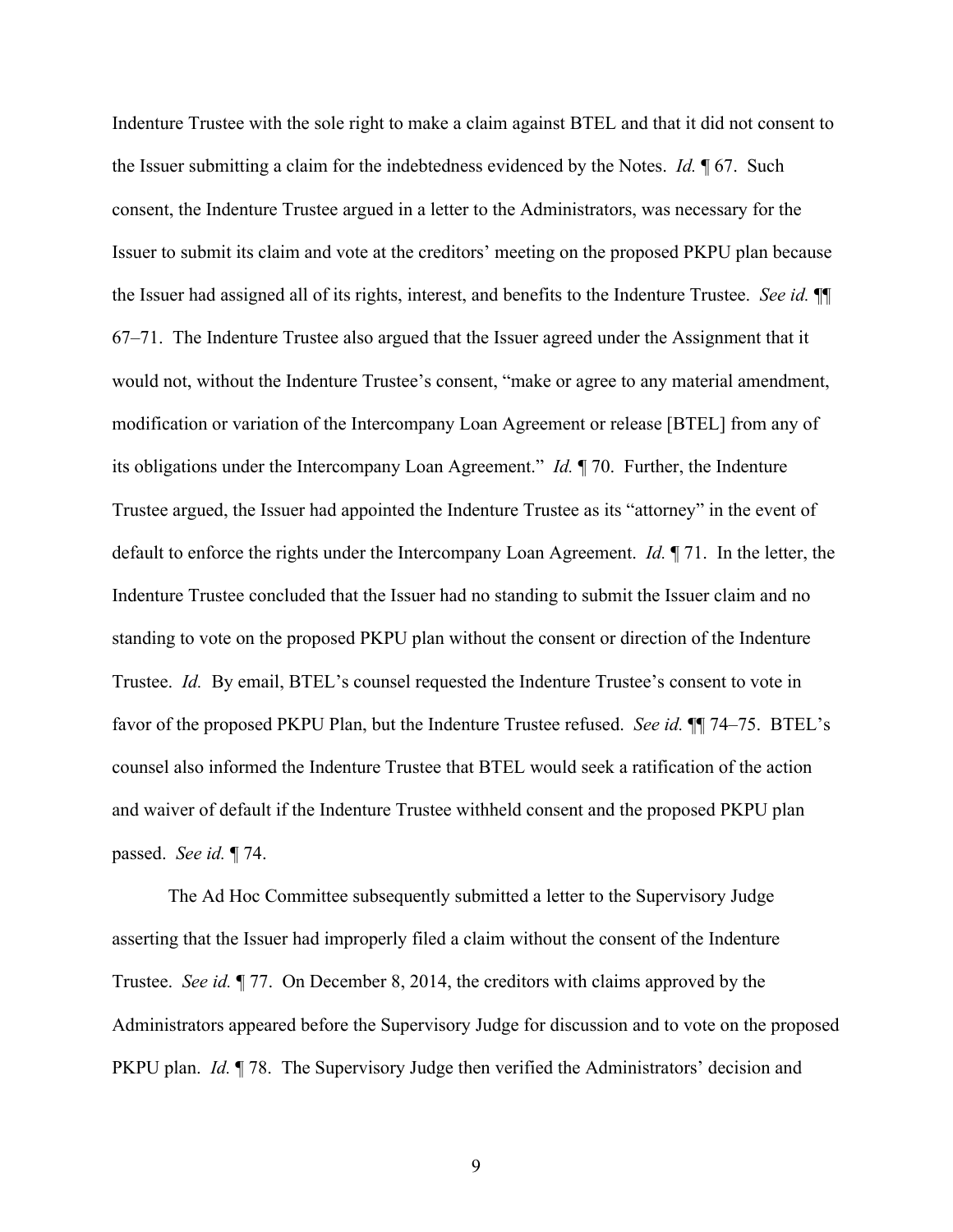Indenture Trustee with the sole right to make a claim against BTEL and that it did not consent to the Issuer submitting a claim for the indebtedness evidenced by the Notes. *Id.* ¶ 67. Such consent, the Indenture Trustee argued in a letter to the Administrators, was necessary for the Issuer to submit its claim and vote at the creditors' meeting on the proposed PKPU plan because the Issuer had assigned all of its rights, interest, and benefits to the Indenture Trustee. *See id.* ¶¶ 67–71. The Indenture Trustee also argued that the Issuer agreed under the Assignment that it would not, without the Indenture Trustee's consent, "make or agree to any material amendment, modification or variation of the Intercompany Loan Agreement or release [BTEL] from any of its obligations under the Intercompany Loan Agreement." *Id.* ¶ 70. Further, the Indenture Trustee argued, the Issuer had appointed the Indenture Trustee as its "attorney" in the event of default to enforce the rights under the Intercompany Loan Agreement. *Id.* ¶ 71. In the letter, the Indenture Trustee concluded that the Issuer had no standing to submit the Issuer claim and no standing to vote on the proposed PKPU plan without the consent or direction of the Indenture Trustee. *Id.* By email, BTEL's counsel requested the Indenture Trustee's consent to vote in favor of the proposed PKPU Plan, but the Indenture Trustee refused. *See id.* ¶¶ 74–75. BTEL's counsel also informed the Indenture Trustee that BTEL would seek a ratification of the action and waiver of default if the Indenture Trustee withheld consent and the proposed PKPU plan passed. *See id.* ¶ 74.

The Ad Hoc Committee subsequently submitted a letter to the Supervisory Judge asserting that the Issuer had improperly filed a claim without the consent of the Indenture Trustee. *See id.* ¶ 77. On December 8, 2014, the creditors with claims approved by the Administrators appeared before the Supervisory Judge for discussion and to vote on the proposed PKPU plan. *Id.* ¶ 78. The Supervisory Judge then verified the Administrators' decision and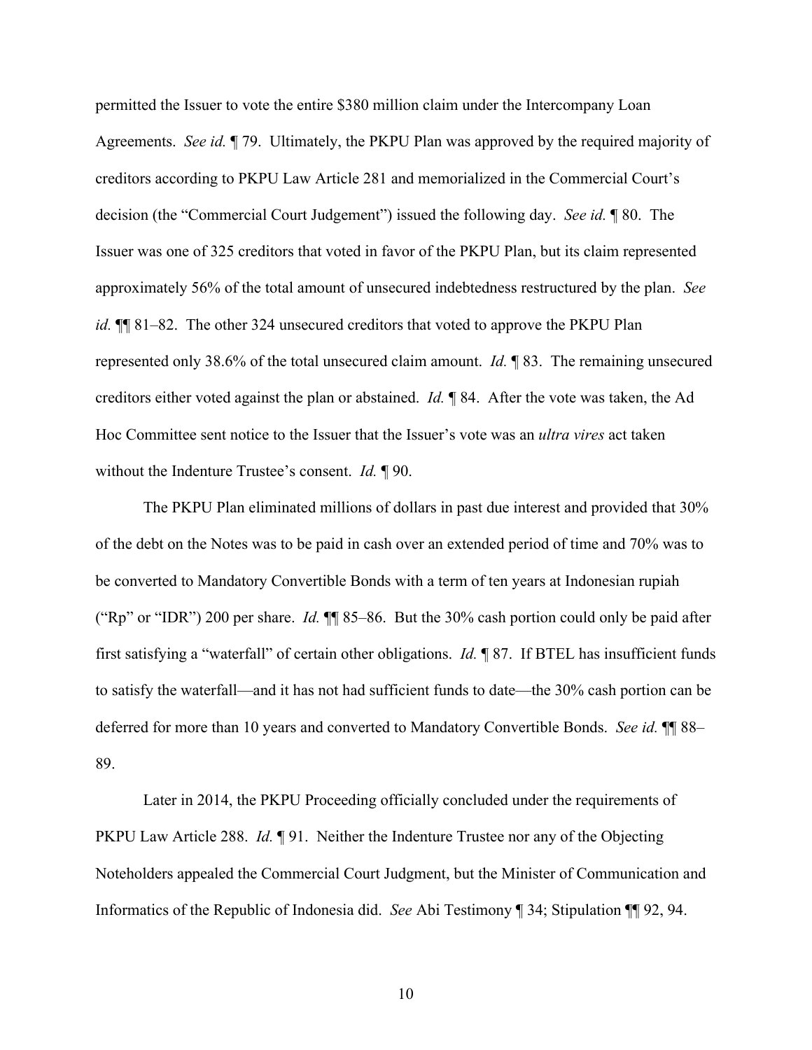permitted the Issuer to vote the entire $380 million claim under the Intercompany Loan Agreements. *See id.* ¶ 79. Ultimately, the PKPU Plan was approved by the required majority of creditors according to PKPU Law Article 281 and memorialized in the Commercial Court's decision (the "Commercial Court Judgement") issued the following day. *See id.* ¶ 80. The Issuer was one of 325 creditors that voted in favor of the PKPU Plan, but its claim represented approximately 56% of the total amount of unsecured indebtedness restructured by the plan. *See id.* ¶¶ 81–82. The other 324 unsecured creditors that voted to approve the PKPU Plan represented only 38.6% of the total unsecured claim amount. *Id.* ¶ 83. The remaining unsecured creditors either voted against the plan or abstained. *Id.* ¶ 84. After the vote was taken, the Ad Hoc Committee sent notice to the Issuer that the Issuer's vote was an *ultra vires* act taken without the Indenture Trustee's consent. *Id.* ¶ 90.

The PKPU Plan eliminated millions of dollars in past due interest and provided that 30% of the debt on the Notes was to be paid in cash over an extended period of time and 70% was to be converted to Mandatory Convertible Bonds with a term of ten years at Indonesian rupiah ("Rp" or "IDR") 200 per share. *Id.* ¶¶ 85–86. But the 30% cash portion could only be paid after first satisfying a "waterfall" of certain other obligations. *Id.* ¶ 87. If BTEL has insufficient funds to satisfy the waterfall—and it has not had sufficient funds to date—the 30% cash portion can be deferred for more than 10 years and converted to Mandatory Convertible Bonds. *See id.* ¶¶ 88–89.

Later in 2014, the PKPU Proceeding officially concluded under the requirements of PKPU Law Article 288. *Id.* ¶ 91. Neither the Indenture Trustee nor any of the Objecting Noteholders appealed the Commercial Court Judgment, but the Minister of Communication and Informatics of the Republic of Indonesia did. *See* Abi Testimony ¶ 34; Stipulation ¶¶ 92, 94.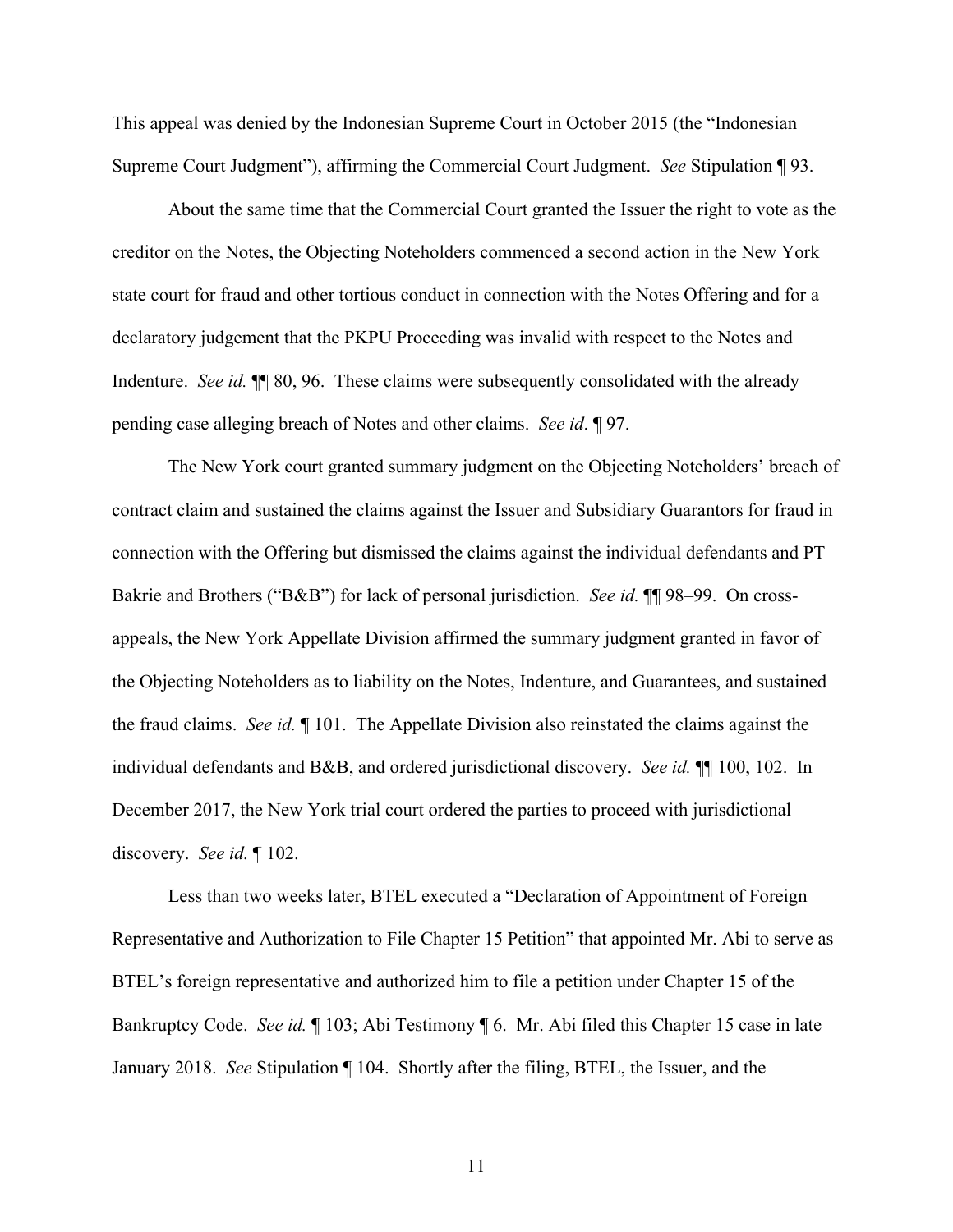This appeal was denied by the Indonesian Supreme Court in October 2015 (the "Indonesian Supreme Court Judgment"), affirming the Commercial Court Judgment. *See* Stipulation ¶ 93.

About the same time that the Commercial Court granted the Issuer the right to vote as the creditor on the Notes, the Objecting Noteholders commenced a second action in the New York state court for fraud and other tortious conduct in connection with the Notes Offering and for a declaratory judgement that the PKPU Proceeding was invalid with respect to the Notes and Indenture. *See id.* ¶¶ 80, 96. These claims were subsequently consolidated with the already pending case alleging breach of Notes and other claims. *See id*. ¶ 97.

The New York court granted summary judgment on the Objecting Noteholders' breach of contract claim and sustained the claims against the Issuer and Subsidiary Guarantors for fraud in connection with the Offering but dismissed the claims against the individual defendants and PT Bakrie and Brothers ("B&B") for lack of personal jurisdiction. *See id.* ¶¶ 98–99. On cross-appeals, the New York Appellate Division affirmed the summary judgment granted in favor of the Objecting Noteholders as to liability on the Notes, Indenture, and Guarantees, and sustained the fraud claims. *See id.* ¶ 101. The Appellate Division also reinstated the claims against the individual defendants and B&B, and ordered jurisdictional discovery. *See id.* ¶¶ 100, 102. In December 2017, the New York trial court ordered the parties to proceed with jurisdictional discovery. *See id.* ¶ 102.

Less than two weeks later, BTEL executed a "Declaration of Appointment of Foreign Representative and Authorization to File Chapter 15 Petition" that appointed Mr. Abi to serve as BTEL's foreign representative and authorized him to file a petition under Chapter 15 of the Bankruptcy Code. *See id.* ¶ 103; Abi Testimony ¶ 6. Mr. Abi filed this Chapter 15 case in late January 2018. *See* Stipulation ¶ 104. Shortly after the filing, BTEL, the Issuer, and the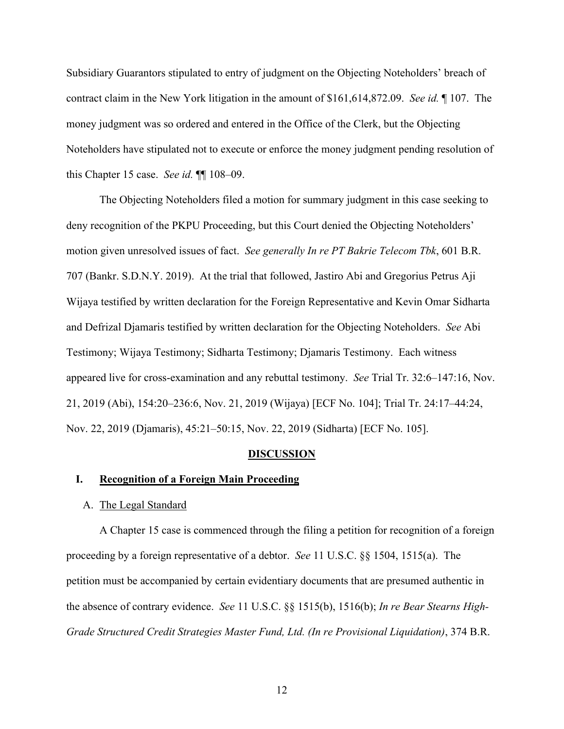Subsidiary Guarantors stipulated to entry of judgment on the Objecting Noteholders' breach of contract claim in the New York litigation in the amount of $161,614,872.09. *See id.* ¶ 107. The money judgment was so ordered and entered in the Office of the Clerk, but the Objecting Noteholders have stipulated not to execute or enforce the money judgment pending resolution of this Chapter 15 case. *See id.* ¶¶ 108–09.

The Objecting Noteholders filed a motion for summary judgment in this case seeking to deny recognition of the PKPU Proceeding, but this Court denied the Objecting Noteholders' motion given unresolved issues of fact. *See generally In re PT Bakrie Telecom Tbk*, 601 B.R. 707 (Bankr. S.D.N.Y. 2019). At the trial that followed, Jastiro Abi and Gregorius Petrus Aji Wijaya testified by written declaration for the Foreign Representative and Kevin Omar Sidharta and Defrizal Djamaris testified by written declaration for the Objecting Noteholders. *See* Abi Testimony; Wijaya Testimony; Sidharta Testimony; Djamaris Testimony. Each witness appeared live for cross-examination and any rebuttal testimony. *See* Trial Tr. 32:6–147:16, Nov. 21, 2019 (Abi), 154:20–236:6, Nov. 21, 2019 (Wijaya) [ECF No. 104]; Trial Tr. 24:17–44:24, Nov. 22, 2019 (Djamaris), 45:21–50:15, Nov. 22, 2019 (Sidharta) [ECF No. 105].

## DISCUSSION

### I. Recognition of a Foreign Main Proceeding

#### A. The Legal Standard

A Chapter 15 case is commenced through the filing a petition for recognition of a foreign proceeding by a foreign representative of a debtor. *See* 11 U.S.C. §§ 1504, 1515(a). The petition must be accompanied by certain evidentiary documents that are presumed authentic in the absence of contrary evidence. *See* 11 U.S.C. §§ 1515(b), 1516(b); *In re Bear Stearns High-Grade Structured Credit Strategies Master Fund, Ltd. (In re Provisional Liquidation)*, 374 B.R.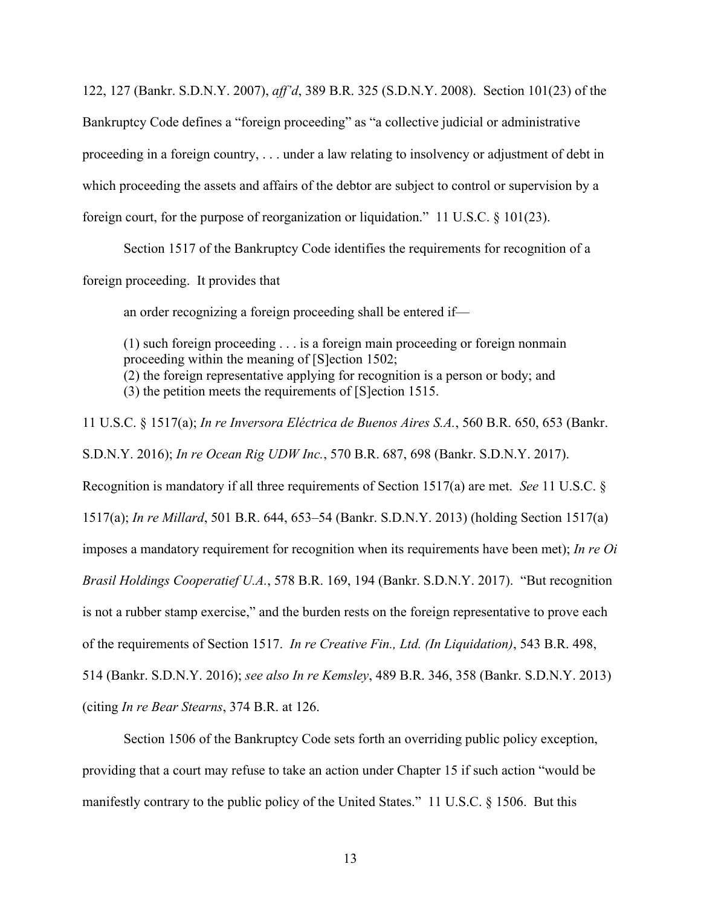122, 127 (Bankr. S.D.N.Y. 2007), *aff'd*, 389 B.R. 325 (S.D.N.Y. 2008). Section 101(23) of the Bankruptcy Code defines a "foreign proceeding" as "a collective judicial or administrative proceeding in a foreign country, . . . under a law relating to insolvency or adjustment of debt in which proceeding the assets and affairs of the debtor are subject to control or supervision by a foreign court, for the purpose of reorganization or liquidation." 11 U.S.C. § 101(23).

Section 1517 of the Bankruptcy Code identifies the requirements for recognition of a foreign proceeding. It provides that

> an order recognizing a foreign proceeding shall be entered if—
>
> (1) such foreign proceeding . . . is a foreign main proceeding or foreign nonmain proceeding within the meaning of [S]ection 1502;
> (2) the foreign representative applying for recognition is a person or body; and
> (3) the petition meets the requirements of [S]ection 1515.

11 U.S.C. § 1517(a); *In re Inversora Eléctrica de Buenos Aires S.A.*, 560 B.R. 650, 653 (Bankr. S.D.N.Y. 2016); *In re Ocean Rig UDW Inc.*, 570 B.R. 687, 698 (Bankr. S.D.N.Y. 2017). Recognition is mandatory if all three requirements of Section 1517(a) are met. *See* 11 U.S.C. § 1517(a); *In re Millard*, 501 B.R. 644, 653–54 (Bankr. S.D.N.Y. 2013) (holding Section 1517(a) imposes a mandatory requirement for recognition when its requirements have been met); *In re Oi Brasil Holdings Cooperatief U.A.*, 578 B.R. 169, 194 (Bankr. S.D.N.Y. 2017). "But recognition is not a rubber stamp exercise," and the burden rests on the foreign representative to prove each of the requirements of Section 1517. *In re Creative Fin., Ltd. (In Liquidation)*, 543 B.R. 498, 514 (Bankr. S.D.N.Y. 2016); *see also In re Kemsley*, 489 B.R. 346, 358 (Bankr. S.D.N.Y. 2013) (citing *In re Bear Stearns*, 374 B.R. at 126.

Section 1506 of the Bankruptcy Code sets forth an overriding public policy exception, providing that a court may refuse to take an action under Chapter 15 if such action "would be manifestly contrary to the public policy of the United States." 11 U.S.C. § 1506. But this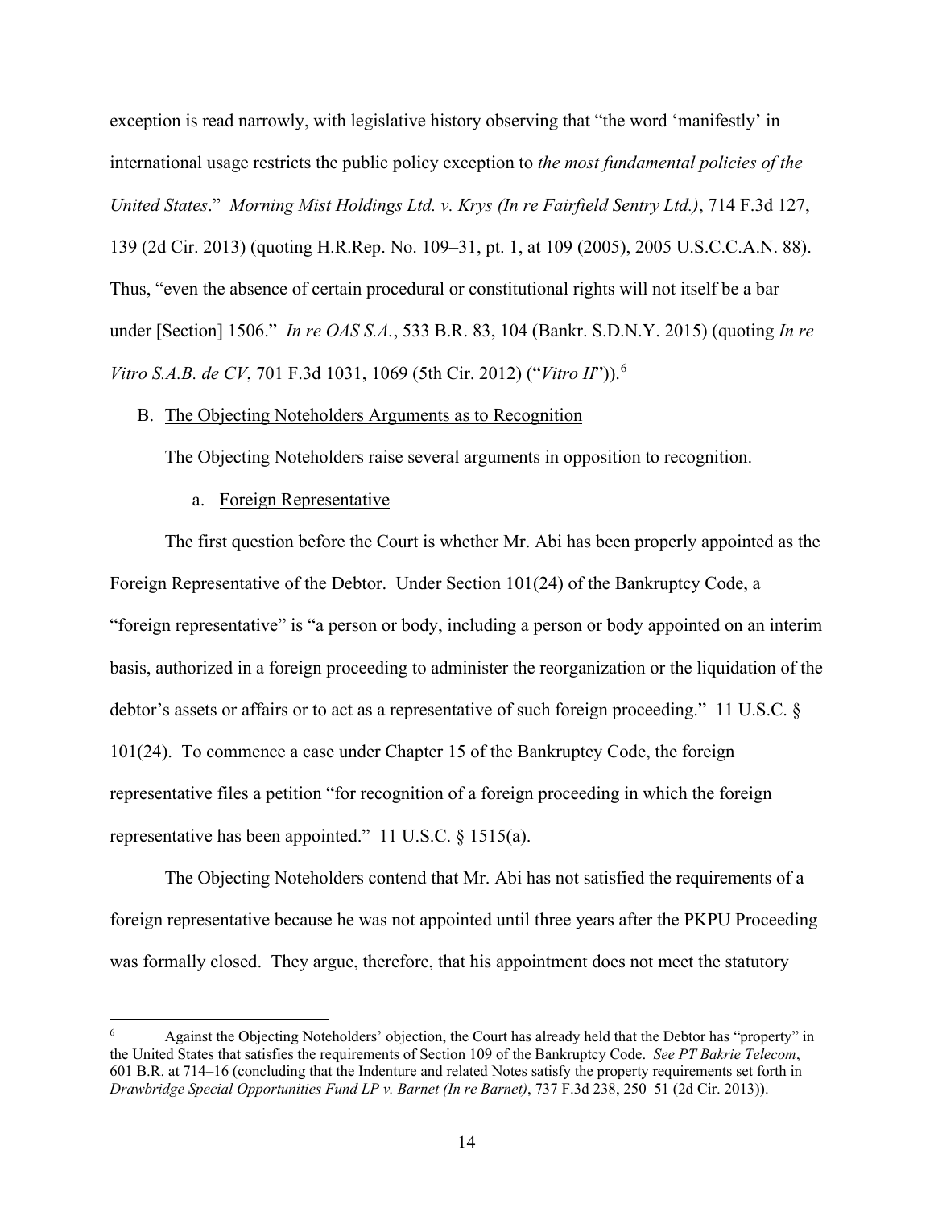exception is read narrowly, with legislative history observing that "the word 'manifestly' in international usage restricts the public policy exception to *the most fundamental policies of the United States*." *Morning Mist Holdings Ltd. v. Krys (In re Fairfield Sentry Ltd.)*, 714 F.3d 127, 139 (2d Cir. 2013) (quoting H.R.Rep. No. 109–31, pt. 1, at 109 (2005), 2005 U.S.C.C.A.N. 88). Thus, "even the absence of certain procedural or constitutional rights will not itself be a bar under [Section] 1506." *In re OAS S.A.*, 533 B.R. 83, 104 (Bankr. S.D.N.Y. 2015) (quoting *In re Vitro S.A.B. de CV*, 701 F.3d 1031, 1069 (5th Cir. 2012) ("*Vitro II*")).[6]

B. The Objecting Noteholders Arguments as to Recognition

The Objecting Noteholders raise several arguments in opposition to recognition.

a. Foreign Representative

The first question before the Court is whether Mr. Abi has been properly appointed as the Foreign Representative of the Debtor. Under Section 101(24) of the Bankruptcy Code, a "foreign representative" is "a person or body, including a person or body appointed on an interim basis, authorized in a foreign proceeding to administer the reorganization or the liquidation of the debtor's assets or affairs or to act as a representative of such foreign proceeding." 11 U.S.C. § 101(24). To commence a case under Chapter 15 of the Bankruptcy Code, the foreign representative files a petition "for recognition of a foreign proceeding in which the foreign representative has been appointed." 11 U.S.C. § 1515(a).

The Objecting Noteholders contend that Mr. Abi has not satisfied the requirements of a foreign representative because he was not appointed until three years after the PKPU Proceeding was formally closed. They argue, therefore, that his appointment does not meet the statutory

[6] Against the Objecting Noteholders' objection, the Court has already held that the Debtor has "property" in the United States that satisfies the requirements of Section 109 of the Bankruptcy Code. *See PT Bakrie Telecom*, 601 B.R. at 714–16 (concluding that the Indenture and related Notes satisfy the property requirements set forth in *Drawbridge Special Opportunities Fund LP v. Barnet (In re Barnet)*, 737 F.3d 238, 250–51 (2d Cir. 2013)).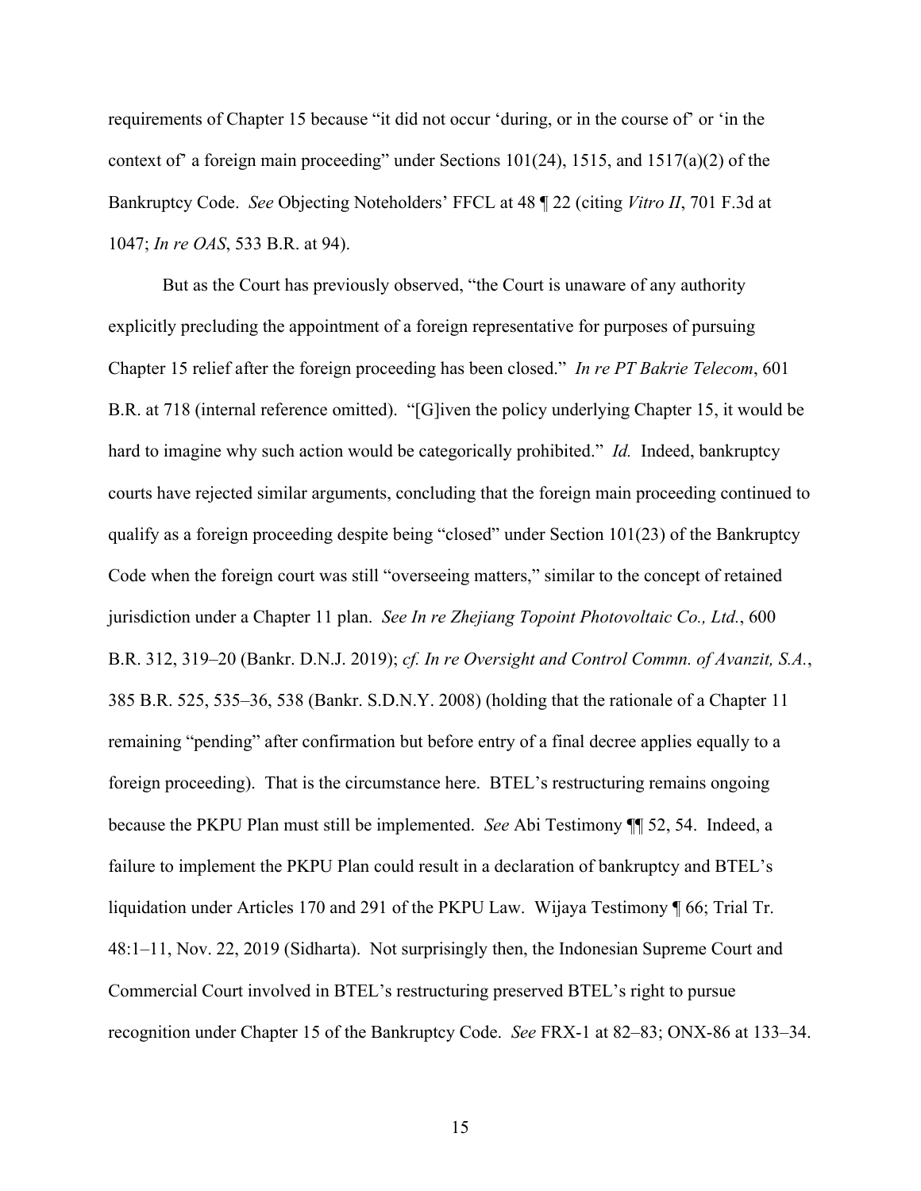requirements of Chapter 15 because "it did not occur 'during, or in the course of' or 'in the context of' a foreign main proceeding" under Sections 101(24), 1515, and 1517(a)(2) of the Bankruptcy Code. *See* Objecting Noteholders' FFCL at 48 ¶ 22 (citing *Vitro II*, 701 F.3d at 1047; *In re OAS*, 533 B.R. at 94).

But as the Court has previously observed, "the Court is unaware of any authority explicitly precluding the appointment of a foreign representative for purposes of pursuing Chapter 15 relief after the foreign proceeding has been closed." *In re PT Bakrie Telecom*, 601 B.R. at 718 (internal reference omitted). "[G]iven the policy underlying Chapter 15, it would be hard to imagine why such action would be categorically prohibited." *Id.* Indeed, bankruptcy courts have rejected similar arguments, concluding that the foreign main proceeding continued to qualify as a foreign proceeding despite being "closed" under Section 101(23) of the Bankruptcy Code when the foreign court was still "overseeing matters," similar to the concept of retained jurisdiction under a Chapter 11 plan. *See In re Zhejiang Topoint Photovoltaic Co., Ltd.*, 600 B.R. 312, 319–20 (Bankr. D.N.J. 2019); *cf. In re Oversight and Control Commn. of Avanzit, S.A.*, 385 B.R. 525, 535–36, 538 (Bankr. S.D.N.Y. 2008) (holding that the rationale of a Chapter 11 remaining "pending" after confirmation but before entry of a final decree applies equally to a foreign proceeding). That is the circumstance here. BTEL's restructuring remains ongoing because the PKPU Plan must still be implemented. *See* Abi Testimony ¶¶ 52, 54. Indeed, a failure to implement the PKPU Plan could result in a declaration of bankruptcy and BTEL's liquidation under Articles 170 and 291 of the PKPU Law. Wijaya Testimony ¶ 66; Trial Tr. 48:1–11, Nov. 22, 2019 (Sidharta). Not surprisingly then, the Indonesian Supreme Court and Commercial Court involved in BTEL's restructuring preserved BTEL's right to pursue recognition under Chapter 15 of the Bankruptcy Code. *See* FRX-1 at 82–83; ONX-86 at 133–34.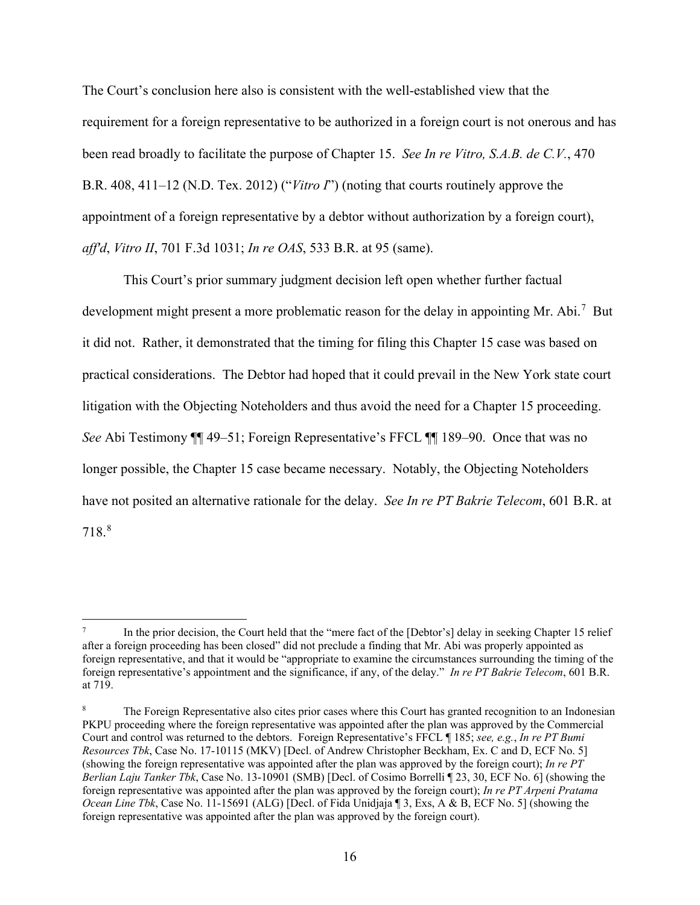The Court's conclusion here also is consistent with the well-established view that the requirement for a foreign representative to be authorized in a foreign court is not onerous and has been read broadly to facilitate the purpose of Chapter 15. *See In re Vitro, S.A.B. de C.V.*, 470 B.R. 408, 411–12 (N.D. Tex. 2012) ("*Vitro I*") (noting that courts routinely approve the appointment of a foreign representative by a debtor without authorization by a foreign court), *aff'd*, *Vitro II*, 701 F.3d 1031; *In re OAS*, 533 B.R. at 95 (same).

This Court's prior summary judgment decision left open whether further factual development might present a more problematic reason for the delay in appointing Mr. Abi.[7] But it did not. Rather, it demonstrated that the timing for filing this Chapter 15 case was based on practical considerations. The Debtor had hoped that it could prevail in the New York state court litigation with the Objecting Noteholders and thus avoid the need for a Chapter 15 proceeding. *See* Abi Testimony ¶¶ 49–51; Foreign Representative's FFCL ¶¶ 189–90. Once that was no longer possible, the Chapter 15 case became necessary. Notably, the Objecting Noteholders have not posited an alternative rationale for the delay. *See In re PT Bakrie Telecom*, 601 B.R. at 718.[8]

---

[7] In the prior decision, the Court held that the "mere fact of the [Debtor's] delay in seeking Chapter 15 relief after a foreign proceeding has been closed" did not preclude a finding that Mr. Abi was properly appointed as foreign representative, and that it would be "appropriate to examine the circumstances surrounding the timing of the foreign representative's appointment and the significance, if any, of the delay." *In re PT Bakrie Telecom*, 601 B.R. at 719.

[8] The Foreign Representative also cites prior cases where this Court has granted recognition to an Indonesian PKPU proceeding where the foreign representative was appointed after the plan was approved by the Commercial Court and control was returned to the debtors. Foreign Representative's FFCL ¶ 185; *see, e.g.*, *In re PT Bumi Resources Tbk*, Case No. 17-10115 (MKV) [Decl. of Andrew Christopher Beckham, Ex. C and D, ECF No. 5] (showing the foreign representative was appointed after the plan was approved by the foreign court); *In re PT Berlian Laju Tanker Tbk*, Case No. 13-10901 (SMB) [Decl. of Cosimo Borrelli ¶ 23, 30, ECF No. 6] (showing the foreign representative was appointed after the plan was approved by the foreign court); *In re PT Arpeni Pratama Ocean Line Tbk*, Case No. 11-15691 (ALG) [Decl. of Fida Unidjaja ¶ 3, Exs, A & B, ECF No. 5] (showing the foreign representative was appointed after the plan was approved by the foreign court).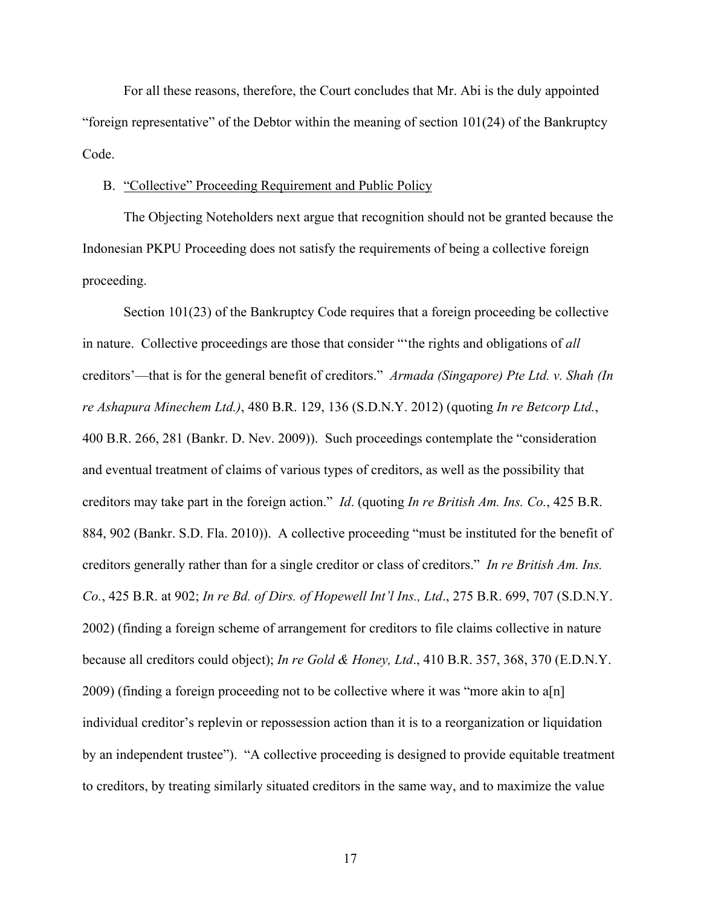For all these reasons, therefore, the Court concludes that Mr. Abi is the duly appointed "foreign representative" of the Debtor within the meaning of section 101(24) of the Bankruptcy Code.

B. "Collective" Proceeding Requirement and Public Policy

The Objecting Noteholders next argue that recognition should not be granted because the Indonesian PKPU Proceeding does not satisfy the requirements of being a collective foreign proceeding.

Section 101(23) of the Bankruptcy Code requires that a foreign proceeding be collective in nature. Collective proceedings are those that consider "'the rights and obligations of *all* creditors'—that is for the general benefit of creditors." *Armada (Singapore) Pte Ltd. v. Shah (In re Ashapura Minechem Ltd.)*, 480 B.R. 129, 136 (S.D.N.Y. 2012) (quoting *In re Betcorp Ltd.*, 400 B.R. 266, 281 (Bankr. D. Nev. 2009)). Such proceedings contemplate the "consideration and eventual treatment of claims of various types of creditors, as well as the possibility that creditors may take part in the foreign action." *Id*. (quoting *In re British Am. Ins. Co.*, 425 B.R. 884, 902 (Bankr. S.D. Fla. 2010)). A collective proceeding "must be instituted for the benefit of creditors generally rather than for a single creditor or class of creditors." *In re British Am. Ins. Co.*, 425 B.R. at 902; *In re Bd. of Dirs. of Hopewell Int'l Ins., Ltd*., 275 B.R. 699, 707 (S.D.N.Y. 2002) (finding a foreign scheme of arrangement for creditors to file claims collective in nature because all creditors could object); *In re Gold & Honey, Ltd*., 410 B.R. 357, 368, 370 (E.D.N.Y. 2009) (finding a foreign proceeding not to be collective where it was "more akin to a[n] individual creditor's replevin or repossession action than it is to a reorganization or liquidation by an independent trustee"). "A collective proceeding is designed to provide equitable treatment to creditors, by treating similarly situated creditors in the same way, and to maximize the value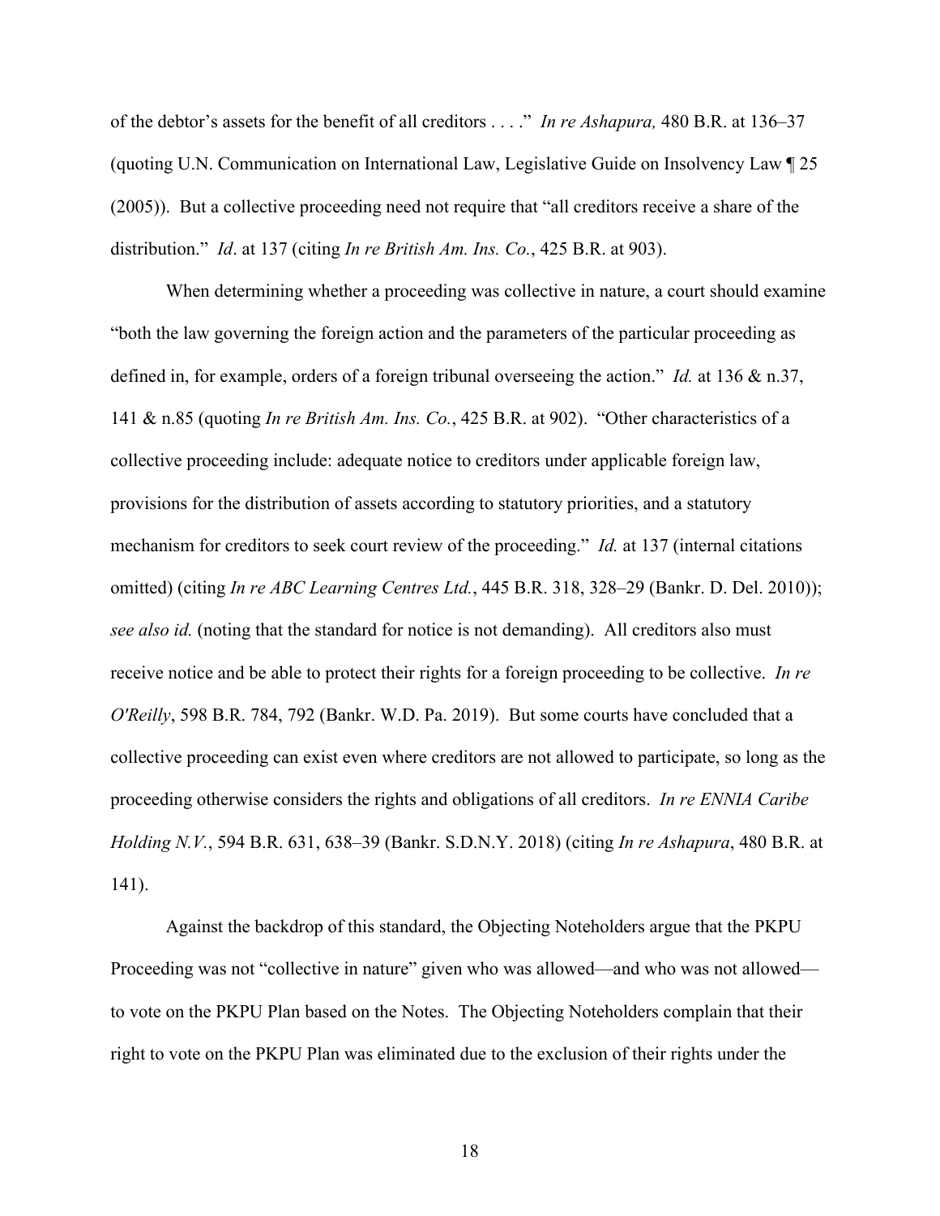of the debtor's assets for the benefit of all creditors . . . ." *In re Ashapura,* 480 B.R. at 136–37 (quoting U.N. Communication on International Law, Legislative Guide on Insolvency Law ¶ 25 (2005)). But a collective proceeding need not require that "all creditors receive a share of the distribution." *Id*. at 137 (citing *In re British Am. Ins. Co.*, 425 B.R. at 903).

When determining whether a proceeding was collective in nature, a court should examine "both the law governing the foreign action and the parameters of the particular proceeding as defined in, for example, orders of a foreign tribunal overseeing the action." *Id.* at 136 & n.37, 141 & n.85 (quoting *In re British Am. Ins. Co.*, 425 B.R. at 902). "Other characteristics of a collective proceeding include: adequate notice to creditors under applicable foreign law, provisions for the distribution of assets according to statutory priorities, and a statutory mechanism for creditors to seek court review of the proceeding." *Id.* at 137 (internal citations omitted) (citing *In re ABC Learning Centres Ltd.*, 445 B.R. 318, 328–29 (Bankr. D. Del. 2010)); *see also id.* (noting that the standard for notice is not demanding). All creditors also must receive notice and be able to protect their rights for a foreign proceeding to be collective. *In re O'Reilly*, 598 B.R. 784, 792 (Bankr. W.D. Pa. 2019). But some courts have concluded that a collective proceeding can exist even where creditors are not allowed to participate, so long as the proceeding otherwise considers the rights and obligations of all creditors. *In re ENNIA Caribe Holding N.V.*, 594 B.R. 631, 638–39 (Bankr. S.D.N.Y. 2018) (citing *In re Ashapura*, 480 B.R. at 141).

Against the backdrop of this standard, the Objecting Noteholders argue that the PKPU Proceeding was not "collective in nature" given who was allowed—and who was not allowed—to vote on the PKPU Plan based on the Notes. The Objecting Noteholders complain that their right to vote on the PKPU Plan was eliminated due to the exclusion of their rights under the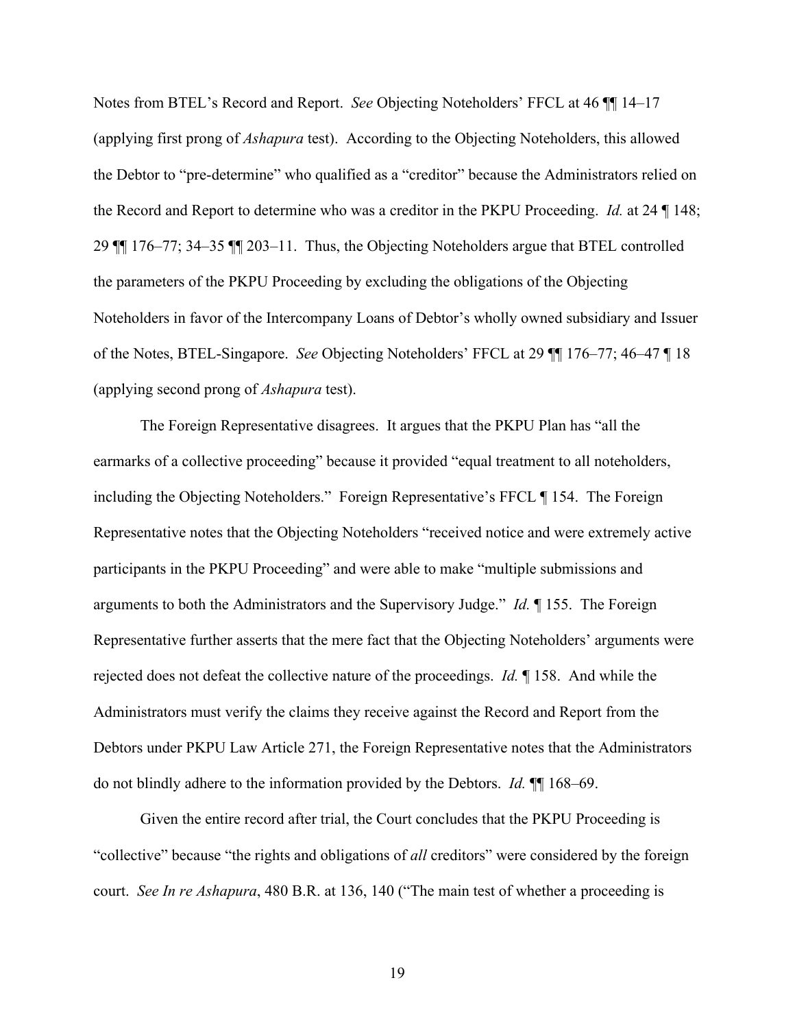Notes from BTEL's Record and Report. *See* Objecting Noteholders' FFCL at 46 ¶¶ 14–17 (applying first prong of *Ashapura* test). According to the Objecting Noteholders, this allowed the Debtor to "pre-determine" who qualified as a "creditor" because the Administrators relied on the Record and Report to determine who was a creditor in the PKPU Proceeding. *Id.* at 24 ¶ 148; 29 ¶¶ 176–77; 34–35 ¶¶ 203–11. Thus, the Objecting Noteholders argue that BTEL controlled the parameters of the PKPU Proceeding by excluding the obligations of the Objecting Noteholders in favor of the Intercompany Loans of Debtor's wholly owned subsidiary and Issuer of the Notes, BTEL-Singapore. *See* Objecting Noteholders' FFCL at 29 ¶¶ 176–77; 46–47 ¶ 18 (applying second prong of *Ashapura* test).

The Foreign Representative disagrees. It argues that the PKPU Plan has "all the earmarks of a collective proceeding" because it provided "equal treatment to all noteholders, including the Objecting Noteholders." Foreign Representative's FFCL ¶ 154. The Foreign Representative notes that the Objecting Noteholders "received notice and were extremely active participants in the PKPU Proceeding" and were able to make "multiple submissions and arguments to both the Administrators and the Supervisory Judge." *Id.* ¶ 155. The Foreign Representative further asserts that the mere fact that the Objecting Noteholders' arguments were rejected does not defeat the collective nature of the proceedings. *Id.* ¶ 158. And while the Administrators must verify the claims they receive against the Record and Report from the Debtors under PKPU Law Article 271, the Foreign Representative notes that the Administrators do not blindly adhere to the information provided by the Debtors. *Id.* ¶¶ 168–69.

Given the entire record after trial, the Court concludes that the PKPU Proceeding is "collective" because "the rights and obligations of *all* creditors" were considered by the foreign court. *See In re Ashapura*, 480 B.R. at 136, 140 ("The main test of whether a proceeding is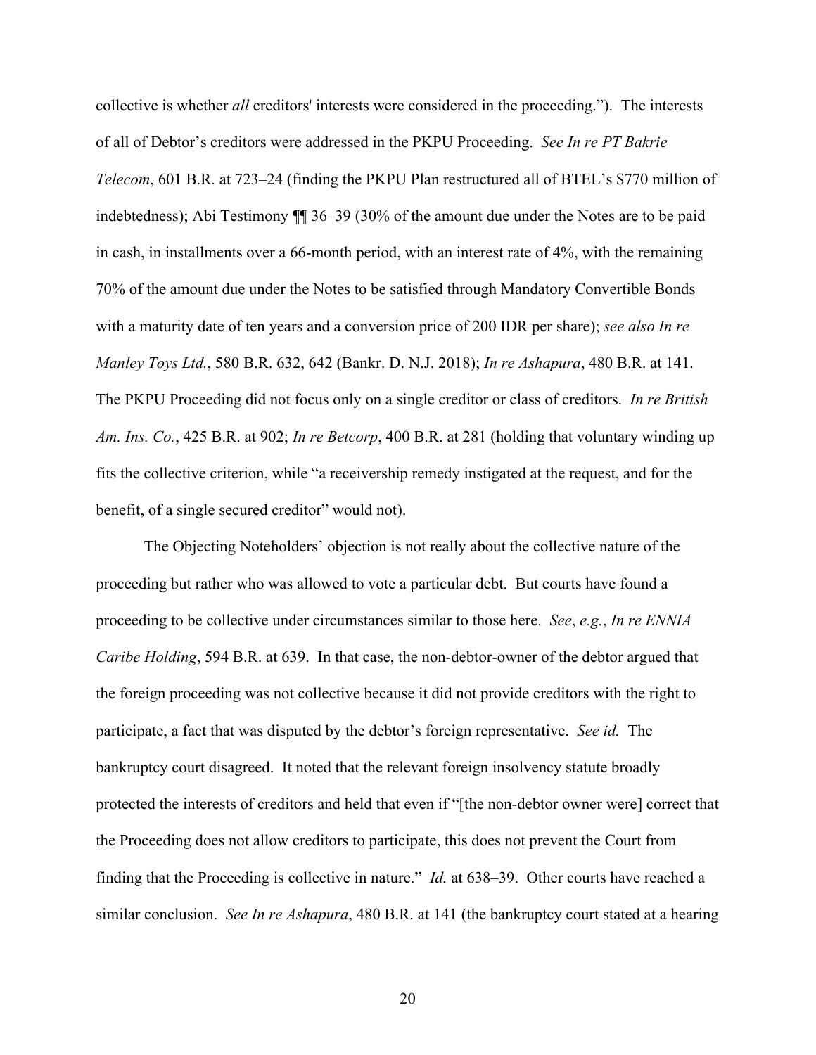collective is whether *all* creditors' interests were considered in the proceeding."). The interests of all of Debtor's creditors were addressed in the PKPU Proceeding. *See In re PT Bakrie Telecom*, 601 B.R. at 723–24 (finding the PKPU Plan restructured all of BTEL's $770 million of indebtedness); Abi Testimony ¶¶ 36–39 (30% of the amount due under the Notes are to be paid in cash, in installments over a 66-month period, with an interest rate of 4%, with the remaining 70% of the amount due under the Notes to be satisfied through Mandatory Convertible Bonds with a maturity date of ten years and a conversion price of 200 IDR per share); *see also In re Manley Toys Ltd.*, 580 B.R. 632, 642 (Bankr. D. N.J. 2018); *In re Ashapura*, 480 B.R. at 141. The PKPU Proceeding did not focus only on a single creditor or class of creditors. *In re British Am. Ins. Co.*, 425 B.R. at 902; *In re Betcorp*, 400 B.R. at 281 (holding that voluntary winding up fits the collective criterion, while "a receivership remedy instigated at the request, and for the benefit, of a single secured creditor" would not).

The Objecting Noteholders' objection is not really about the collective nature of the proceeding but rather who was allowed to vote a particular debt. But courts have found a proceeding to be collective under circumstances similar to those here. *See*, *e.g.*, *In re ENNIA Caribe Holding*, 594 B.R. at 639. In that case, the non-debtor-owner of the debtor argued that the foreign proceeding was not collective because it did not provide creditors with the right to participate, a fact that was disputed by the debtor's foreign representative. *See id.* The bankruptcy court disagreed. It noted that the relevant foreign insolvency statute broadly protected the interests of creditors and held that even if "[the non-debtor owner were] correct that the Proceeding does not allow creditors to participate, this does not prevent the Court from finding that the Proceeding is collective in nature." *Id.* at 638–39. Other courts have reached a similar conclusion. *See In re Ashapura*, 480 B.R. at 141 (the bankruptcy court stated at a hearing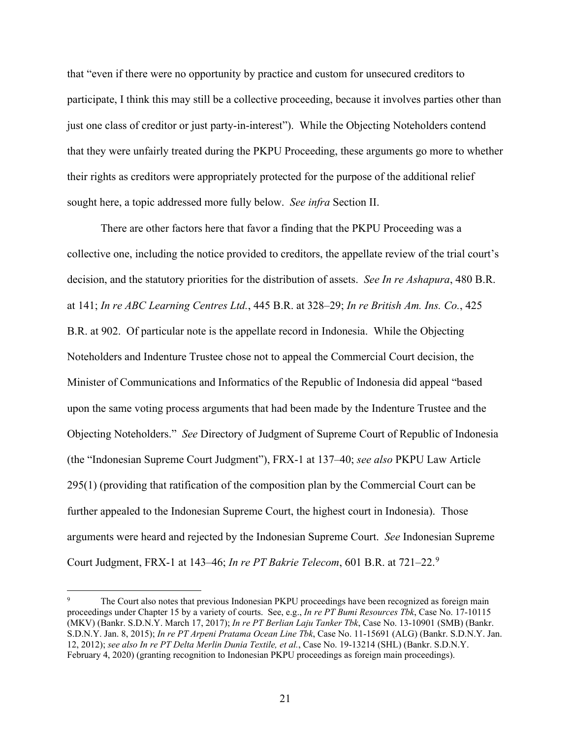that "even if there were no opportunity by practice and custom for unsecured creditors to participate, I think this may still be a collective proceeding, because it involves parties other than just one class of creditor or just party-in-interest"). While the Objecting Noteholders contend that they were unfairly treated during the PKPU Proceeding, these arguments go more to whether their rights as creditors were appropriately protected for the purpose of the additional relief sought here, a topic addressed more fully below. *See infra* Section II.

There are other factors here that favor a finding that the PKPU Proceeding was a collective one, including the notice provided to creditors, the appellate review of the trial court's decision, and the statutory priorities for the distribution of assets. *See In re Ashapura*, 480 B.R. at 141; *In re ABC Learning Centres Ltd.*, 445 B.R. at 328–29; *In re British Am. Ins. Co.*, 425 B.R. at 902. Of particular note is the appellate record in Indonesia. While the Objecting Noteholders and Indenture Trustee chose not to appeal the Commercial Court decision, the Minister of Communications and Informatics of the Republic of Indonesia did appeal "based upon the same voting process arguments that had been made by the Indenture Trustee and the Objecting Noteholders." *See* Directory of Judgment of Supreme Court of Republic of Indonesia (the "Indonesian Supreme Court Judgment"), FRX-1 at 137–40; *see also* PKPU Law Article 295(1) (providing that ratification of the composition plan by the Commercial Court can be further appealed to the Indonesian Supreme Court, the highest court in Indonesia). Those arguments were heard and rejected by the Indonesian Supreme Court. *See* Indonesian Supreme Court Judgment, FRX-1 at 143–46; *In re PT Bakrie Telecom*, 601 B.R. at 721–22.[9]

---

[9] The Court also notes that previous Indonesian PKPU proceedings have been recognized as foreign main proceedings under Chapter 15 by a variety of courts. See, e.g., *In re PT Bumi Resources Tbk*, Case No. 17-10115 (MKV) (Bankr. S.D.N.Y. March 17, 2017); *In re PT Berlian Laju Tanker Tbk*, Case No. 13-10901 (SMB) (Bankr. S.D.N.Y. Jan. 8, 2015); *In re PT Arpeni Pratama Ocean Line Tbk*, Case No. 11-15691 (ALG) (Bankr. S.D.N.Y. Jan. 12, 2012); *see also In re PT Delta Merlin Dunia Textile, et al.*, Case No. 19-13214 (SHL) (Bankr. S.D.N.Y. February 4, 2020) (granting recognition to Indonesian PKPU proceedings as foreign main proceedings).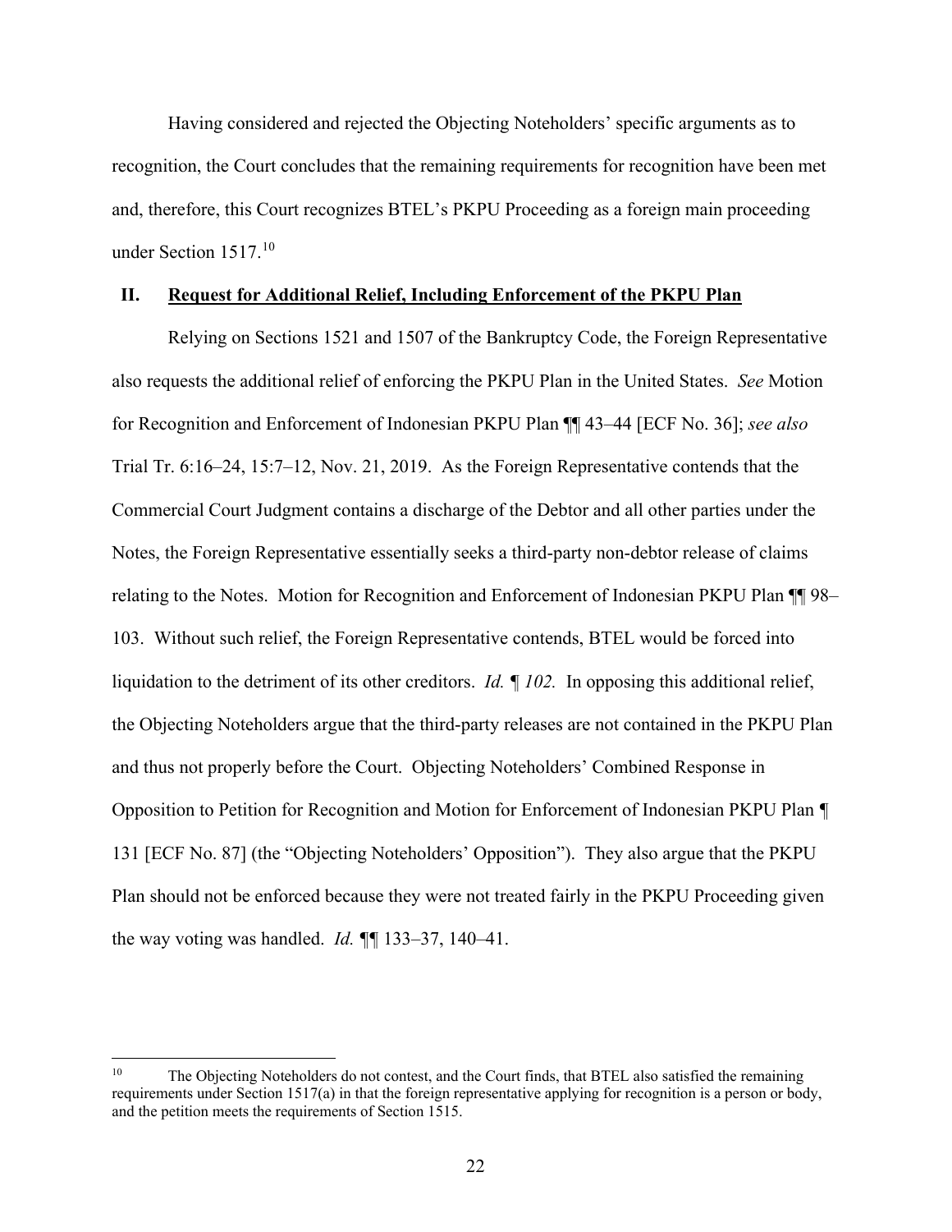Having considered and rejected the Objecting Noteholders' specific arguments as to recognition, the Court concludes that the remaining requirements for recognition have been met and, therefore, this Court recognizes BTEL's PKPU Proceeding as a foreign main proceeding under Section 1517.[10]

## II. Request for Additional Relief, Including Enforcement of the PKPU Plan

Relying on Sections 1521 and 1507 of the Bankruptcy Code, the Foreign Representative also requests the additional relief of enforcing the PKPU Plan in the United States. *See* Motion for Recognition and Enforcement of Indonesian PKPU Plan ¶¶ 43–44 [ECF No. 36]; *see also* Trial Tr. 6:16–24, 15:7–12, Nov. 21, 2019. As the Foreign Representative contends that the Commercial Court Judgment contains a discharge of the Debtor and all other parties under the Notes, the Foreign Representative essentially seeks a third-party non-debtor release of claims relating to the Notes. Motion for Recognition and Enforcement of Indonesian PKPU Plan ¶¶ 98–103. Without such relief, the Foreign Representative contends, BTEL would be forced into liquidation to the detriment of its other creditors. *Id. ¶ 102.* In opposing this additional relief, the Objecting Noteholders argue that the third-party releases are not contained in the PKPU Plan and thus not properly before the Court. Objecting Noteholders' Combined Response in Opposition to Petition for Recognition and Motion for Enforcement of Indonesian PKPU Plan ¶ 131 [ECF No. 87] (the "Objecting Noteholders' Opposition"). They also argue that the PKPU Plan should not be enforced because they were not treated fairly in the PKPU Proceeding given the way voting was handled. *Id.* ¶¶ 133–37, 140–41.

---

[10] The Objecting Noteholders do not contest, and the Court finds, that BTEL also satisfied the remaining requirements under Section 1517(a) in that the foreign representative applying for recognition is a person or body, and the petition meets the requirements of Section 1515.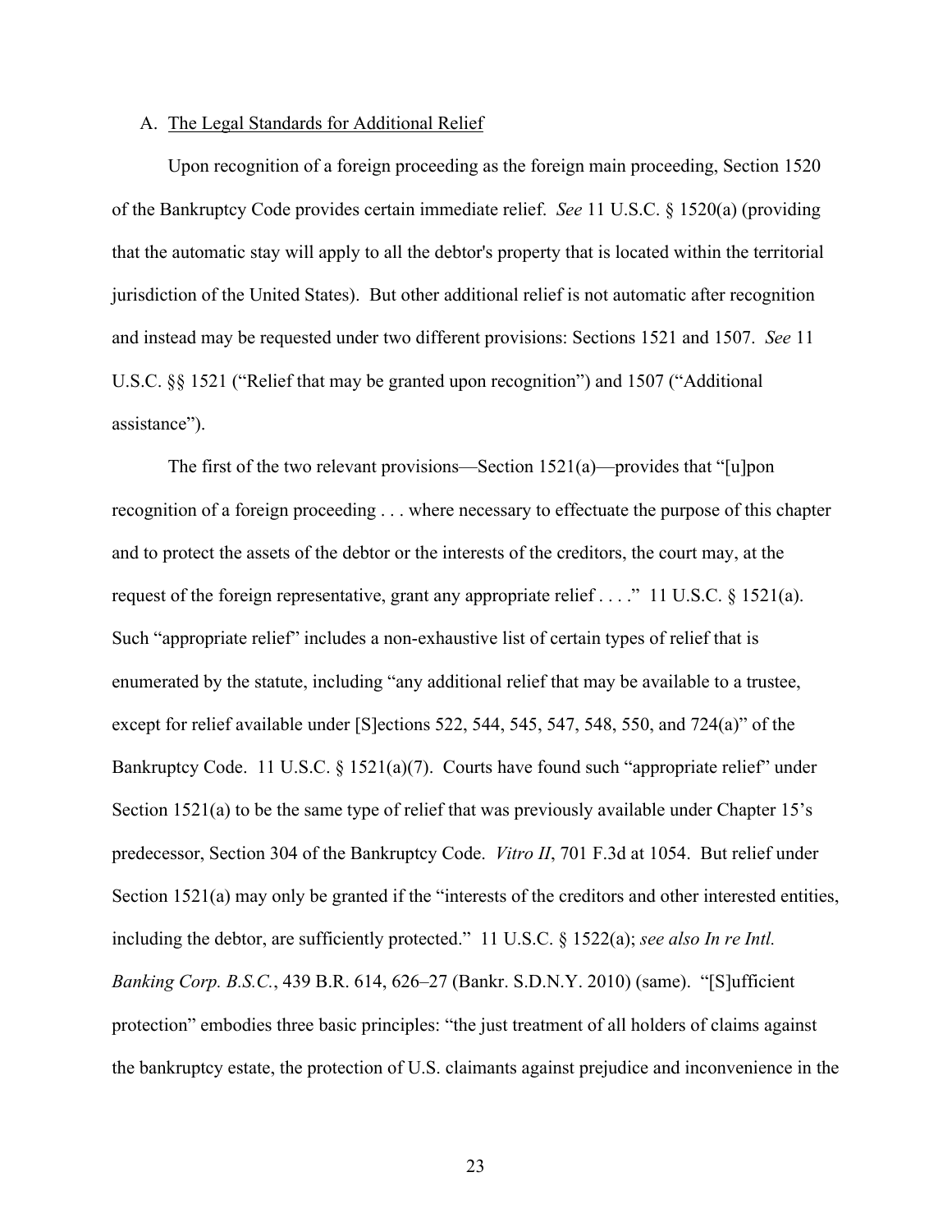A. The Legal Standards for Additional Relief

Upon recognition of a foreign proceeding as the foreign main proceeding, Section 1520 of the Bankruptcy Code provides certain immediate relief. *See* 11 U.S.C. § 1520(a) (providing that the automatic stay will apply to all the debtor's property that is located within the territorial jurisdiction of the United States). But other additional relief is not automatic after recognition and instead may be requested under two different provisions: Sections 1521 and 1507. *See* 11 U.S.C. §§ 1521 ("Relief that may be granted upon recognition") and 1507 ("Additional assistance").

The first of the two relevant provisions—Section 1521(a)—provides that "[u]pon recognition of a foreign proceeding . . . where necessary to effectuate the purpose of this chapter and to protect the assets of the debtor or the interests of the creditors, the court may, at the request of the foreign representative, grant any appropriate relief . . . ." 11 U.S.C. § 1521(a). Such "appropriate relief" includes a non-exhaustive list of certain types of relief that is enumerated by the statute, including "any additional relief that may be available to a trustee, except for relief available under [S]ections 522, 544, 545, 547, 548, 550, and 724(a)" of the Bankruptcy Code. 11 U.S.C. § 1521(a)(7). Courts have found such "appropriate relief" under Section 1521(a) to be the same type of relief that was previously available under Chapter 15's predecessor, Section 304 of the Bankruptcy Code. *Vitro II*, 701 F.3d at 1054. But relief under Section 1521(a) may only be granted if the "interests of the creditors and other interested entities, including the debtor, are sufficiently protected." 11 U.S.C. § 1522(a); *see also In re Intl. Banking Corp. B.S.C.*, 439 B.R. 614, 626–27 (Bankr. S.D.N.Y. 2010) (same). "[S]ufficient protection" embodies three basic principles: "the just treatment of all holders of claims against the bankruptcy estate, the protection of U.S. claimants against prejudice and inconvenience in the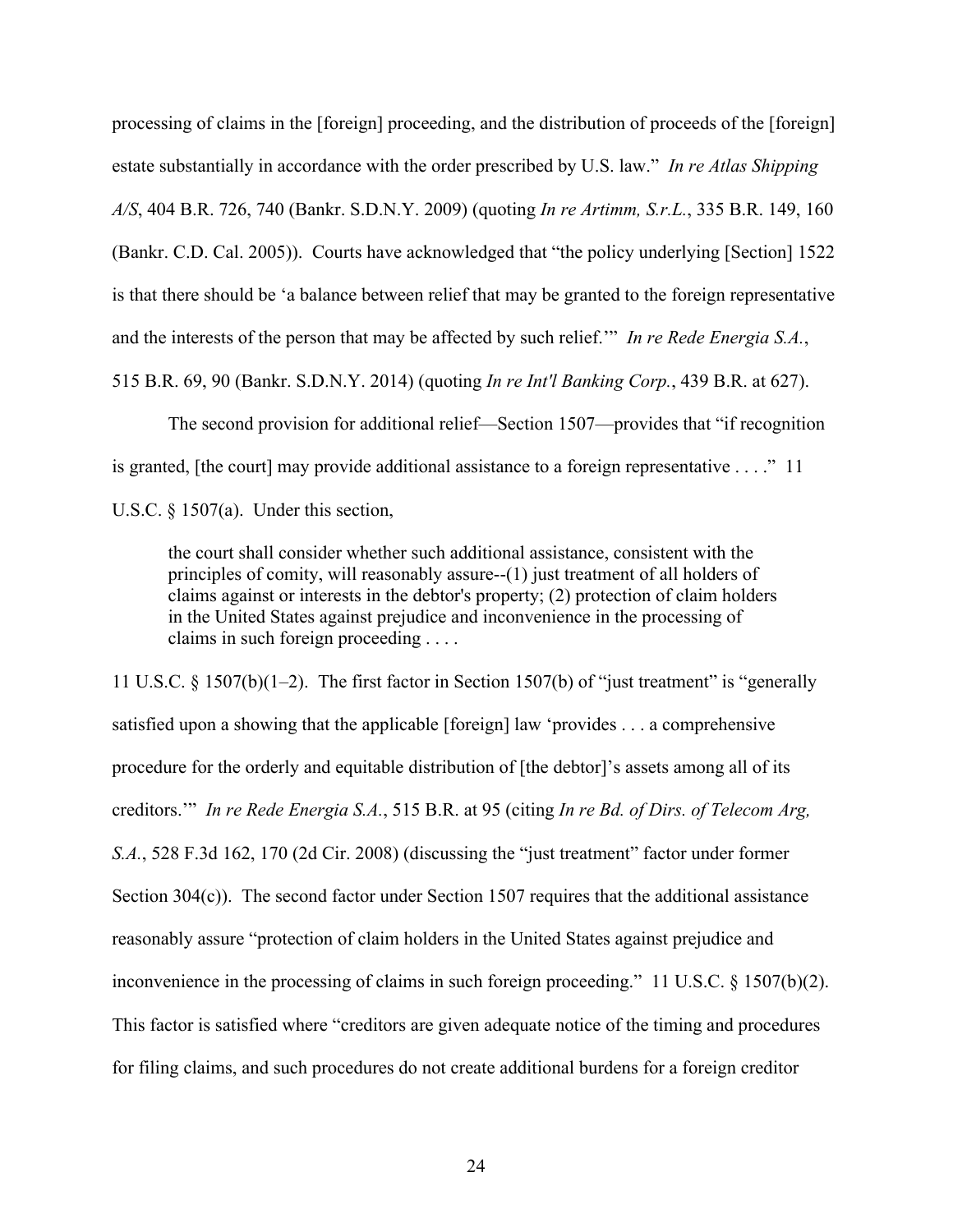processing of claims in the [foreign] proceeding, and the distribution of proceeds of the [foreign] estate substantially in accordance with the order prescribed by U.S. law." *In re Atlas Shipping A/S*, 404 B.R. 726, 740 (Bankr. S.D.N.Y. 2009) (quoting *In re Artimm, S.r.L.*, 335 B.R. 149, 160 (Bankr. C.D. Cal. 2005)). Courts have acknowledged that "the policy underlying [Section] 1522 is that there should be 'a balance between relief that may be granted to the foreign representative and the interests of the person that may be affected by such relief.'" *In re Rede Energia S.A.*, 515 B.R. 69, 90 (Bankr. S.D.N.Y. 2014) (quoting *In re Int'l Banking Corp.*, 439 B.R. at 627).

The second provision for additional relief—Section 1507—provides that "if recognition is granted, [the court] may provide additional assistance to a foreign representative . . . ." 11 U.S.C. § 1507(a). Under this section,

> the court shall consider whether such additional assistance, consistent with the principles of comity, will reasonably assure--(1) just treatment of all holders of claims against or interests in the debtor's property; (2) protection of claim holders in the United States against prejudice and inconvenience in the processing of claims in such foreign proceeding . . . .

11 U.S.C. § 1507(b)(1–2). The first factor in Section 1507(b) of "just treatment" is "generally satisfied upon a showing that the applicable [foreign] law 'provides . . . a comprehensive procedure for the orderly and equitable distribution of [the debtor]'s assets among all of its creditors.'" *In re Rede Energia S.A.*, 515 B.R. at 95 (citing *In re Bd. of Dirs. of Telecom Arg, S.A.*, 528 F.3d 162, 170 (2d Cir. 2008) (discussing the "just treatment" factor under former Section 304(c)). The second factor under Section 1507 requires that the additional assistance reasonably assure "protection of claim holders in the United States against prejudice and inconvenience in the processing of claims in such foreign proceeding." 11 U.S.C. § 1507(b)(2). This factor is satisfied where "creditors are given adequate notice of the timing and procedures for filing claims, and such procedures do not create additional burdens for a foreign creditor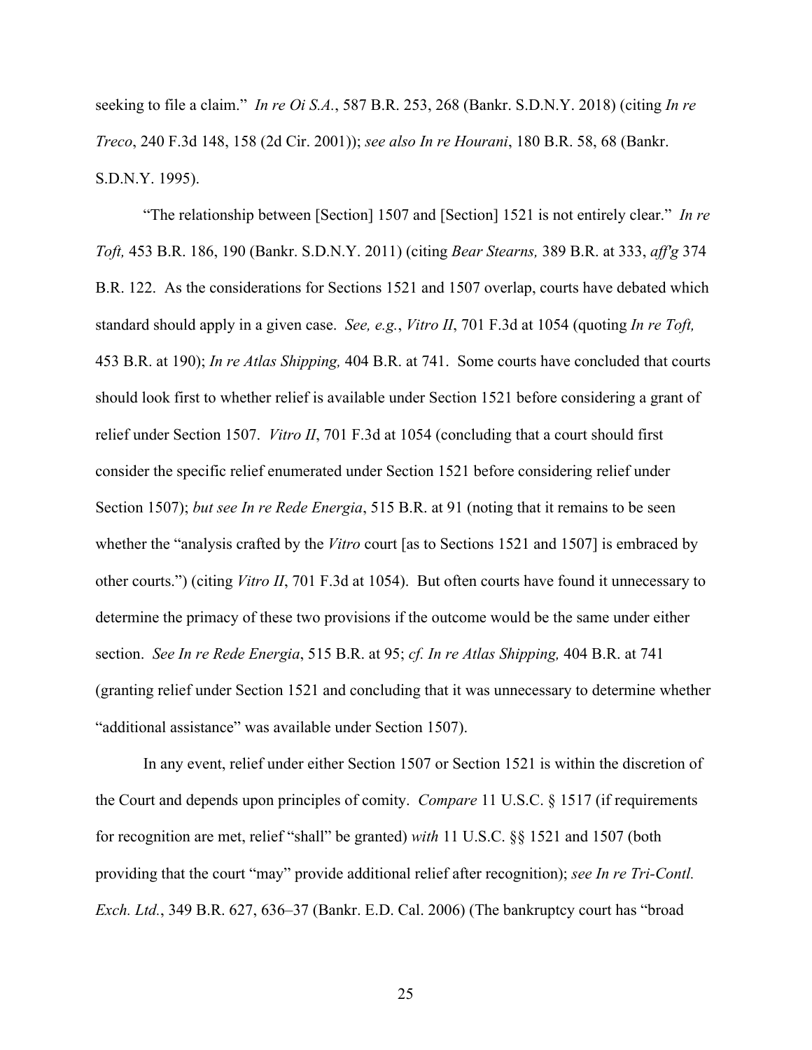seeking to file a claim." *In re Oi S.A.*, 587 B.R. 253, 268 (Bankr. S.D.N.Y. 2018) (citing *In re Treco*, 240 F.3d 148, 158 (2d Cir. 2001)); *see also In re Hourani*, 180 B.R. 58, 68 (Bankr. S.D.N.Y. 1995).

"The relationship between [Section] 1507 and [Section] 1521 is not entirely clear." *In re Toft,* 453 B.R. 186, 190 (Bankr. S.D.N.Y. 2011) (citing *Bear Stearns,* 389 B.R. at 333, *aff'g* 374 B.R. 122. As the considerations for Sections 1521 and 1507 overlap, courts have debated which standard should apply in a given case. *See, e.g.*, *Vitro II*, 701 F.3d at 1054 (quoting *In re Toft,* 453 B.R. at 190); *In re Atlas Shipping,* 404 B.R. at 741. Some courts have concluded that courts should look first to whether relief is available under Section 1521 before considering a grant of relief under Section 1507. *Vitro II*, 701 F.3d at 1054 (concluding that a court should first consider the specific relief enumerated under Section 1521 before considering relief under Section 1507); *but see In re Rede Energia*, 515 B.R. at 91 (noting that it remains to be seen whether the "analysis crafted by the *Vitro* court [as to Sections 1521 and 1507] is embraced by other courts.") (citing *Vitro II*, 701 F.3d at 1054). But often courts have found it unnecessary to determine the primacy of these two provisions if the outcome would be the same under either section. *See In re Rede Energia*, 515 B.R. at 95; *cf. In re Atlas Shipping,* 404 B.R. at 741 (granting relief under Section 1521 and concluding that it was unnecessary to determine whether "additional assistance" was available under Section 1507).

In any event, relief under either Section 1507 or Section 1521 is within the discretion of the Court and depends upon principles of comity. *Compare* 11 U.S.C. § 1517 (if requirements for recognition are met, relief "shall" be granted) *with* 11 U.S.C. §§ 1521 and 1507 (both providing that the court "may" provide additional relief after recognition); *see In re Tri-Contl. Exch. Ltd.*, 349 B.R. 627, 636–37 (Bankr. E.D. Cal. 2006) (The bankruptcy court has "broad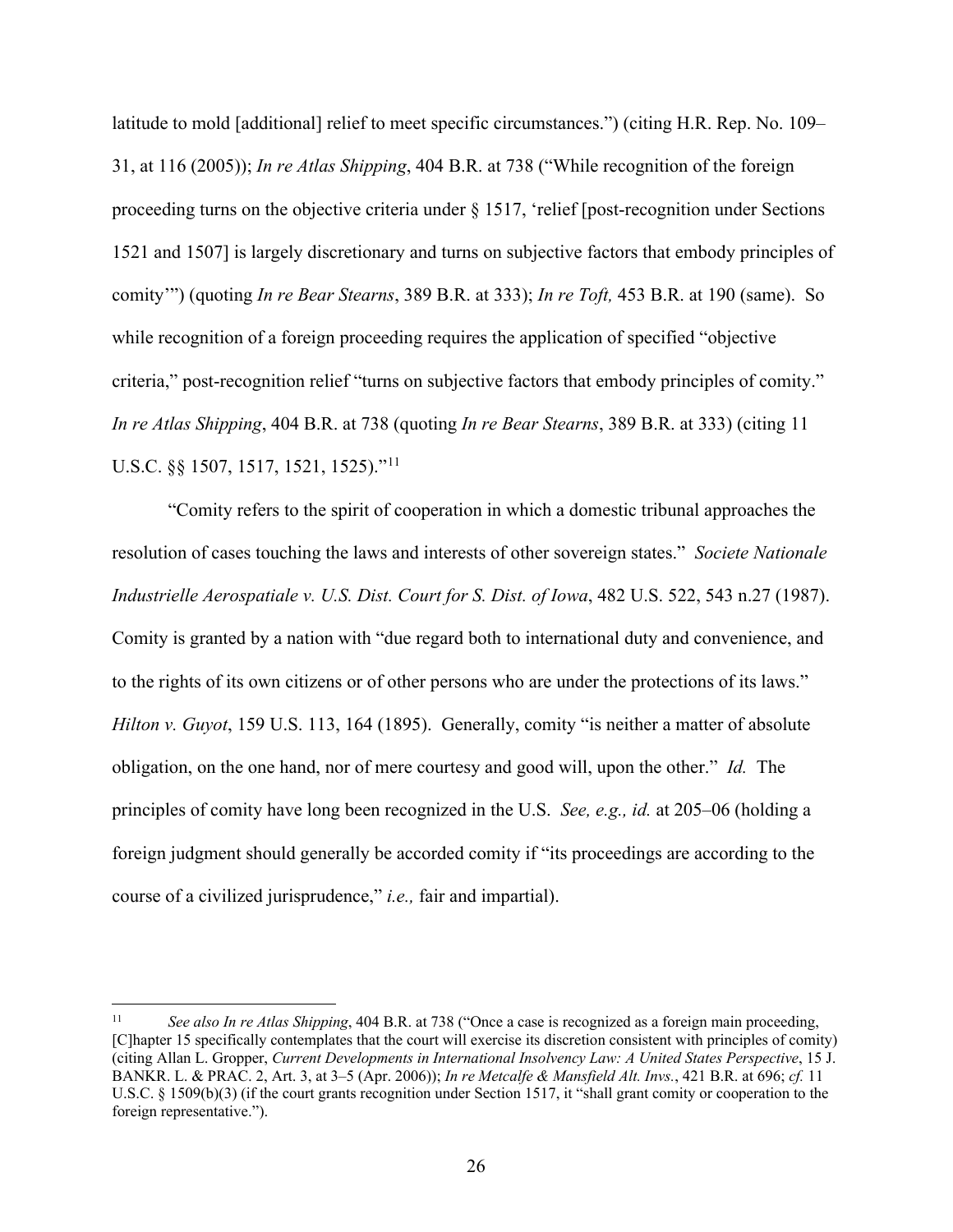latitude to mold [additional] relief to meet specific circumstances.") (citing H.R. Rep. No. 109–31, at 116 (2005)); *In re Atlas Shipping*, 404 B.R. at 738 ("While recognition of the foreign proceeding turns on the objective criteria under § 1517, 'relief [post-recognition under Sections 1521 and 1507] is largely discretionary and turns on subjective factors that embody principles of comity'") (quoting *In re Bear Stearns*, 389 B.R. at 333); *In re Toft,* 453 B.R. at 190 (same). So while recognition of a foreign proceeding requires the application of specified "objective criteria," post-recognition relief "turns on subjective factors that embody principles of comity." *In re Atlas Shipping*, 404 B.R. at 738 (quoting *In re Bear Stearns*, 389 B.R. at 333) (citing 11 U.S.C. §§ 1507, 1517, 1521, 1525)."[11]

"Comity refers to the spirit of cooperation in which a domestic tribunal approaches the resolution of cases touching the laws and interests of other sovereign states." *Societe Nationale Industrielle Aerospatiale v. U.S. Dist. Court for S. Dist. of Iowa*, 482 U.S. 522, 543 n.27 (1987). Comity is granted by a nation with "due regard both to international duty and convenience, and to the rights of its own citizens or of other persons who are under the protections of its laws." *Hilton v. Guyot*, 159 U.S. 113, 164 (1895). Generally, comity "is neither a matter of absolute obligation, on the one hand, nor of mere courtesy and good will, upon the other." *Id.* The principles of comity have long been recognized in the U.S. *See, e.g., id.* at 205–06 (holding a foreign judgment should generally be accorded comity if "its proceedings are according to the course of a civilized jurisprudence," *i.e.,* fair and impartial).

---

[11] *See also In re Atlas Shipping*, 404 B.R. at 738 ("Once a case is recognized as a foreign main proceeding, [C]hapter 15 specifically contemplates that the court will exercise its discretion consistent with principles of comity) (citing Allan L. Gropper, *Current Developments in International Insolvency Law: A United States Perspective*, 15 J. BANKR. L. & PRAC. 2, Art. 3, at 3–5 (Apr. 2006)); *In re Metcalfe & Mansfield Alt. Invs.*, 421 B.R. at 696; *cf.* 11 U.S.C. § 1509(b)(3) (if the court grants recognition under Section 1517, it "shall grant comity or cooperation to the foreign representative.").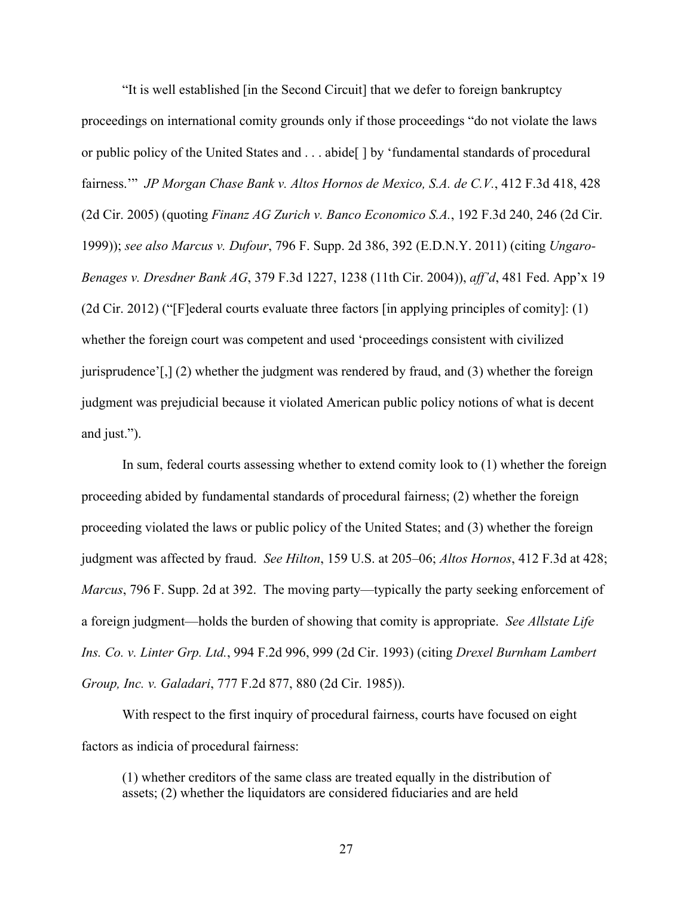"It is well established [in the Second Circuit] that we defer to foreign bankruptcy proceedings on international comity grounds only if those proceedings "do not violate the laws or public policy of the United States and . . . abide[ ] by 'fundamental standards of procedural fairness.'" *JP Morgan Chase Bank v. Altos Hornos de Mexico, S.A. de C.V.*, 412 F.3d 418, 428 (2d Cir. 2005) (quoting *Finanz AG Zurich v. Banco Economico S.A.*, 192 F.3d 240, 246 (2d Cir. 1999)); *see also Marcus v. Dufour*, 796 F. Supp. 2d 386, 392 (E.D.N.Y. 2011) (citing *Ungaro-Benages v. Dresdner Bank AG*, 379 F.3d 1227, 1238 (11th Cir. 2004)), *aff'd*, 481 Fed. App'x 19 (2d Cir. 2012) ("[F]ederal courts evaluate three factors [in applying principles of comity]: (1) whether the foreign court was competent and used 'proceedings consistent with civilized jurisprudence'[,] (2) whether the judgment was rendered by fraud, and (3) whether the foreign judgment was prejudicial because it violated American public policy notions of what is decent and just.").

In sum, federal courts assessing whether to extend comity look to (1) whether the foreign proceeding abided by fundamental standards of procedural fairness; (2) whether the foreign proceeding violated the laws or public policy of the United States; and (3) whether the foreign judgment was affected by fraud. *See Hilton*, 159 U.S. at 205–06; *Altos Hornos*, 412 F.3d at 428; *Marcus*, 796 F. Supp. 2d at 392. The moving party—typically the party seeking enforcement of a foreign judgment—holds the burden of showing that comity is appropriate. *See Allstate Life Ins. Co. v. Linter Grp. Ltd.*, 994 F.2d 996, 999 (2d Cir. 1993) (citing *Drexel Burnham Lambert Group, Inc. v. Galadari*, 777 F.2d 877, 880 (2d Cir. 1985)).

With respect to the first inquiry of procedural fairness, courts have focused on eight factors as indicia of procedural fairness:

> (1) whether creditors of the same class are treated equally in the distribution of assets; (2) whether the liquidators are considered fiduciaries and are held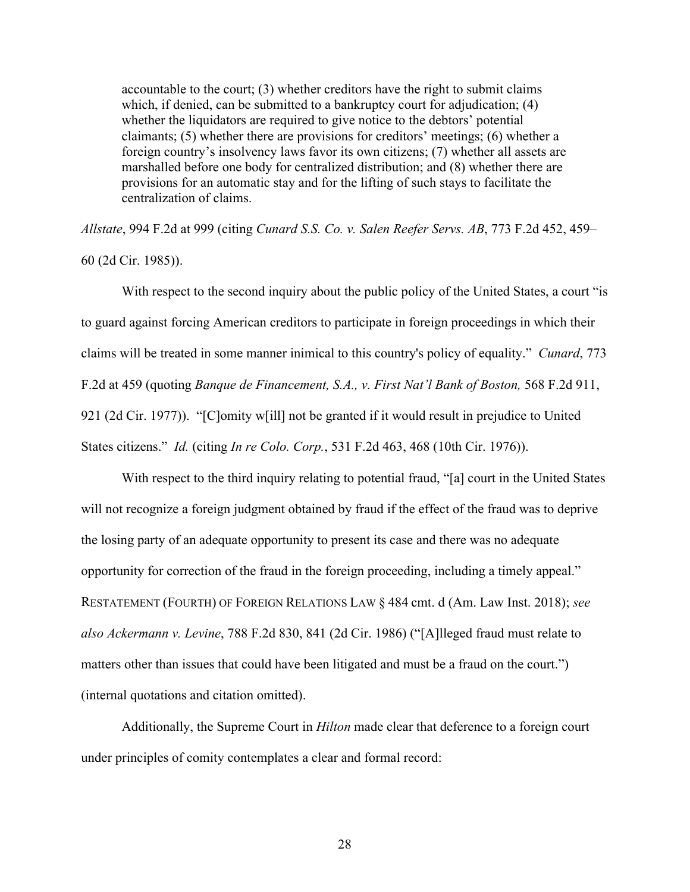> accountable to the court; (3) whether creditors have the right to submit claims which, if denied, can be submitted to a bankruptcy court for adjudication; (4) whether the liquidators are required to give notice to the debtors' potential claimants; (5) whether there are provisions for creditors' meetings; (6) whether a foreign country's insolvency laws favor its own citizens; (7) whether all assets are marshalled before one body for centralized distribution; and (8) whether there are provisions for an automatic stay and for the lifting of such stays to facilitate the centralization of claims.

*Allstate*, 994 F.2d at 999 (citing *Cunard S.S. Co. v. Salen Reefer Servs. AB*, 773 F.2d 452, 459–60 (2d Cir. 1985)).

With respect to the second inquiry about the public policy of the United States, a court "is to guard against forcing American creditors to participate in foreign proceedings in which their claims will be treated in some manner inimical to this country's policy of equality." *Cunard*, 773 F.2d at 459 (quoting *Banque de Financement, S.A., v. First Nat'l Bank of Boston,* 568 F.2d 911, 921 (2d Cir. 1977)). "[C]omity w[ill] not be granted if it would result in prejudice to United States citizens." *Id.* (citing *In re Colo. Corp.*, 531 F.2d 463, 468 (10th Cir. 1976)).

With respect to the third inquiry relating to potential fraud, "[a] court in the United States will not recognize a foreign judgment obtained by fraud if the effect of the fraud was to deprive the losing party of an adequate opportunity to present its case and there was no adequate opportunity for correction of the fraud in the foreign proceeding, including a timely appeal." RESTATEMENT (FOURTH) OF FOREIGN RELATIONS LAW § 484 cmt. d (Am. Law Inst. 2018); *see also Ackermann v. Levine*, 788 F.2d 830, 841 (2d Cir. 1986) ("[A]lleged fraud must relate to matters other than issues that could have been litigated and must be a fraud on the court.") (internal quotations and citation omitted).

Additionally, the Supreme Court in *Hilton* made clear that deference to a foreign court under principles of comity contemplates a clear and formal record: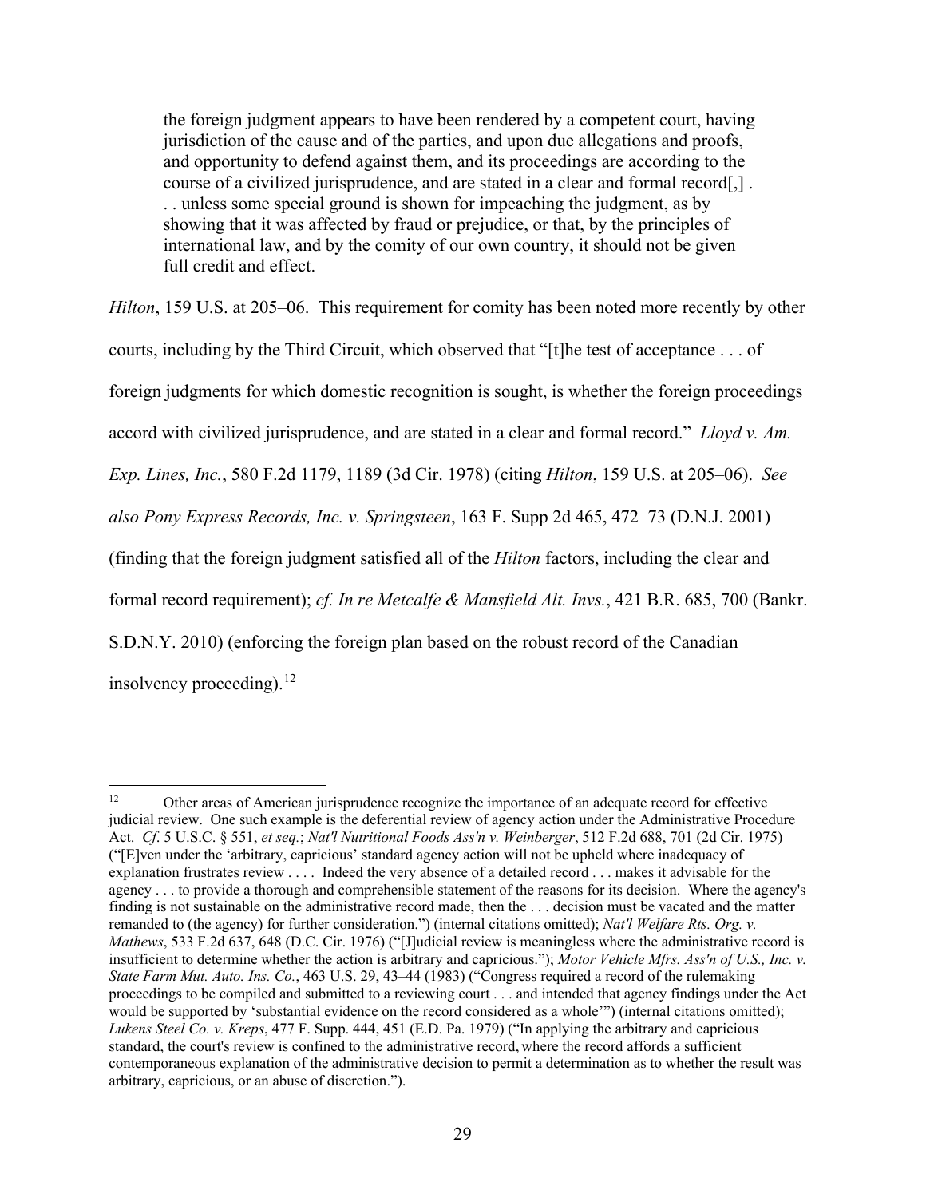> the foreign judgment appears to have been rendered by a competent court, having jurisdiction of the cause and of the parties, and upon due allegations and proofs, and opportunity to defend against them, and its proceedings are according to the course of a civilized jurisprudence, and are stated in a clear and formal record[,] . . . unless some special ground is shown for impeaching the judgment, as by showing that it was affected by fraud or prejudice, or that, by the principles of international law, and by the comity of our own country, it should not be given full credit and effect.

*Hilton*, 159 U.S. at 205–06. This requirement for comity has been noted more recently by other courts, including by the Third Circuit, which observed that "[t]he test of acceptance . . . of foreign judgments for which domestic recognition is sought, is whether the foreign proceedings accord with civilized jurisprudence, and are stated in a clear and formal record." *Lloyd v. Am. Exp. Lines, Inc.*, 580 F.2d 1179, 1189 (3d Cir. 1978) (citing *Hilton*, 159 U.S. at 205–06). *See also Pony Express Records, Inc. v. Springsteen*, 163 F. Supp 2d 465, 472–73 (D.N.J. 2001) (finding that the foreign judgment satisfied all of the *Hilton* factors, including the clear and formal record requirement); *cf. In re Metcalfe & Mansfield Alt. Invs.*, 421 B.R. 685, 700 (Bankr. S.D.N.Y. 2010) (enforcing the foreign plan based on the robust record of the Canadian insolvency proceeding).[12]

---

[12] Other areas of American jurisprudence recognize the importance of an adequate record for effective judicial review. One such example is the deferential review of agency action under the Administrative Procedure Act. *Cf.* 5 U.S.C. § 551, *et seq.*; *Nat'l Nutritional Foods Ass'n v. Weinberger*, 512 F.2d 688, 701 (2d Cir. 1975) ("[E]ven under the 'arbitrary, capricious' standard agency action will not be upheld where inadequacy of explanation frustrates review . . . . Indeed the very absence of a detailed record . . . makes it advisable for the agency . . . to provide a thorough and comprehensible statement of the reasons for its decision. Where the agency's finding is not sustainable on the administrative record made, then the . . . decision must be vacated and the matter remanded to (the agency) for further consideration.") (internal citations omitted); *Nat'l Welfare Rts. Org. v. Mathews*, 533 F.2d 637, 648 (D.C. Cir. 1976) ("[J]udicial review is meaningless where the administrative record is insufficient to determine whether the action is arbitrary and capricious."); *Motor Vehicle Mfrs. Ass'n of U.S., Inc. v. State Farm Mut. Auto. Ins. Co.*, 463 U.S. 29, 43–44 (1983) ("Congress required a record of the rulemaking proceedings to be compiled and submitted to a reviewing court . . . and intended that agency findings under the Act would be supported by 'substantial evidence on the record considered as a whole'") (internal citations omitted); *Lukens Steel Co. v. Kreps*, 477 F. Supp. 444, 451 (E.D. Pa. 1979) ("In applying the arbitrary and capricious standard, the court's review is confined to the administrative record, where the record affords a sufficient contemporaneous explanation of the administrative decision to permit a determination as to whether the result was arbitrary, capricious, or an abuse of discretion.").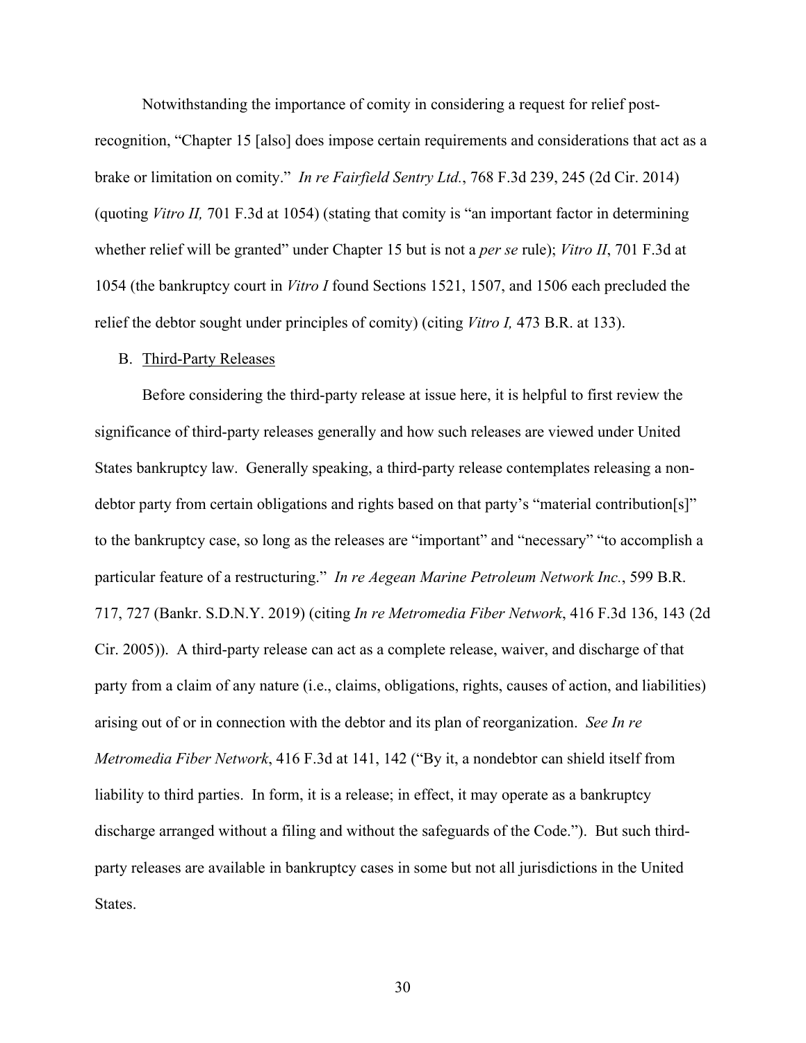Notwithstanding the importance of comity in considering a request for relief post-recognition, "Chapter 15 [also] does impose certain requirements and considerations that act as a brake or limitation on comity." *In re Fairfield Sentry Ltd.*, 768 F.3d 239, 245 (2d Cir. 2014) (quoting *Vitro II,* 701 F.3d at 1054) (stating that comity is "an important factor in determining whether relief will be granted" under Chapter 15 but is not a *per se* rule); *Vitro II*, 701 F.3d at 1054 (the bankruptcy court in *Vitro I* found Sections 1521, 1507, and 1506 each precluded the relief the debtor sought under principles of comity) (citing *Vitro I,* 473 B.R. at 133).

B. Third-Party Releases

Before considering the third-party release at issue here, it is helpful to first review the significance of third-party releases generally and how such releases are viewed under United States bankruptcy law. Generally speaking, a third-party release contemplates releasing a non-debtor party from certain obligations and rights based on that party's "material contribution[s]" to the bankruptcy case, so long as the releases are "important" and "necessary" "to accomplish a particular feature of a restructuring." *In re Aegean Marine Petroleum Network Inc.*, 599 B.R. 717, 727 (Bankr. S.D.N.Y. 2019) (citing *In re Metromedia Fiber Network*, 416 F.3d 136, 143 (2d Cir. 2005)). A third-party release can act as a complete release, waiver, and discharge of that party from a claim of any nature (i.e., claims, obligations, rights, causes of action, and liabilities) arising out of or in connection with the debtor and its plan of reorganization. *See In re Metromedia Fiber Network*, 416 F.3d at 141, 142 ("By it, a nondebtor can shield itself from liability to third parties. In form, it is a release; in effect, it may operate as a bankruptcy discharge arranged without a filing and without the safeguards of the Code."). But such third-party releases are available in bankruptcy cases in some but not all jurisdictions in the United States.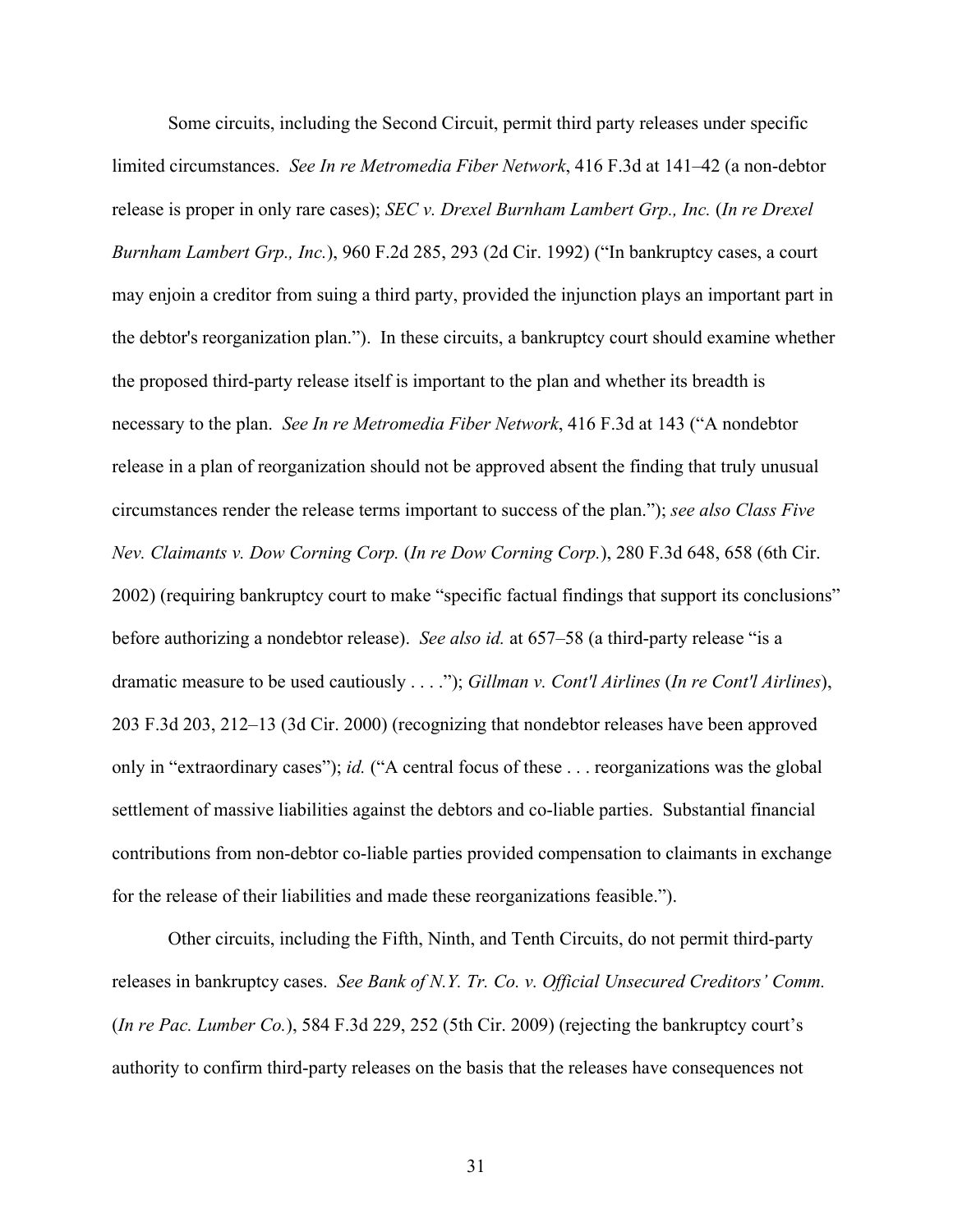Some circuits, including the Second Circuit, permit third party releases under specific limited circumstances. *See In re Metromedia Fiber Network*, 416 F.3d at 141–42 (a non-debtor release is proper in only rare cases); *SEC v. Drexel Burnham Lambert Grp., Inc.* (*In re Drexel Burnham Lambert Grp., Inc.*), 960 F.2d 285, 293 (2d Cir. 1992) ("In bankruptcy cases, a court may enjoin a creditor from suing a third party, provided the injunction plays an important part in the debtor's reorganization plan."). In these circuits, a bankruptcy court should examine whether the proposed third-party release itself is important to the plan and whether its breadth is necessary to the plan. *See In re Metromedia Fiber Network*, 416 F.3d at 143 ("A nondebtor release in a plan of reorganization should not be approved absent the finding that truly unusual circumstances render the release terms important to success of the plan."); *see also Class Five Nev. Claimants v. Dow Corning Corp.* (*In re Dow Corning Corp.*), 280 F.3d 648, 658 (6th Cir. 2002) (requiring bankruptcy court to make "specific factual findings that support its conclusions" before authorizing a nondebtor release). *See also id.* at 657–58 (a third-party release "is a dramatic measure to be used cautiously . . . ."); *Gillman v. Cont'l Airlines* (*In re Cont'l Airlines*), 203 F.3d 203, 212–13 (3d Cir. 2000) (recognizing that nondebtor releases have been approved only in "extraordinary cases"); *id.* ("A central focus of these . . . reorganizations was the global settlement of massive liabilities against the debtors and co-liable parties. Substantial financial contributions from non-debtor co-liable parties provided compensation to claimants in exchange for the release of their liabilities and made these reorganizations feasible.").

Other circuits, including the Fifth, Ninth, and Tenth Circuits, do not permit third-party releases in bankruptcy cases. *See Bank of N.Y. Tr. Co. v. Official Unsecured Creditors' Comm.* (*In re Pac. Lumber Co.*), 584 F.3d 229, 252 (5th Cir. 2009) (rejecting the bankruptcy court's authority to confirm third-party releases on the basis that the releases have consequences not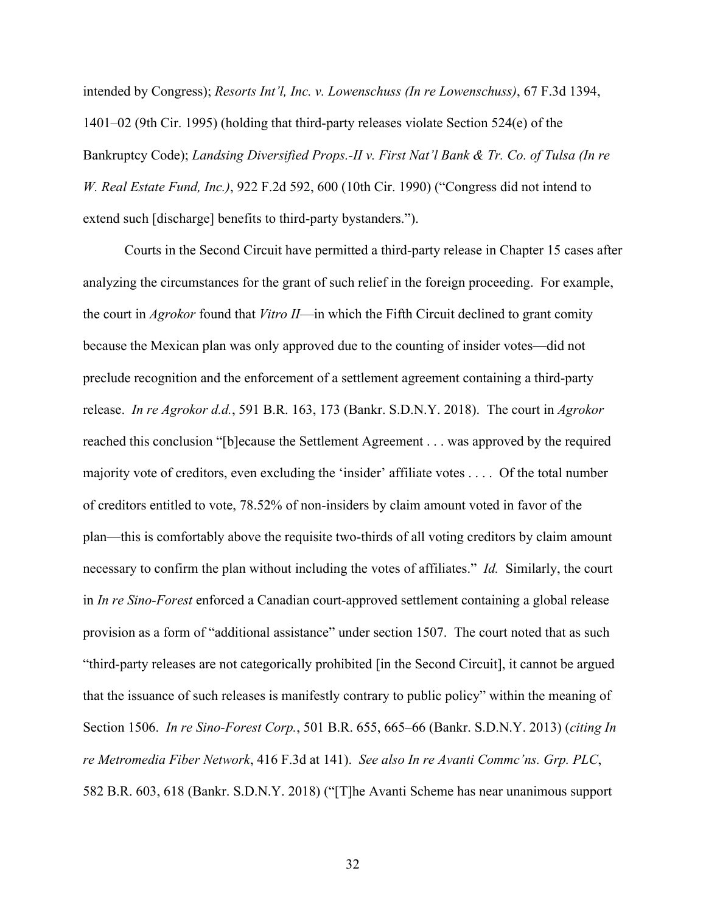intended by Congress); *Resorts Int'l, Inc. v. Lowenschuss (In re Lowenschuss)*, 67 F.3d 1394, 1401–02 (9th Cir. 1995) (holding that third-party releases violate Section 524(e) of the Bankruptcy Code); *Landsing Diversified Props.-II v. First Nat'l Bank & Tr. Co. of Tulsa (In re W. Real Estate Fund, Inc.)*, 922 F.2d 592, 600 (10th Cir. 1990) ("Congress did not intend to extend such [discharge] benefits to third-party bystanders.").

Courts in the Second Circuit have permitted a third-party release in Chapter 15 cases after analyzing the circumstances for the grant of such relief in the foreign proceeding. For example, the court in *Agrokor* found that *Vitro II*—in which the Fifth Circuit declined to grant comity because the Mexican plan was only approved due to the counting of insider votes—did not preclude recognition and the enforcement of a settlement agreement containing a third-party release. *In re Agrokor d.d.*, 591 B.R. 163, 173 (Bankr. S.D.N.Y. 2018). The court in *Agrokor* reached this conclusion "[b]ecause the Settlement Agreement . . . was approved by the required majority vote of creditors, even excluding the 'insider' affiliate votes . . . . Of the total number of creditors entitled to vote, 78.52% of non-insiders by claim amount voted in favor of the plan—this is comfortably above the requisite two-thirds of all voting creditors by claim amount necessary to confirm the plan without including the votes of affiliates." *Id.* Similarly, the court in *In re Sino-Forest* enforced a Canadian court-approved settlement containing a global release provision as a form of "additional assistance" under section 1507. The court noted that as such "third-party releases are not categorically prohibited [in the Second Circuit], it cannot be argued that the issuance of such releases is manifestly contrary to public policy" within the meaning of Section 1506. *In re Sino-Forest Corp.*, 501 B.R. 655, 665–66 (Bankr. S.D.N.Y. 2013) (*citing In re Metromedia Fiber Network*, 416 F.3d at 141). *See also In re Avanti Commc'ns. Grp. PLC*, 582 B.R. 603, 618 (Bankr. S.D.N.Y. 2018) ("[T]he Avanti Scheme has near unanimous support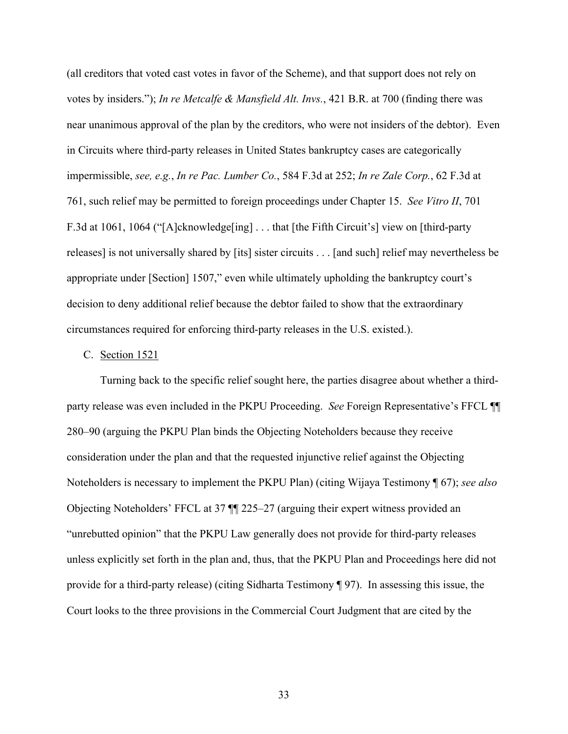(all creditors that voted cast votes in favor of the Scheme), and that support does not rely on votes by insiders."); *In re Metcalfe & Mansfield Alt. Invs.*, 421 B.R. at 700 (finding there was near unanimous approval of the plan by the creditors, who were not insiders of the debtor). Even in Circuits where third-party releases in United States bankruptcy cases are categorically impermissible, *see, e.g.*, *In re Pac. Lumber Co.*, 584 F.3d at 252; *In re Zale Corp.*, 62 F.3d at 761, such relief may be permitted to foreign proceedings under Chapter 15. *See Vitro II*, 701 F.3d at 1061, 1064 ("[A]cknowledge[ing] . . . that [the Fifth Circuit's] view on [third-party releases] is not universally shared by [its] sister circuits . . . [and such] relief may nevertheless be appropriate under [Section] 1507," even while ultimately upholding the bankruptcy court's decision to deny additional relief because the debtor failed to show that the extraordinary circumstances required for enforcing third-party releases in the U.S. existed.).

C. Section 1521

Turning back to the specific relief sought here, the parties disagree about whether a third-party release was even included in the PKPU Proceeding. *See* Foreign Representative's FFCL ¶¶ 280–90 (arguing the PKPU Plan binds the Objecting Noteholders because they receive consideration under the plan and that the requested injunctive relief against the Objecting Noteholders is necessary to implement the PKPU Plan) (citing Wijaya Testimony ¶ 67); *see also* Objecting Noteholders' FFCL at 37 ¶¶ 225–27 (arguing their expert witness provided an "unrebutted opinion" that the PKPU Law generally does not provide for third-party releases unless explicitly set forth in the plan and, thus, that the PKPU Plan and Proceedings here did not provide for a third-party release) (citing Sidharta Testimony ¶ 97). In assessing this issue, the Court looks to the three provisions in the Commercial Court Judgment that are cited by the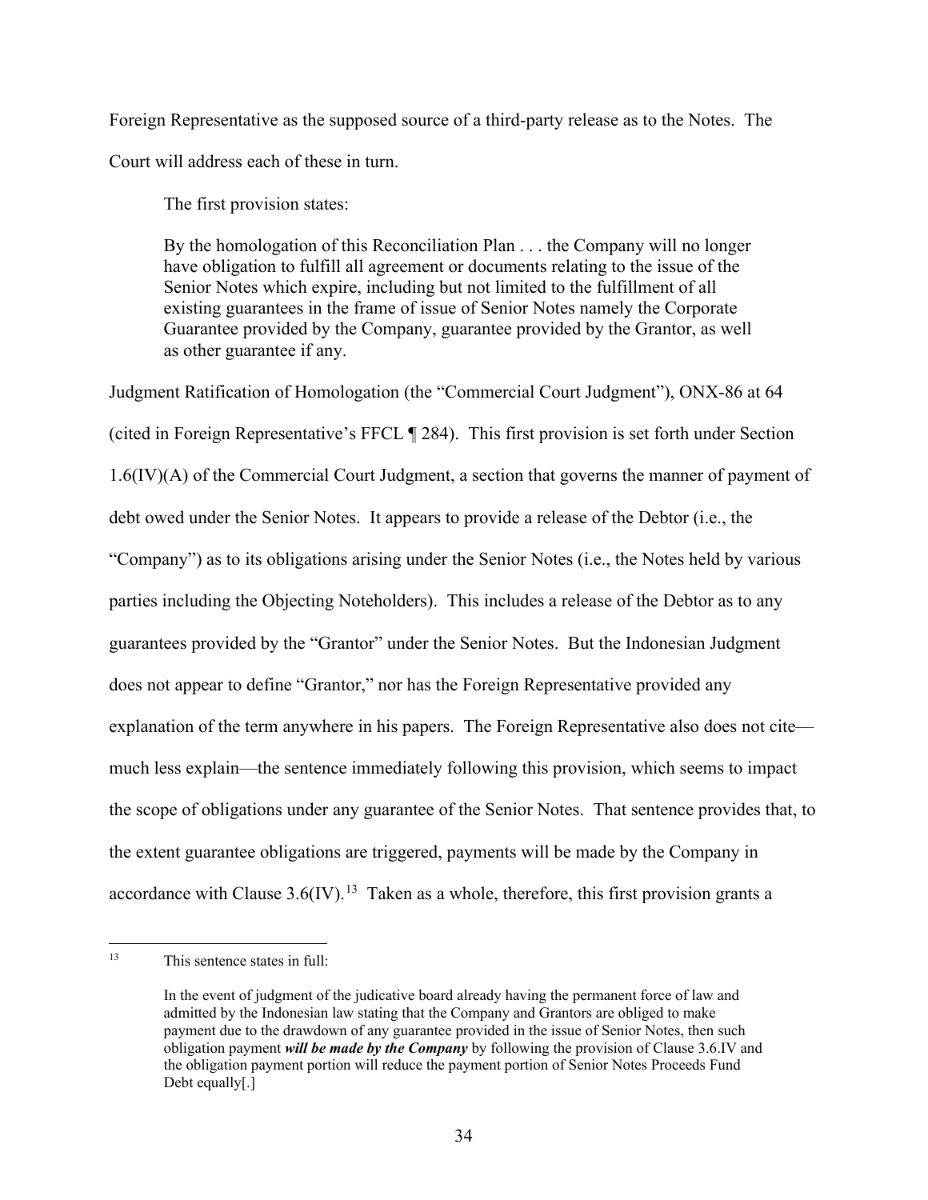Foreign Representative as the supposed source of a third-party release as to the Notes. The Court will address each of these in turn.

The first provision states:

> By the homologation of this Reconciliation Plan . . . the Company will no longer have obligation to fulfill all agreement or documents relating to the issue of the Senior Notes which expire, including but not limited to the fulfillment of all existing guarantees in the frame of issue of Senior Notes namely the Corporate Guarantee provided by the Company, guarantee provided by the Grantor, as well as other guarantee if any.

Judgment Ratification of Homologation (the "Commercial Court Judgment"), ONX-86 at 64 (cited in Foreign Representative's FFCL ¶ 284). This first provision is set forth under Section 1.6(IV)(A) of the Commercial Court Judgment, a section that governs the manner of payment of debt owed under the Senior Notes. It appears to provide a release of the Debtor (i.e., the "Company") as to its obligations arising under the Senior Notes (i.e., the Notes held by various parties including the Objecting Noteholders). This includes a release of the Debtor as to any guarantees provided by the "Grantor" under the Senior Notes. But the Indonesian Judgment does not appear to define "Grantor," nor has the Foreign Representative provided any explanation of the term anywhere in his papers. The Foreign Representative also does not cite—much less explain—the sentence immediately following this provision, which seems to impact the scope of obligations under any guarantee of the Senior Notes. That sentence provides that, to the extent guarantee obligations are triggered, payments will be made by the Company in accordance with Clause 3.6(IV).[13] Taken as a whole, therefore, this first provision grants a

---

[13] This sentence states in full:

> In the event of judgment of the judicative board already having the permanent force of law and admitted by the Indonesian law stating that the Company and Grantors are obliged to make payment due to the drawdown of any guarantee provided in the issue of Senior Notes, then such obligation payment ***will be made by the Company*** by following the provision of Clause 3.6.IV and the obligation payment portion will reduce the payment portion of Senior Notes Proceeds Fund Debt equally[.]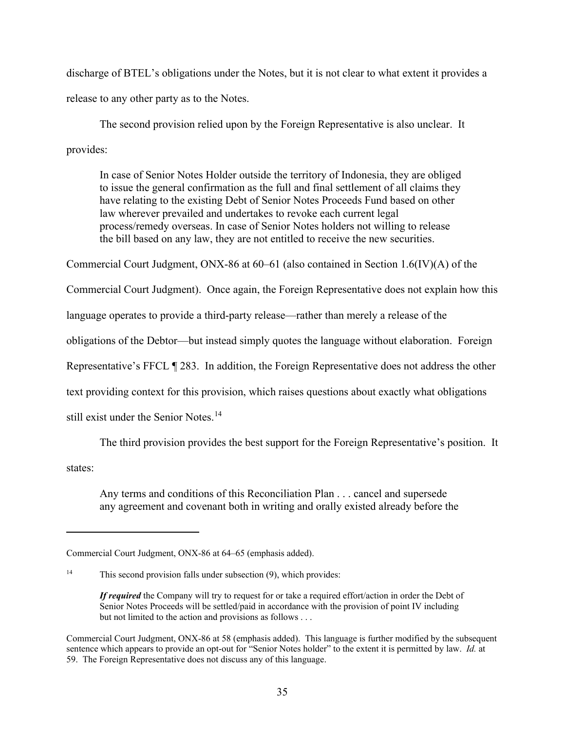discharge of BTEL's obligations under the Notes, but it is not clear to what extent it provides a release to any other party as to the Notes.

The second provision relied upon by the Foreign Representative is also unclear. It provides:

> In case of Senior Notes Holder outside the territory of Indonesia, they are obliged to issue the general confirmation as the full and final settlement of all claims they have relating to the existing Debt of Senior Notes Proceeds Fund based on other law wherever prevailed and undertakes to revoke each current legal process/remedy overseas. In case of Senior Notes holders not willing to release the bill based on any law, they are not entitled to receive the new securities.

Commercial Court Judgment, ONX-86 at 60–61 (also contained in Section 1.6(IV)(A) of the Commercial Court Judgment). Once again, the Foreign Representative does not explain how this language operates to provide a third-party release—rather than merely a release of the obligations of the Debtor—but instead simply quotes the language without elaboration. Foreign Representative's FFCL ¶ 283. In addition, the Foreign Representative does not address the other text providing context for this provision, which raises questions about exactly what obligations still exist under the Senior Notes.[14]

The third provision provides the best support for the Foreign Representative's position. It states:

> Any terms and conditions of this Reconciliation Plan . . . cancel and supersede any agreement and covenant both in writing and orally existed already before the

---

Commercial Court Judgment, ONX-86 at 64–65 (emphasis added).

[14] This second provision falls under subsection (9), which provides:

> ***If required*** the Company will try to request for or take a required effort/action in order the Debt of Senior Notes Proceeds will be settled/paid in accordance with the provision of point IV including but not limited to the action and provisions as follows . . .

Commercial Court Judgment, ONX-86 at 58 (emphasis added). This language is further modified by the subsequent sentence which appears to provide an opt-out for "Senior Notes holder" to the extent it is permitted by law. *Id.* at 59. The Foreign Representative does not discuss any of this language.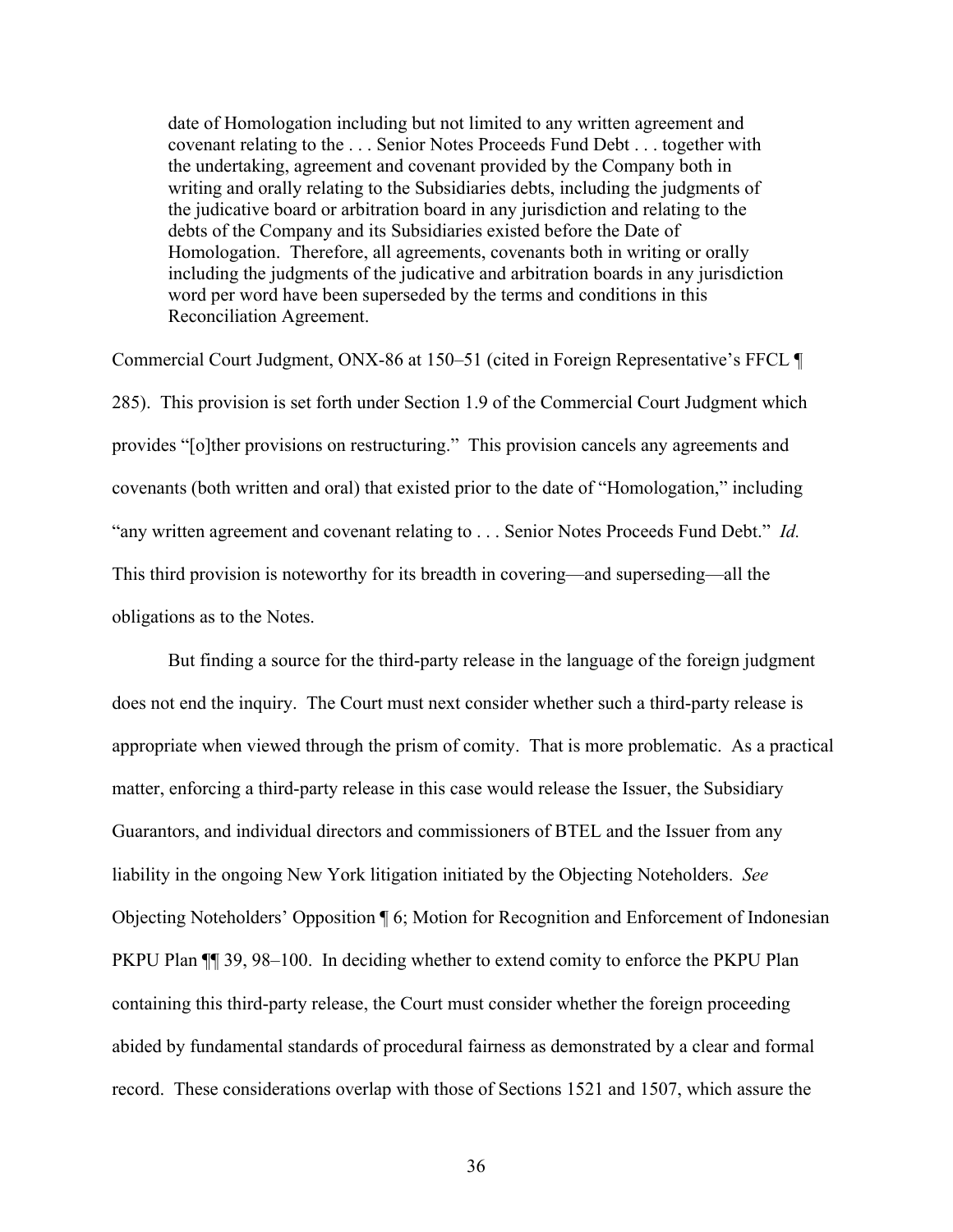> date of Homologation including but not limited to any written agreement and covenant relating to the . . . Senior Notes Proceeds Fund Debt . . . together with the undertaking, agreement and covenant provided by the Company both in writing and orally relating to the Subsidiaries debts, including the judgments of the judicative board or arbitration board in any jurisdiction and relating to the debts of the Company and its Subsidiaries existed before the Date of Homologation. Therefore, all agreements, covenants both in writing or orally including the judgments of the judicative and arbitration boards in any jurisdiction word per word have been superseded by the terms and conditions in this Reconciliation Agreement.

Commercial Court Judgment, ONX-86 at 150–51 (cited in Foreign Representative's FFCL ¶ 285). This provision is set forth under Section 1.9 of the Commercial Court Judgment which provides "[o]ther provisions on restructuring." This provision cancels any agreements and covenants (both written and oral) that existed prior to the date of "Homologation," including "any written agreement and covenant relating to . . . Senior Notes Proceeds Fund Debt." *Id.* This third provision is noteworthy for its breadth in covering—and superseding—all the obligations as to the Notes.

But finding a source for the third-party release in the language of the foreign judgment does not end the inquiry. The Court must next consider whether such a third-party release is appropriate when viewed through the prism of comity. That is more problematic. As a practical matter, enforcing a third-party release in this case would release the Issuer, the Subsidiary Guarantors, and individual directors and commissioners of BTEL and the Issuer from any liability in the ongoing New York litigation initiated by the Objecting Noteholders. *See* Objecting Noteholders' Opposition ¶ 6; Motion for Recognition and Enforcement of Indonesian PKPU Plan ¶¶ 39, 98–100. In deciding whether to extend comity to enforce the PKPU Plan containing this third-party release, the Court must consider whether the foreign proceeding abided by fundamental standards of procedural fairness as demonstrated by a clear and formal record. These considerations overlap with those of Sections 1521 and 1507, which assure the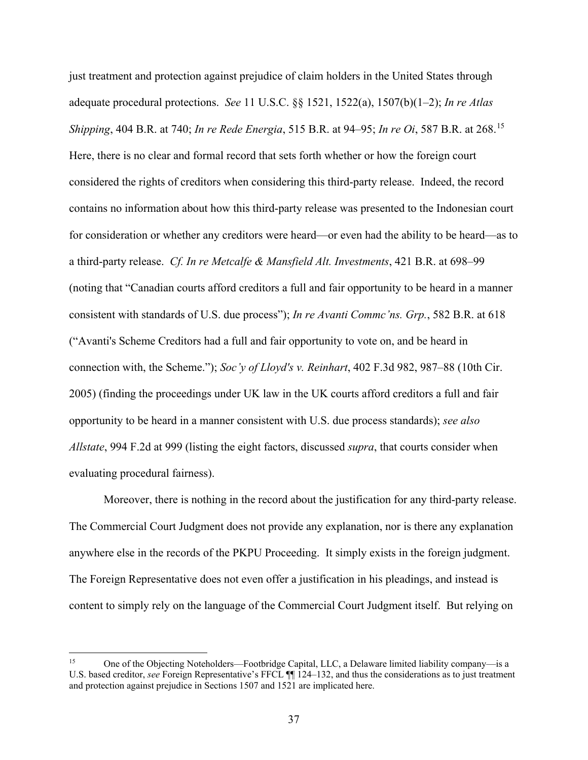just treatment and protection against prejudice of claim holders in the United States through adequate procedural protections. *See* 11 U.S.C. §§ 1521, 1522(a), 1507(b)(1–2); *In re Atlas Shipping*, 404 B.R. at 740; *In re Rede Energia*, 515 B.R. at 94–95; *In re Oi*, 587 B.R. at 268.[15] Here, there is no clear and formal record that sets forth whether or how the foreign court considered the rights of creditors when considering this third-party release. Indeed, the record contains no information about how this third-party release was presented to the Indonesian court for consideration or whether any creditors were heard—or even had the ability to be heard—as to a third-party release. *Cf. In re Metcalfe & Mansfield Alt. Investments*, 421 B.R. at 698–99 (noting that "Canadian courts afford creditors a full and fair opportunity to be heard in a manner consistent with standards of U.S. due process"); *In re Avanti Commc'ns. Grp.*, 582 B.R. at 618 ("Avanti's Scheme Creditors had a full and fair opportunity to vote on, and be heard in connection with, the Scheme."); *Soc'y of Lloyd's v. Reinhart*, 402 F.3d 982, 987–88 (10th Cir. 2005) (finding the proceedings under UK law in the UK courts afford creditors a full and fair opportunity to be heard in a manner consistent with U.S. due process standards); *see also Allstate*, 994 F.2d at 999 (listing the eight factors, discussed *supra*, that courts consider when evaluating procedural fairness).

Moreover, there is nothing in the record about the justification for any third-party release. The Commercial Court Judgment does not provide any explanation, nor is there any explanation anywhere else in the records of the PKPU Proceeding. It simply exists in the foreign judgment. The Foreign Representative does not even offer a justification in his pleadings, and instead is content to simply rely on the language of the Commercial Court Judgment itself. But relying on

[15] One of the Objecting Noteholders—Footbridge Capital, LLC, a Delaware limited liability company—is a U.S. based creditor, *see* Foreign Representative's FFCL ¶¶ 124–132, and thus the considerations as to just treatment and protection against prejudice in Sections 1507 and 1521 are implicated here.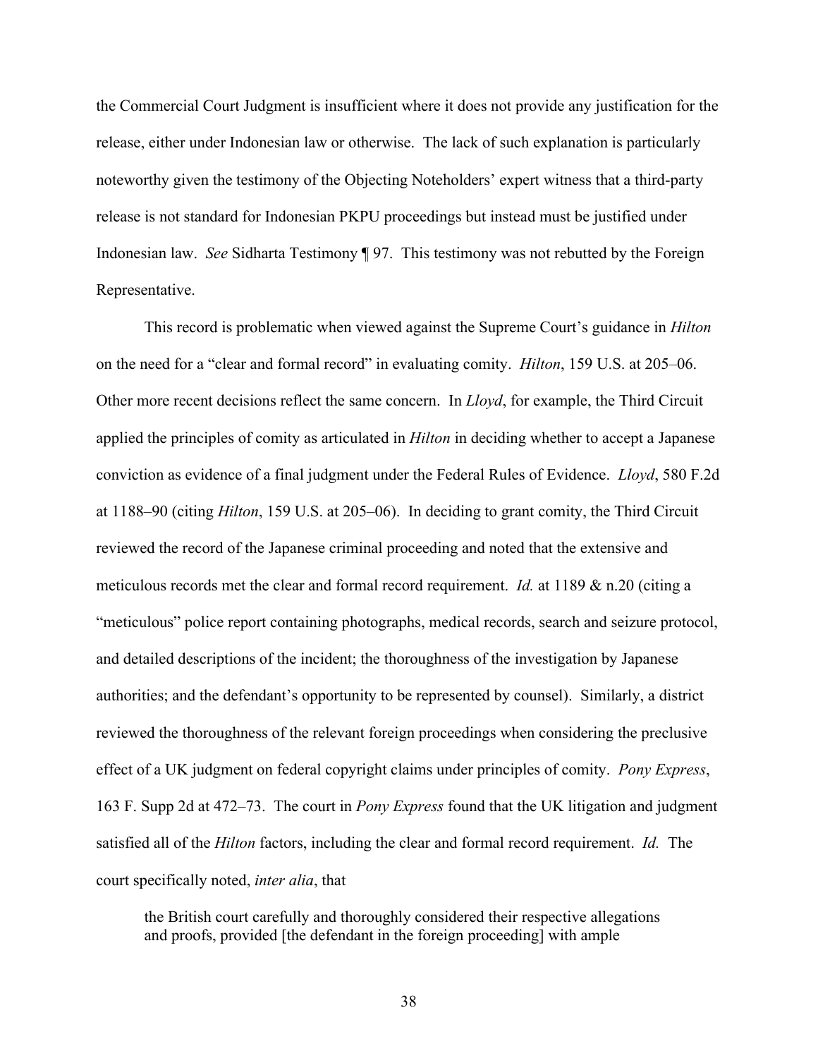the Commercial Court Judgment is insufficient where it does not provide any justification for the release, either under Indonesian law or otherwise. The lack of such explanation is particularly noteworthy given the testimony of the Objecting Noteholders' expert witness that a third-party release is not standard for Indonesian PKPU proceedings but instead must be justified under Indonesian law. *See* Sidharta Testimony ¶ 97. This testimony was not rebutted by the Foreign Representative.

This record is problematic when viewed against the Supreme Court's guidance in *Hilton* on the need for a "clear and formal record" in evaluating comity. *Hilton*, 159 U.S. at 205–06. Other more recent decisions reflect the same concern. In *Lloyd*, for example, the Third Circuit applied the principles of comity as articulated in *Hilton* in deciding whether to accept a Japanese conviction as evidence of a final judgment under the Federal Rules of Evidence. *Lloyd*, 580 F.2d at 1188–90 (citing *Hilton*, 159 U.S. at 205–06). In deciding to grant comity, the Third Circuit reviewed the record of the Japanese criminal proceeding and noted that the extensive and meticulous records met the clear and formal record requirement. *Id.* at 1189 & n.20 (citing a "meticulous" police report containing photographs, medical records, search and seizure protocol, and detailed descriptions of the incident; the thoroughness of the investigation by Japanese authorities; and the defendant's opportunity to be represented by counsel). Similarly, a district reviewed the thoroughness of the relevant foreign proceedings when considering the preclusive effect of a UK judgment on federal copyright claims under principles of comity. *Pony Express*, 163 F. Supp 2d at 472–73. The court in *Pony Express* found that the UK litigation and judgment satisfied all of the *Hilton* factors, including the clear and formal record requirement. *Id.* The court specifically noted, *inter alia*, that

> the British court carefully and thoroughly considered their respective allegations and proofs, provided [the defendant in the foreign proceeding] with ample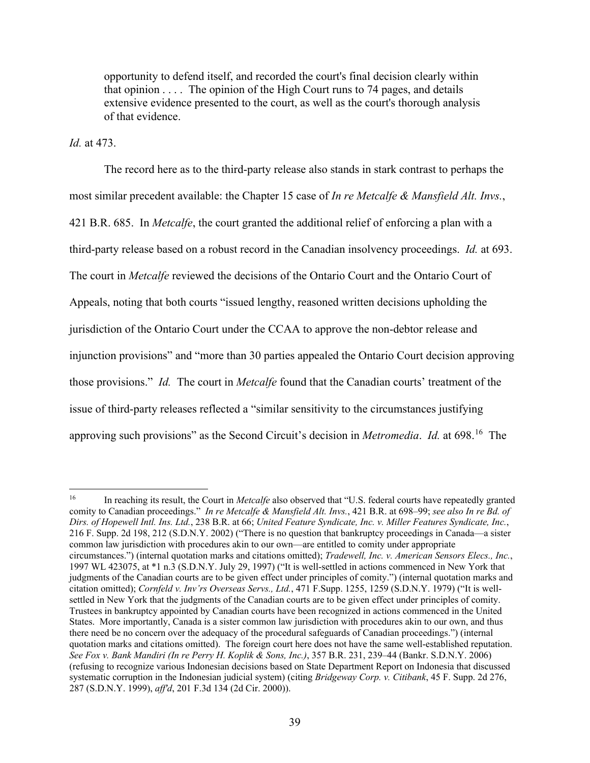> opportunity to defend itself, and recorded the court's final decision clearly within that opinion . . . . The opinion of the High Court runs to 74 pages, and details extensive evidence presented to the court, as well as the court's thorough analysis of that evidence.

*Id.* at 473.

The record here as to the third-party release also stands in stark contrast to perhaps the most similar precedent available: the Chapter 15 case of *In re Metcalfe & Mansfield Alt. Invs.*, 421 B.R. 685. In *Metcalfe*, the court granted the additional relief of enforcing a plan with a third-party release based on a robust record in the Canadian insolvency proceedings. *Id.* at 693. The court in *Metcalfe* reviewed the decisions of the Ontario Court and the Ontario Court of Appeals, noting that both courts "issued lengthy, reasoned written decisions upholding the jurisdiction of the Ontario Court under the CCAA to approve the non-debtor release and injunction provisions" and "more than 30 parties appealed the Ontario Court decision approving those provisions." *Id.* The court in *Metcalfe* found that the Canadian courts' treatment of the issue of third-party releases reflected a "similar sensitivity to the circumstances justifying approving such provisions" as the Second Circuit's decision in *Metromedia*. *Id.* at 698.[16] The

---

[16] In reaching its result, the Court in *Metcalfe* also observed that "U.S. federal courts have repeatedly granted comity to Canadian proceedings." *In re Metcalfe & Mansfield Alt. Invs.*, 421 B.R. at 698–99; *see also In re Bd. of Dirs. of Hopewell Intl. Ins. Ltd.*, 238 B.R. at 66; *United Feature Syndicate, Inc. v. Miller Features Syndicate, Inc.*, 216 F. Supp. 2d 198, 212 (S.D.N.Y. 2002) ("There is no question that bankruptcy proceedings in Canada—a sister common law jurisdiction with procedures akin to our own—are entitled to comity under appropriate circumstances.") (internal quotation marks and citations omitted); *Tradewell, Inc. v. American Sensors Elecs., Inc.*, 1997 WL 423075, at \*1 n.3 (S.D.N.Y. July 29, 1997) ("It is well-settled in actions commenced in New York that judgments of the Canadian courts are to be given effect under principles of comity.") (internal quotation marks and citation omitted); *Cornfeld v. Inv'rs Overseas Servs., Ltd.*, 471 F.Supp. 1255, 1259 (S.D.N.Y. 1979) ("It is well-settled in New York that the judgments of the Canadian courts are to be given effect under principles of comity. Trustees in bankruptcy appointed by Canadian courts have been recognized in actions commenced in the United States. More importantly, Canada is a sister common law jurisdiction with procedures akin to our own, and thus there need be no concern over the adequacy of the procedural safeguards of Canadian proceedings.") (internal quotation marks and citations omitted). The foreign court here does not have the same well-established reputation. *See Fox v. Bank Mandiri (In re Perry H. Koplik & Sons, Inc.)*, 357 B.R. 231, 239–44 (Bankr. S.D.N.Y. 2006) (refusing to recognize various Indonesian decisions based on State Department Report on Indonesia that discussed systematic corruption in the Indonesian judicial system) (citing *Bridgeway Corp. v. Citibank*, 45 F. Supp. 2d 276, 287 (S.D.N.Y. 1999), *aff'd*, 201 F.3d 134 (2d Cir. 2000)).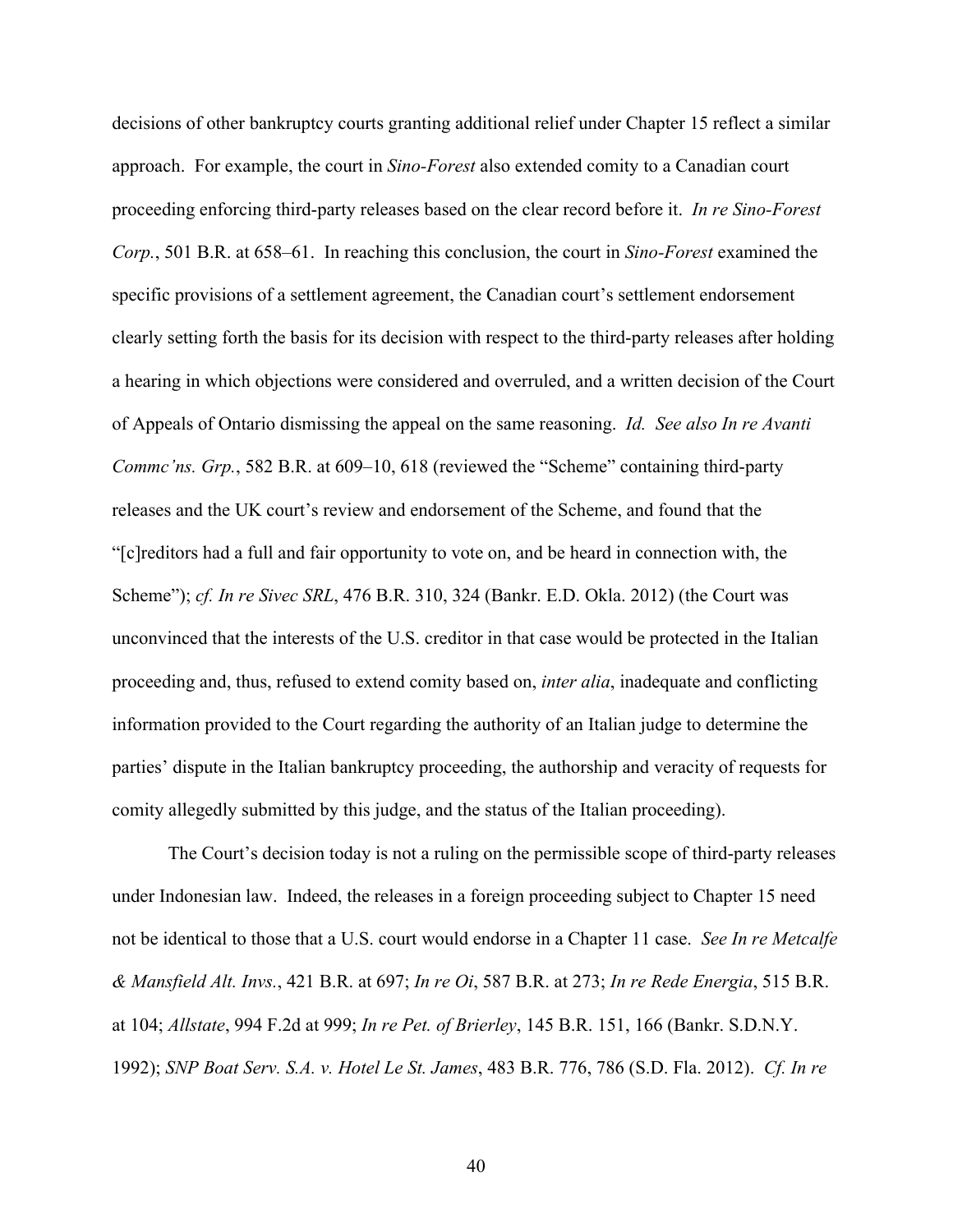decisions of other bankruptcy courts granting additional relief under Chapter 15 reflect a similar approach. For example, the court in *Sino-Forest* also extended comity to a Canadian court proceeding enforcing third-party releases based on the clear record before it. *In re Sino-Forest Corp.*, 501 B.R. at 658–61. In reaching this conclusion, the court in *Sino-Forest* examined the specific provisions of a settlement agreement, the Canadian court's settlement endorsement clearly setting forth the basis for its decision with respect to the third-party releases after holding a hearing in which objections were considered and overruled, and a written decision of the Court of Appeals of Ontario dismissing the appeal on the same reasoning. *Id. See also In re Avanti Commc'ns. Grp.*, 582 B.R. at 609–10, 618 (reviewed the "Scheme" containing third-party releases and the UK court's review and endorsement of the Scheme, and found that the "[c]reditors had a full and fair opportunity to vote on, and be heard in connection with, the Scheme"); *cf. In re Sivec SRL*, 476 B.R. 310, 324 (Bankr. E.D. Okla. 2012) (the Court was unconvinced that the interests of the U.S. creditor in that case would be protected in the Italian proceeding and, thus, refused to extend comity based on, *inter alia*, inadequate and conflicting information provided to the Court regarding the authority of an Italian judge to determine the parties' dispute in the Italian bankruptcy proceeding, the authorship and veracity of requests for comity allegedly submitted by this judge, and the status of the Italian proceeding).

The Court's decision today is not a ruling on the permissible scope of third-party releases under Indonesian law. Indeed, the releases in a foreign proceeding subject to Chapter 15 need not be identical to those that a U.S. court would endorse in a Chapter 11 case. *See In re Metcalfe & Mansfield Alt. Invs.*, 421 B.R. at 697; *In re Oi*, 587 B.R. at 273; *In re Rede Energia*, 515 B.R. at 104; *Allstate*, 994 F.2d at 999; *In re Pet. of Brierley*, 145 B.R. 151, 166 (Bankr. S.D.N.Y. 1992); *SNP Boat Serv. S.A. v. Hotel Le St. James*, 483 B.R. 776, 786 (S.D. Fla. 2012). *Cf. In re*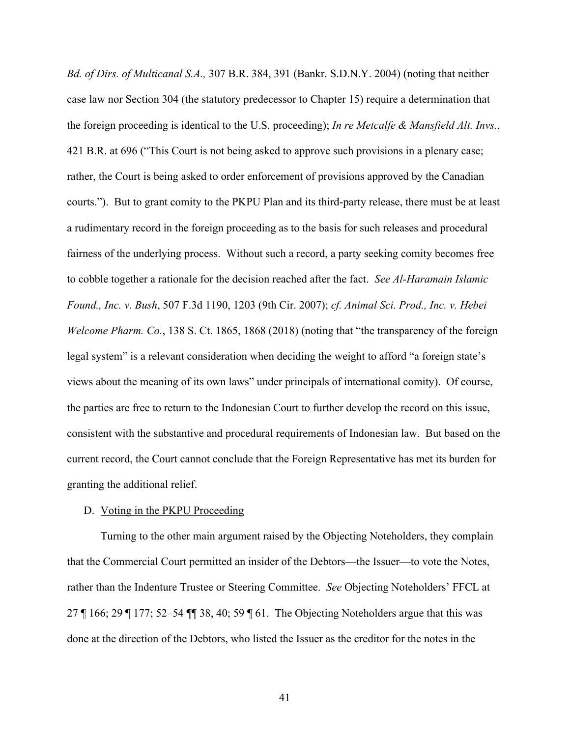*Bd. of Dirs. of Multicanal S.A.,* 307 B.R. 384, 391 (Bankr. S.D.N.Y. 2004) (noting that neither case law nor Section 304 (the statutory predecessor to Chapter 15) require a determination that the foreign proceeding is identical to the U.S. proceeding); *In re Metcalfe & Mansfield Alt. Invs.*, 421 B.R. at 696 ("This Court is not being asked to approve such provisions in a plenary case; rather, the Court is being asked to order enforcement of provisions approved by the Canadian courts."). But to grant comity to the PKPU Plan and its third-party release, there must be at least a rudimentary record in the foreign proceeding as to the basis for such releases and procedural fairness of the underlying process. Without such a record, a party seeking comity becomes free to cobble together a rationale for the decision reached after the fact. *See Al-Haramain Islamic Found., Inc. v. Bush*, 507 F.3d 1190, 1203 (9th Cir. 2007); *cf. Animal Sci. Prod., Inc. v. Hebei Welcome Pharm. Co.*, 138 S. Ct. 1865, 1868 (2018) (noting that "the transparency of the foreign legal system" is a relevant consideration when deciding the weight to afford "a foreign state's views about the meaning of its own laws" under principals of international comity). Of course, the parties are free to return to the Indonesian Court to further develop the record on this issue, consistent with the substantive and procedural requirements of Indonesian law. But based on the current record, the Court cannot conclude that the Foreign Representative has met its burden for granting the additional relief.

D. Voting in the PKPU Proceeding

Turning to the other main argument raised by the Objecting Noteholders, they complain that the Commercial Court permitted an insider of the Debtors—the Issuer—to vote the Notes, rather than the Indenture Trustee or Steering Committee. *See* Objecting Noteholders' FFCL at 27 ¶ 166; 29 ¶ 177; 52–54 ¶¶ 38, 40; 59 ¶ 61. The Objecting Noteholders argue that this was done at the direction of the Debtors, who listed the Issuer as the creditor for the notes in the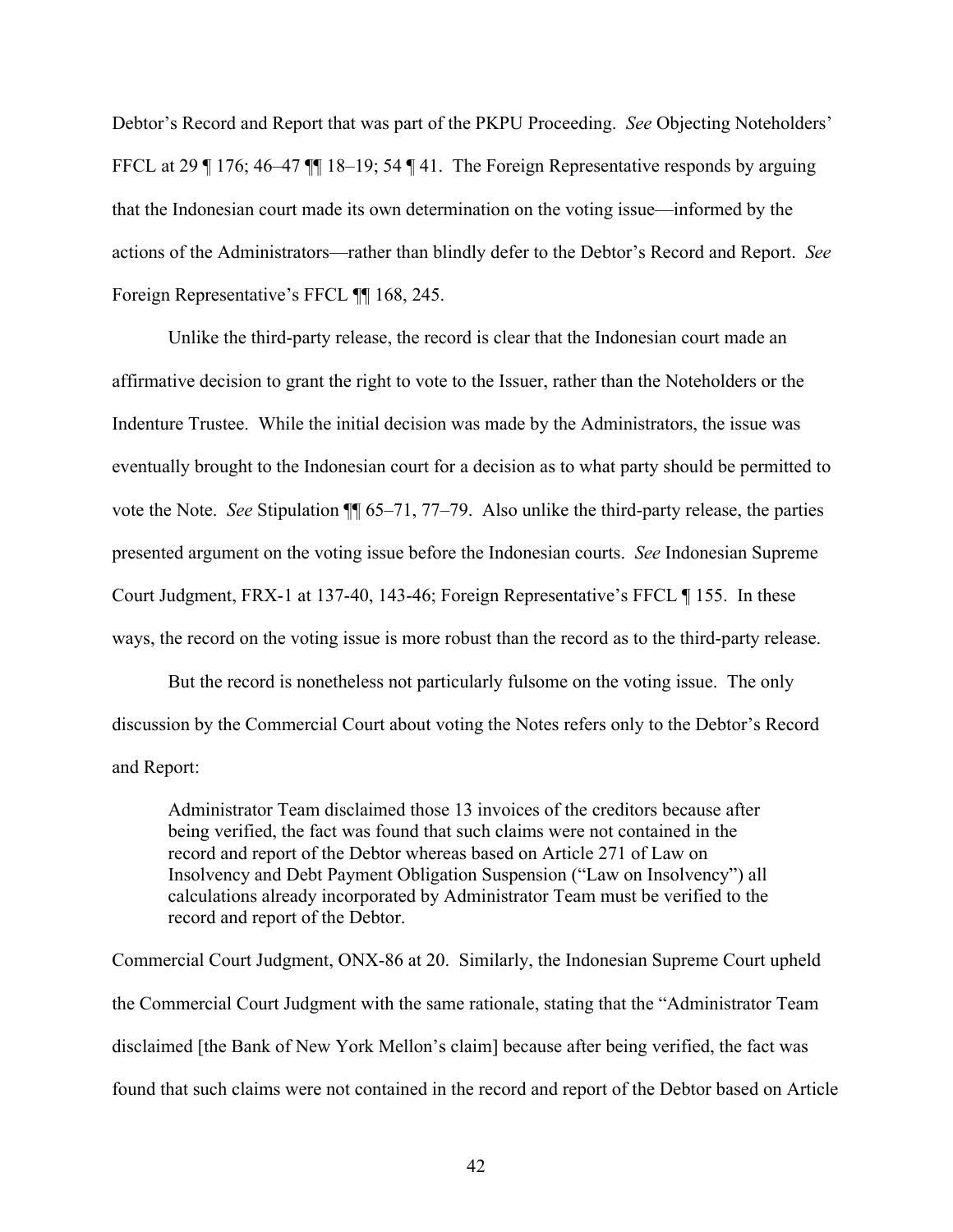Debtor's Record and Report that was part of the PKPU Proceeding. *See* Objecting Noteholders' FFCL at 29 ¶ 176; 46–47 ¶¶ 18–19; 54 ¶ 41. The Foreign Representative responds by arguing that the Indonesian court made its own determination on the voting issue—informed by the actions of the Administrators—rather than blindly defer to the Debtor's Record and Report. *See* Foreign Representative's FFCL ¶¶ 168, 245.

Unlike the third-party release, the record is clear that the Indonesian court made an affirmative decision to grant the right to vote to the Issuer, rather than the Noteholders or the Indenture Trustee. While the initial decision was made by the Administrators, the issue was eventually brought to the Indonesian court for a decision as to what party should be permitted to vote the Note. *See* Stipulation ¶¶ 65–71, 77–79. Also unlike the third-party release, the parties presented argument on the voting issue before the Indonesian courts. *See* Indonesian Supreme Court Judgment, FRX-1 at 137-40, 143-46; Foreign Representative's FFCL ¶ 155. In these ways, the record on the voting issue is more robust than the record as to the third-party release.

But the record is nonetheless not particularly fulsome on the voting issue. The only discussion by the Commercial Court about voting the Notes refers only to the Debtor's Record and Report:

> Administrator Team disclaimed those 13 invoices of the creditors because after being verified, the fact was found that such claims were not contained in the record and report of the Debtor whereas based on Article 271 of Law on Insolvency and Debt Payment Obligation Suspension ("Law on Insolvency") all calculations already incorporated by Administrator Team must be verified to the record and report of the Debtor.

Commercial Court Judgment, ONX-86 at 20. Similarly, the Indonesian Supreme Court upheld the Commercial Court Judgment with the same rationale, stating that the "Administrator Team disclaimed [the Bank of New York Mellon's claim] because after being verified, the fact was found that such claims were not contained in the record and report of the Debtor based on Article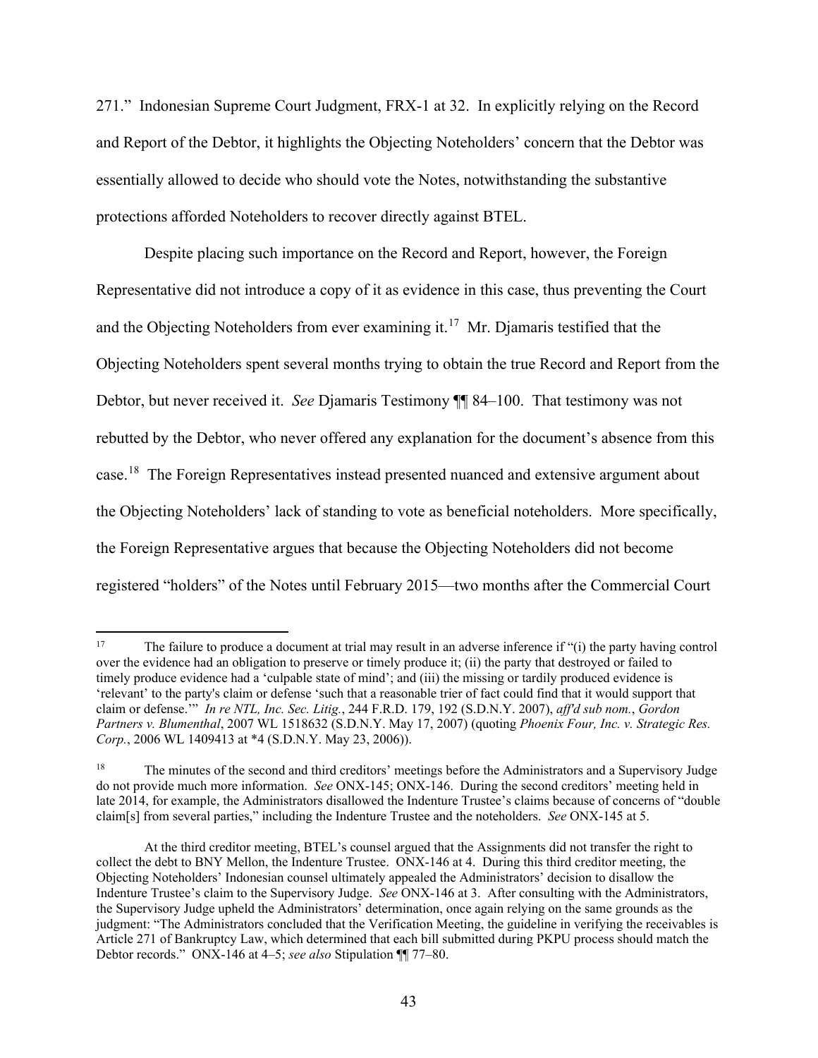271." Indonesian Supreme Court Judgment, FRX-1 at 32. In explicitly relying on the Record and Report of the Debtor, it highlights the Objecting Noteholders' concern that the Debtor was essentially allowed to decide who should vote the Notes, notwithstanding the substantive protections afforded Noteholders to recover directly against BTEL.

Despite placing such importance on the Record and Report, however, the Foreign Representative did not introduce a copy of it as evidence in this case, thus preventing the Court and the Objecting Noteholders from ever examining it.[17] Mr. Djamaris testified that the Objecting Noteholders spent several months trying to obtain the true Record and Report from the Debtor, but never received it. *See* Djamaris Testimony ¶¶ 84–100. That testimony was not rebutted by the Debtor, who never offered any explanation for the document's absence from this case.[18] The Foreign Representatives instead presented nuanced and extensive argument about the Objecting Noteholders' lack of standing to vote as beneficial noteholders. More specifically, the Foreign Representative argues that because the Objecting Noteholders did not become registered "holders" of the Notes until February 2015—two months after the Commercial Court

---

[17] The failure to produce a document at trial may result in an adverse inference if "(i) the party having control over the evidence had an obligation to preserve or timely produce it; (ii) the party that destroyed or failed to timely produce evidence had a 'culpable state of mind'; and (iii) the missing or tardily produced evidence is 'relevant' to the party's claim or defense 'such that a reasonable trier of fact could find that it would support that claim or defense.'" *In re NTL, Inc. Sec. Litig.*, 244 F.R.D. 179, 192 (S.D.N.Y. 2007), *aff'd sub nom.*, *Gordon Partners v. Blumenthal*, 2007 WL 1518632 (S.D.N.Y. May 17, 2007) (quoting *Phoenix Four, Inc. v. Strategic Res. Corp.*, 2006 WL 1409413 at *4 (S.D.N.Y. May 23, 2006)).

[18] The minutes of the second and third creditors' meetings before the Administrators and a Supervisory Judge do not provide much more information. *See* ONX-145; ONX-146. During the second creditors' meeting held in late 2014, for example, the Administrators disallowed the Indenture Trustee's claims because of concerns of "double claim[s] from several parties," including the Indenture Trustee and the noteholders. *See* ONX-145 at 5.

At the third creditor meeting, BTEL's counsel argued that the Assignments did not transfer the right to collect the debt to BNY Mellon, the Indenture Trustee. ONX-146 at 4. During this third creditor meeting, the Objecting Noteholders' Indonesian counsel ultimately appealed the Administrators' decision to disallow the Indenture Trustee's claim to the Supervisory Judge. *See* ONX-146 at 3. After consulting with the Administrators, the Supervisory Judge upheld the Administrators' determination, once again relying on the same grounds as the judgment: "The Administrators concluded that the Verification Meeting, the guideline in verifying the receivables is Article 271 of Bankruptcy Law, which determined that each bill submitted during PKPU process should match the Debtor records." ONX-146 at 4–5; *see also* Stipulation ¶¶ 77–80.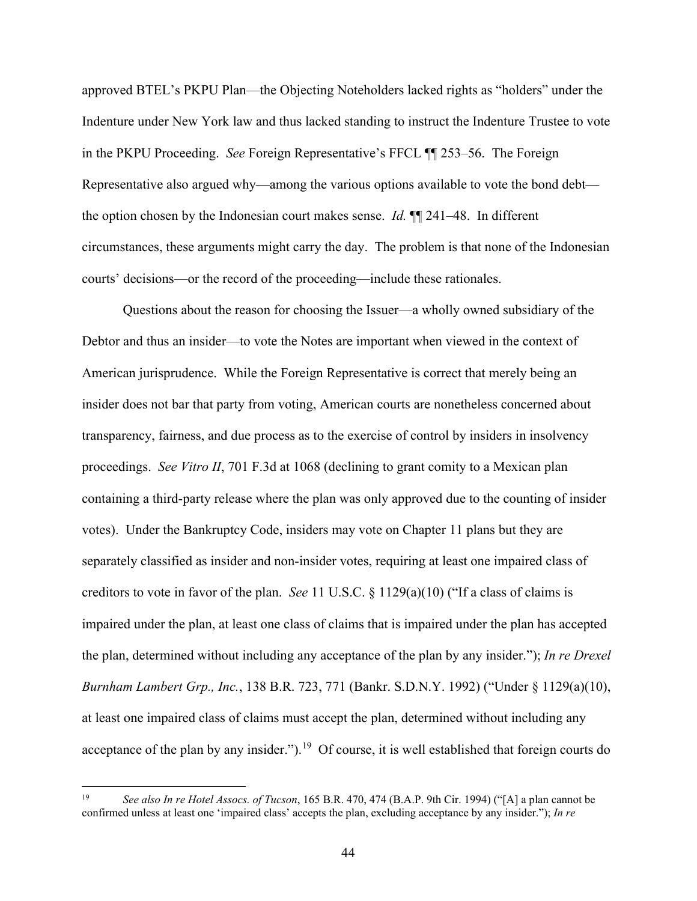approved BTEL's PKPU Plan—the Objecting Noteholders lacked rights as "holders" under the Indenture under New York law and thus lacked standing to instruct the Indenture Trustee to vote in the PKPU Proceeding. *See* Foreign Representative's FFCL ¶¶ 253–56. The Foreign Representative also argued why—among the various options available to vote the bond debt—the option chosen by the Indonesian court makes sense. *Id.* ¶¶ 241–48. In different circumstances, these arguments might carry the day. The problem is that none of the Indonesian courts' decisions—or the record of the proceeding—include these rationales.

Questions about the reason for choosing the Issuer—a wholly owned subsidiary of the Debtor and thus an insider—to vote the Notes are important when viewed in the context of American jurisprudence. While the Foreign Representative is correct that merely being an insider does not bar that party from voting, American courts are nonetheless concerned about transparency, fairness, and due process as to the exercise of control by insiders in insolvency proceedings. *See Vitro II*, 701 F.3d at 1068 (declining to grant comity to a Mexican plan containing a third-party release where the plan was only approved due to the counting of insider votes). Under the Bankruptcy Code, insiders may vote on Chapter 11 plans but they are separately classified as insider and non-insider votes, requiring at least one impaired class of creditors to vote in favor of the plan. *See* 11 U.S.C. § 1129(a)(10) ("If a class of claims is impaired under the plan, at least one class of claims that is impaired under the plan has accepted the plan, determined without including any acceptance of the plan by any insider."); *In re Drexel Burnham Lambert Grp., Inc.*, 138 B.R. 723, 771 (Bankr. S.D.N.Y. 1992) ("Under § 1129(a)(10), at least one impaired class of claims must accept the plan, determined without including any acceptance of the plan by any insider.").[19] Of course, it is well established that foreign courts do

[19] *See also In re Hotel Assocs. of Tucson*, 165 B.R. 470, 474 (B.A.P. 9th Cir. 1994) ("[A] a plan cannot be confirmed unless at least one 'impaired class' accepts the plan, excluding acceptance by any insider."); *In re*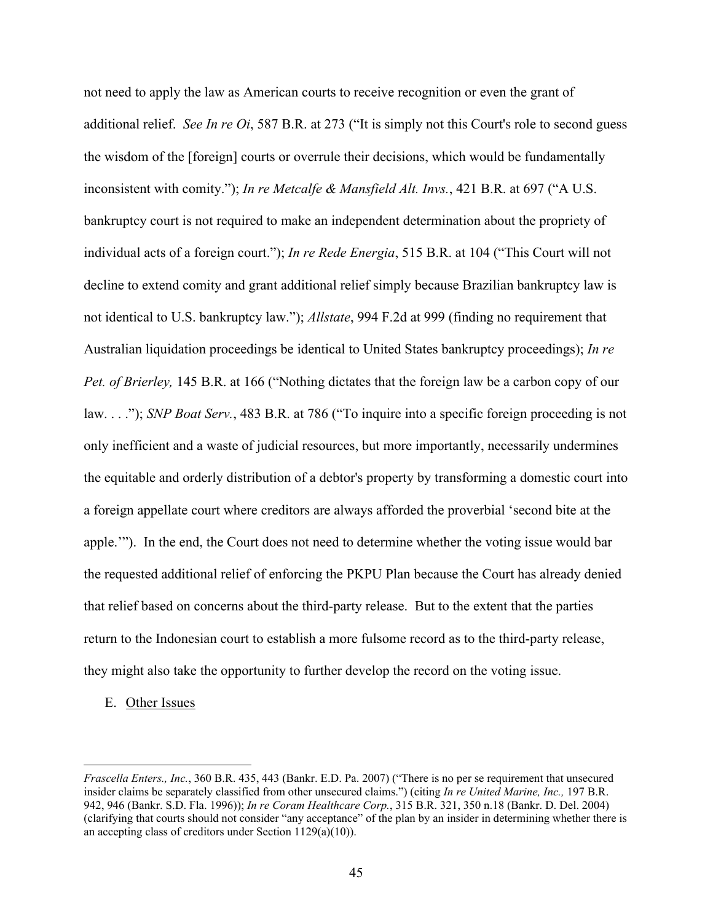not need to apply the law as American courts to receive recognition or even the grant of additional relief. *See In re Oi*, 587 B.R. at 273 ("It is simply not this Court's role to second guess the wisdom of the [foreign] courts or overrule their decisions, which would be fundamentally inconsistent with comity."); *In re Metcalfe & Mansfield Alt. Invs.*, 421 B.R. at 697 ("A U.S. bankruptcy court is not required to make an independent determination about the propriety of individual acts of a foreign court."); *In re Rede Energia*, 515 B.R. at 104 ("This Court will not decline to extend comity and grant additional relief simply because Brazilian bankruptcy law is not identical to U.S. bankruptcy law."); *Allstate*, 994 F.2d at 999 (finding no requirement that Australian liquidation proceedings be identical to United States bankruptcy proceedings); *In re Pet. of Brierley,* 145 B.R. at 166 ("Nothing dictates that the foreign law be a carbon copy of our law. . . ."); *SNP Boat Serv.*, 483 B.R. at 786 ("To inquire into a specific foreign proceeding is not only inefficient and a waste of judicial resources, but more importantly, necessarily undermines the equitable and orderly distribution of a debtor's property by transforming a domestic court into a foreign appellate court where creditors are always afforded the proverbial 'second bite at the apple.'"). In the end, the Court does not need to determine whether the voting issue would bar the requested additional relief of enforcing the PKPU Plan because the Court has already denied that relief based on concerns about the third-party release. But to the extent that the parties return to the Indonesian court to establish a more fulsome record as to the third-party release, they might also take the opportunity to further develop the record on the voting issue.

E. <u>Other Issues</u>

---

*Frascella Enters., Inc.*, 360 B.R. 435, 443 (Bankr. E.D. Pa. 2007) ("There is no per se requirement that unsecured insider claims be separately classified from other unsecured claims.") (citing *In re United Marine, Inc.,* 197 B.R. 942, 946 (Bankr. S.D. Fla. 1996)); *In re Coram Healthcare Corp.*, 315 B.R. 321, 350 n.18 (Bankr. D. Del. 2004) (clarifying that courts should not consider "any acceptance" of the plan by an insider in determining whether there is an accepting class of creditors under Section 1129(a)(10)).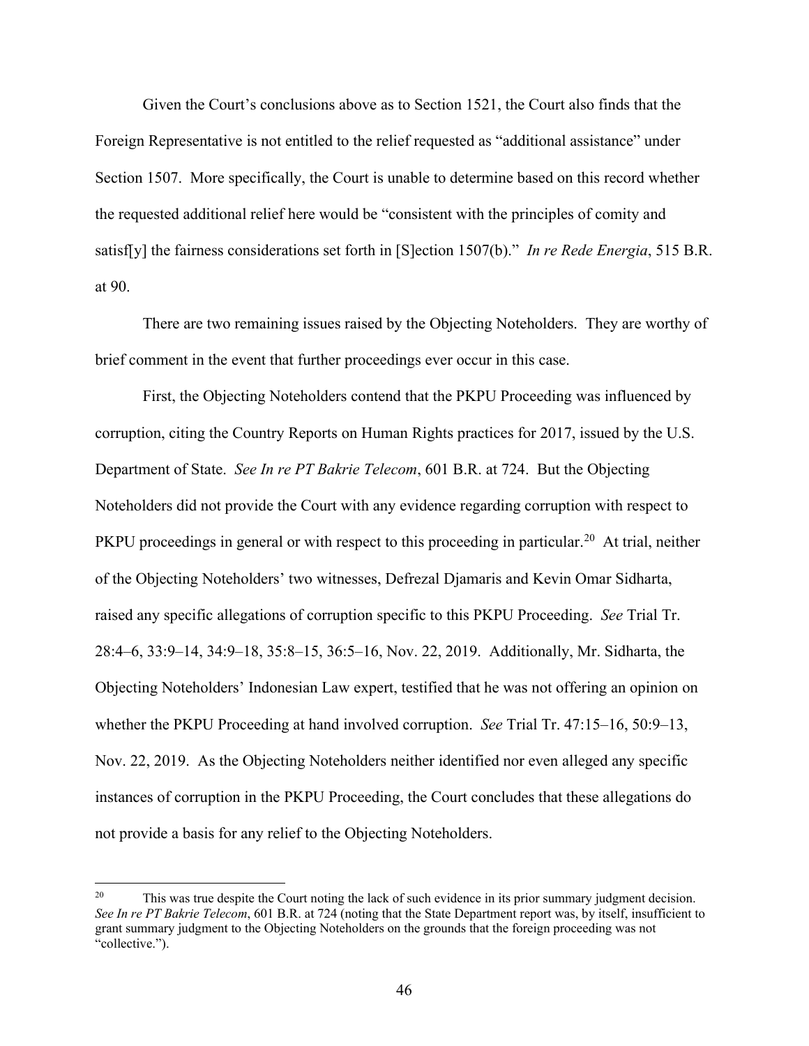Given the Court's conclusions above as to Section 1521, the Court also finds that the Foreign Representative is not entitled to the relief requested as "additional assistance" under Section 1507. More specifically, the Court is unable to determine based on this record whether the requested additional relief here would be "consistent with the principles of comity and satisf[y] the fairness considerations set forth in [S]ection 1507(b)." *In re Rede Energia*, 515 B.R. at 90.

There are two remaining issues raised by the Objecting Noteholders. They are worthy of brief comment in the event that further proceedings ever occur in this case.

First, the Objecting Noteholders contend that the PKPU Proceeding was influenced by corruption, citing the Country Reports on Human Rights practices for 2017, issued by the U.S. Department of State. *See In re PT Bakrie Telecom*, 601 B.R. at 724. But the Objecting Noteholders did not provide the Court with any evidence regarding corruption with respect to PKPU proceedings in general or with respect to this proceeding in particular.[20] At trial, neither of the Objecting Noteholders' two witnesses, Defrezal Djamaris and Kevin Omar Sidharta, raised any specific allegations of corruption specific to this PKPU Proceeding. *See* Trial Tr. 28:4–6, 33:9–14, 34:9–18, 35:8–15, 36:5–16, Nov. 22, 2019. Additionally, Mr. Sidharta, the Objecting Noteholders' Indonesian Law expert, testified that he was not offering an opinion on whether the PKPU Proceeding at hand involved corruption. *See* Trial Tr. 47:15–16, 50:9–13, Nov. 22, 2019. As the Objecting Noteholders neither identified nor even alleged any specific instances of corruption in the PKPU Proceeding, the Court concludes that these allegations do not provide a basis for any relief to the Objecting Noteholders.

---

[20] This was true despite the Court noting the lack of such evidence in its prior summary judgment decision. *See In re PT Bakrie Telecom*, 601 B.R. at 724 (noting that the State Department report was, by itself, insufficient to grant summary judgment to the Objecting Noteholders on the grounds that the foreign proceeding was not "collective.").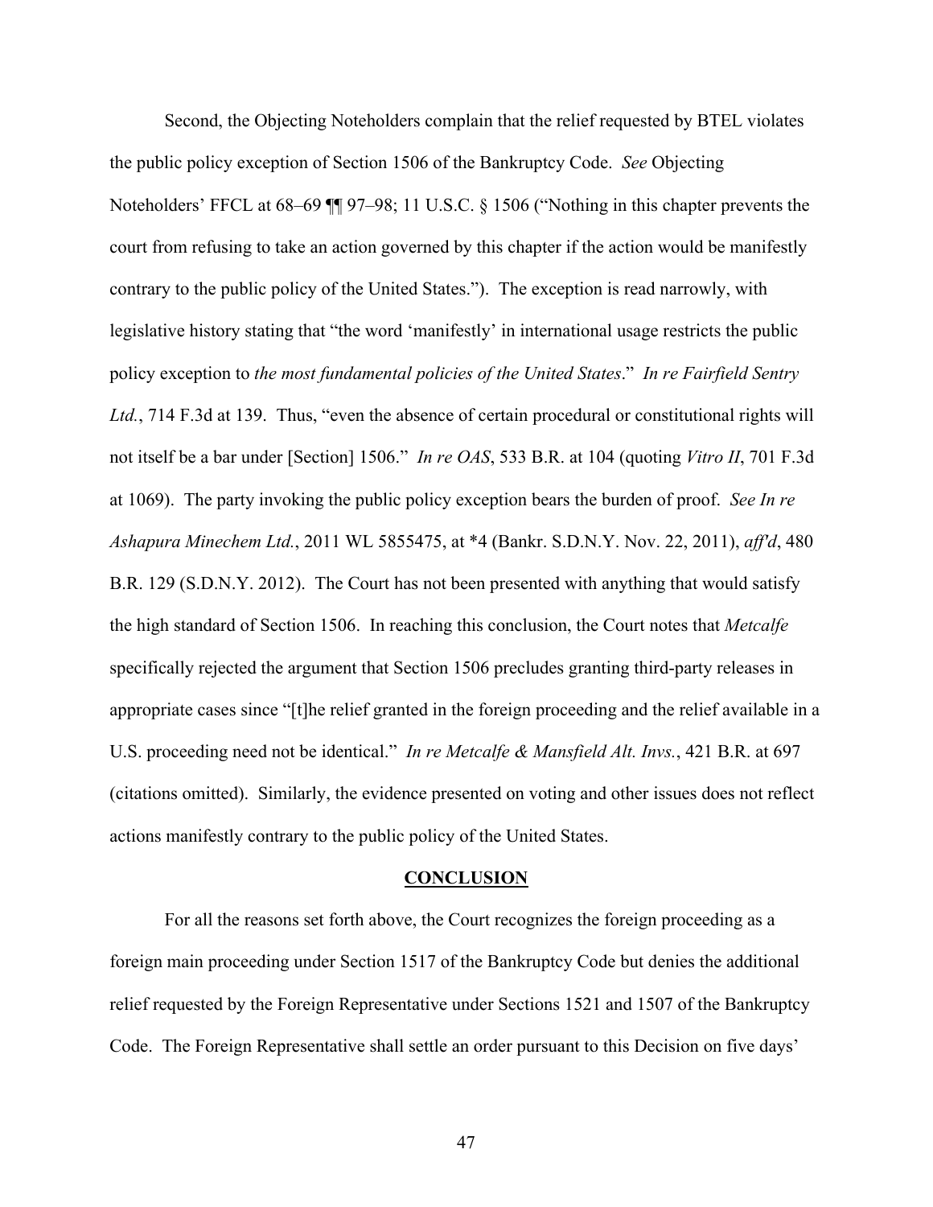Second, the Objecting Noteholders complain that the relief requested by BTEL violates the public policy exception of Section 1506 of the Bankruptcy Code. *See* Objecting Noteholders' FFCL at 68–69 ¶¶ 97–98; 11 U.S.C. § 1506 ("Nothing in this chapter prevents the court from refusing to take an action governed by this chapter if the action would be manifestly contrary to the public policy of the United States."). The exception is read narrowly, with legislative history stating that "the word 'manifestly' in international usage restricts the public policy exception to *the most fundamental policies of the United States*." *In re Fairfield Sentry Ltd.*, 714 F.3d at 139. Thus, "even the absence of certain procedural or constitutional rights will not itself be a bar under [Section] 1506." *In re OAS*, 533 B.R. at 104 (quoting *Vitro II*, 701 F.3d at 1069). The party invoking the public policy exception bears the burden of proof. *See In re Ashapura Minechem Ltd.*, 2011 WL 5855475, at *4 (Bankr. S.D.N.Y. Nov. 22, 2011), *aff'd*, 480 B.R. 129 (S.D.N.Y. 2012). The Court has not been presented with anything that would satisfy the high standard of Section 1506. In reaching this conclusion, the Court notes that *Metcalfe* specifically rejected the argument that Section 1506 precludes granting third-party releases in appropriate cases since "[t]he relief granted in the foreign proceeding and the relief available in a U.S. proceeding need not be identical." *In re Metcalfe & Mansfield Alt. Invs.*, 421 B.R. at 697 (citations omitted). Similarly, the evidence presented on voting and other issues does not reflect actions manifestly contrary to the public policy of the United States.

## CONCLUSION

For all the reasons set forth above, the Court recognizes the foreign proceeding as a foreign main proceeding under Section 1517 of the Bankruptcy Code but denies the additional relief requested by the Foreign Representative under Sections 1521 and 1507 of the Bankruptcy Code. The Foreign Representative shall settle an order pursuant to this Decision on five days'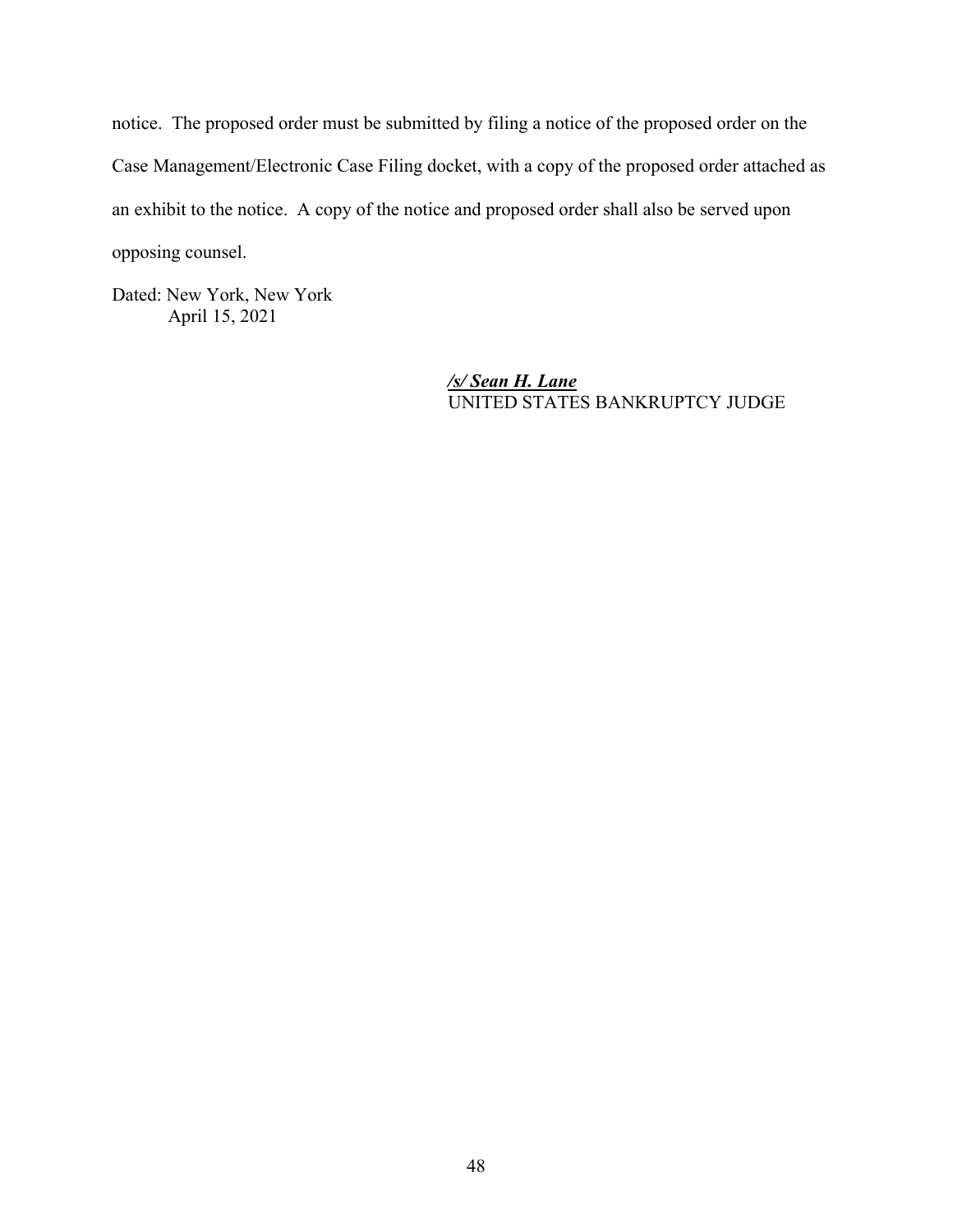notice. The proposed order must be submitted by filing a notice of the proposed order on the Case Management/Electronic Case Filing docket, with a copy of the proposed order attached as an exhibit to the notice. A copy of the notice and proposed order shall also be served upon opposing counsel.

Dated: New York, New York
April 15, 2021

***/s/ Sean H. Lane***
UNITED STATES BANKRUPTCY JUDGE